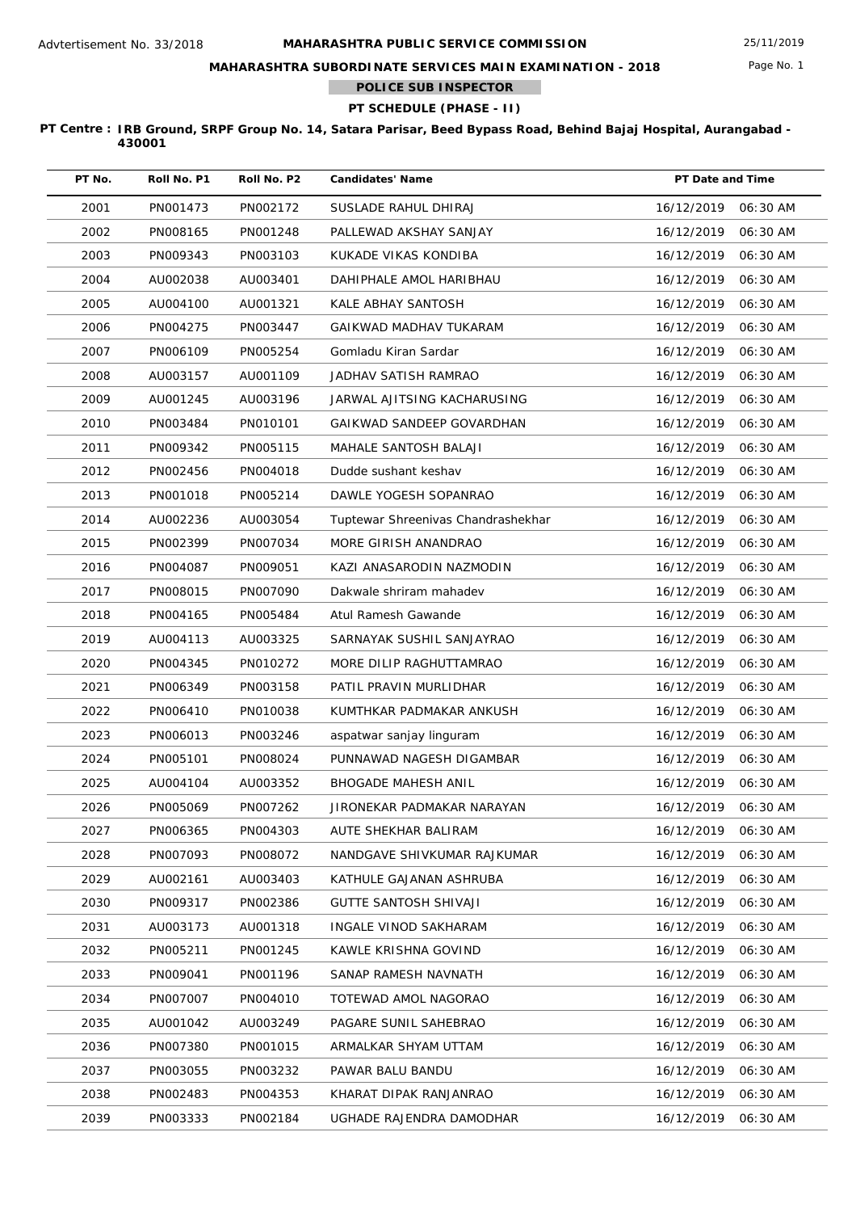Advtertisement No. 33/2018

# MAHARASHTRA PUBLIC SERVICE COMMISSION

25/11/2019

## MAHARASHTRA SUBORDINATE SERVICES MAIN EXAMINATION - 2018

### POLICE SUB INSPECTOR

### PT SCHEDULE (PHASE - II)

**PT Centre : IRB Ground, SRPF Group No. 14, Satara Parisar, Beed Bypass Road, Behind Bajaj Hospital, Aurangabad - 430001**

| PT No. | Roll No. P1 | Roll No. P2 | Candidates' Name | PT Date and Time |
|---|---|---|---|---|
| 2001 | PN001473 | PN002172 | SUSLADE RAHUL DHIRAJ | 16/12/2019 06:30 AM |
| 2002 | PN008165 | PN001248 | PALLEWAD AKSHAY SANJAY | 16/12/2019 06:30 AM |
| 2003 | PN009343 | PN003103 | KUKADE VIKAS KONDIBA | 16/12/2019 06:30 AM |
| 2004 | AU002038 | AU003401 | DAHIPHALE AMOL HARIBHAU | 16/12/2019 06:30 AM |
| 2005 | AU004100 | AU001321 | KALE ABHAY SANTOSH | 16/12/2019 06:30 AM |
| 2006 | PN004275 | PN003447 | GAIKWAD MADHAV TUKARAM | 16/12/2019 06:30 AM |
| 2007 | PN006109 | PN005254 | Gomladu Kiran Sardar | 16/12/2019 06:30 AM |
| 2008 | AU003157 | AU001109 | JADHAV SATISH RAMRAO | 16/12/2019 06:30 AM |
| 2009 | AU001245 | AU003196 | JARWAL AJITSING KACHARUSING | 16/12/2019 06:30 AM |
| 2010 | PN003484 | PN010101 | GAIKWAD SANDEEP GOVARDHAN | 16/12/2019 06:30 AM |
| 2011 | PN009342 | PN005115 | MAHALE SANTOSH BALAJI | 16/12/2019 06:30 AM |
| 2012 | PN002456 | PN004018 | Dudde sushant keshav | 16/12/2019 06:30 AM |
| 2013 | PN001018 | PN005214 | DAWLE YOGESH SOPANRAO | 16/12/2019 06:30 AM |
| 2014 | AU002236 | AU003054 | Tuptewar Shreenivas Chandrashekhar | 16/12/2019 06:30 AM |
| 2015 | PN002399 | PN007034 | MORE GIRISH ANANDRAO | 16/12/2019 06:30 AM |
| 2016 | PN004087 | PN009051 | KAZI ANASARODIN NAZMODIN | 16/12/2019 06:30 AM |
| 2017 | PN008015 | PN007090 | Dakwale shriram mahadev | 16/12/2019 06:30 AM |
| 2018 | PN004165 | PN005484 | Atul Ramesh Gawande | 16/12/2019 06:30 AM |
| 2019 | AU004113 | AU003325 | SARNAYAK SUSHIL SANJAYRAO | 16/12/2019 06:30 AM |
| 2020 | PN004345 | PN010272 | MORE DILIP RAGHUTTAMRAO | 16/12/2019 06:30 AM |
| 2021 | PN006349 | PN003158 | PATIL PRAVIN MURLIDHAR | 16/12/2019 06:30 AM |
| 2022 | PN006410 | PN010038 | KUMTHKAR PADMAKAR ANKUSH | 16/12/2019 06:30 AM |
| 2023 | PN006013 | PN003246 | aspatwar sanjay linguram | 16/12/2019 06:30 AM |
| 2024 | PN005101 | PN008024 | PUNNAWAD NAGESH DIGAMBAR | 16/12/2019 06:30 AM |
| 2025 | AU004104 | AU003352 | BHOGADE MAHESH ANIL | 16/12/2019 06:30 AM |
| 2026 | PN005069 | PN007262 | JIRONEKAR PADMAKAR NARAYAN | 16/12/2019 06:30 AM |
| 2027 | PN006365 | PN004303 | AUTE SHEKHAR BALIRAM | 16/12/2019 06:30 AM |
| 2028 | PN007093 | PN008072 | NANDGAVE SHIVKUMAR RAJKUMAR | 16/12/2019 06:30 AM |
| 2029 | AU002161 | AU003403 | KATHULE GAJANAN ASHRUBA | 16/12/2019 06:30 AM |
| 2030 | PN009317 | PN002386 | GUTTE SANTOSH SHIVAJI | 16/12/2019 06:30 AM |
| 2031 | AU003173 | AU001318 | INGALE VINOD SAKHARAM | 16/12/2019 06:30 AM |
| 2032 | PN005211 | PN001245 | KAWLE KRISHNA GOVIND | 16/12/2019 06:30 AM |
| 2033 | PN009041 | PN001196 | SANAP RAMESH NAVNATH | 16/12/2019 06:30 AM |
| 2034 | PN007007 | PN004010 | TOTEWAD AMOL NAGORAO | 16/12/2019 06:30 AM |
| 2035 | AU001042 | AU003249 | PAGARE SUNIL SAHEBRAO | 16/12/2019 06:30 AM |
| 2036 | PN007380 | PN001015 | ARMALKAR SHYAM UTTAM | 16/12/2019 06:30 AM |
| 2037 | PN003055 | PN003232 | PAWAR BALU BANDU | 16/12/2019 06:30 AM |
| 2038 | PN002483 | PN004353 | KHARAT DIPAK RANJANRAO | 16/12/2019 06:30 AM |
| 2039 | PN003333 | PN002184 | UGHADE RAJENDRA DAMODHAR | 16/12/2019 06:30 AM |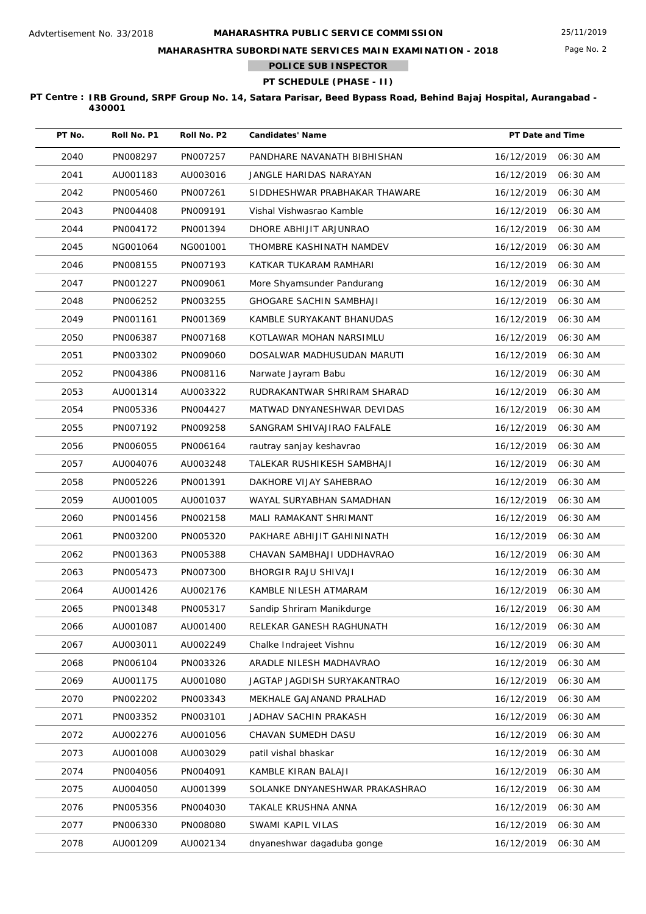# MAHARASHTRA PUBLIC SERVICE COMMISSION

Advtertisement No. 33/2018

25/11/2019

## MAHARASHTRA SUBORDINATE SERVICES MAIN EXAMINATION - 2018

### POLICE SUB INSPECTOR

### PT SCHEDULE (PHASE - II)

**PT Centre : IRB Ground, SRPF Group No. 14, Satara Parisar, Beed Bypass Road, Behind Bajaj Hospital, Aurangabad - 430001**

| PT No. | Roll No. P1 | Roll No. P2 | Candidates' Name | PT Date and Time |
|---|---|---|---|---|
| 2040 | PN008297 | PN007257 | PANDHARE NAVANATH BIBHISHAN | 16/12/2019 06:30 AM |
| 2041 | AU001183 | AU003016 | JANGLE HARIDAS NARAYAN | 16/12/2019 06:30 AM |
| 2042 | PN005460 | PN007261 | SIDDHESHWAR PRABHAKAR THAWARE | 16/12/2019 06:30 AM |
| 2043 | PN004408 | PN009191 | Vishal Vishwasrao Kamble | 16/12/2019 06:30 AM |
| 2044 | PN004172 | PN001394 | DHORE ABHIJIT ARJUNRAO | 16/12/2019 06:30 AM |
| 2045 | NG001064 | NG001001 | THOMBRE KASHINATH NAMDEV | 16/12/2019 06:30 AM |
| 2046 | PN008155 | PN007193 | KATKAR TUKARAM RAMHARI | 16/12/2019 06:30 AM |
| 2047 | PN001227 | PN009061 | More Shyamsunder Pandurang | 16/12/2019 06:30 AM |
| 2048 | PN006252 | PN003255 | GHOGARE SACHIN SAMBHAJI | 16/12/2019 06:30 AM |
| 2049 | PN001161 | PN001369 | KAMBLE SURYAKANT BHANUDAS | 16/12/2019 06:30 AM |
| 2050 | PN006387 | PN007168 | KOTLAWAR MOHAN NARSIMLU | 16/12/2019 06:30 AM |
| 2051 | PN003302 | PN009060 | DOSALWAR MADHUSUDAN MARUTI | 16/12/2019 06:30 AM |
| 2052 | PN004386 | PN008116 | Narwate Jayram Babu | 16/12/2019 06:30 AM |
| 2053 | AU001314 | AU003322 | RUDRAKANTWAR SHRIRAM SHARAD | 16/12/2019 06:30 AM |
| 2054 | PN005336 | PN004427 | MATWAD DNYANESHWAR DEVIDAS | 16/12/2019 06:30 AM |
| 2055 | PN007192 | PN009258 | SANGRAM SHIVAJIRAO FALFALE | 16/12/2019 06:30 AM |
| 2056 | PN006055 | PN006164 | rautray sanjay keshavrao | 16/12/2019 06:30 AM |
| 2057 | AU004076 | AU003248 | TALEKAR RUSHIKESH SAMBHAJI | 16/12/2019 06:30 AM |
| 2058 | PN005226 | PN001391 | DAKHORE VIJAY SAHEBRAO | 16/12/2019 06:30 AM |
| 2059 | AU001005 | AU001037 | WAYAL SURYABHAN SAMADHAN | 16/12/2019 06:30 AM |
| 2060 | PN001456 | PN002158 | MALI RAMAKANT SHRIMANT | 16/12/2019 06:30 AM |
| 2061 | PN003200 | PN005320 | PAKHARE ABHIJIT GAHININATH | 16/12/2019 06:30 AM |
| 2062 | PN001363 | PN005388 | CHAVAN SAMBHAJI UDDHAVRAO | 16/12/2019 06:30 AM |
| 2063 | PN005473 | PN007300 | BHORGIR RAJU SHIVAJI | 16/12/2019 06:30 AM |
| 2064 | AU001426 | AU002176 | KAMBLE NILESH ATMARAM | 16/12/2019 06:30 AM |
| 2065 | PN001348 | PN005317 | Sandip Shriram Manikdurge | 16/12/2019 06:30 AM |
| 2066 | AU001087 | AU001400 | RELEKAR GANESH RAGHUNATH | 16/12/2019 06:30 AM |
| 2067 | AU003011 | AU002249 | Chalke Indrajeet Vishnu | 16/12/2019 06:30 AM |
| 2068 | PN006104 | PN003326 | ARADLE NILESH MADHAVRAO | 16/12/2019 06:30 AM |
| 2069 | AU001175 | AU001080 | JAGTAP JAGDISH SURYAKANTRAO | 16/12/2019 06:30 AM |
| 2070 | PN002202 | PN003343 | MEKHALE GAJANAND PRALHAD | 16/12/2019 06:30 AM |
| 2071 | PN003352 | PN003101 | JADHAV SACHIN PRAKASH | 16/12/2019 06:30 AM |
| 2072 | AU002276 | AU001056 | CHAVAN SUMEDH DASU | 16/12/2019 06:30 AM |
| 2073 | AU001008 | AU003029 | patil vishal bhaskar | 16/12/2019 06:30 AM |
| 2074 | PN004056 | PN004091 | KAMBLE KIRAN BALAJI | 16/12/2019 06:30 AM |
| 2075 | AU004050 | AU001399 | SOLANKE DNYANESHWAR PRAKASHRAO | 16/12/2019 06:30 AM |
| 2076 | PN005356 | PN004030 | TAKALE KRUSHNA ANNA | 16/12/2019 06:30 AM |
| 2077 | PN006330 | PN008080 | SWAMI KAPIL VILAS | 16/12/2019 06:30 AM |
| 2078 | AU001209 | AU002134 | dnyaneshwar dagaduba gonge | 16/12/2019 06:30 AM |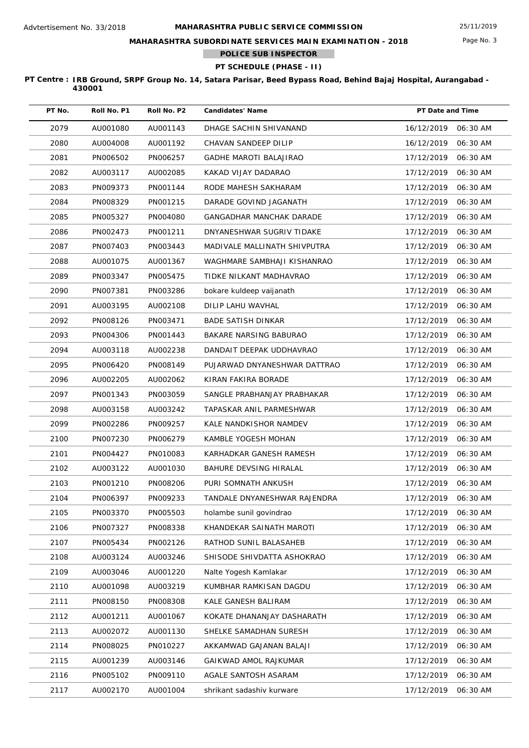Advtertisement No. 33/2018

**MAHARASHTRA PUBLIC SERVICE COMMISSION**

25/11/2019

**MAHARASHTRA SUBORDINATE SERVICES MAIN EXAMINATION - 2018**

**POLICE SUB INSPECTOR**

**PT SCHEDULE (PHASE - II)**

**PT Centre : IRB Ground, SRPF Group No. 14, Satara Parisar, Beed Bypass Road, Behind Bajaj Hospital, Aurangabad - 430001**

| PT No. | Roll No. P1 | Roll No. P2 | Candidates' Name | PT Date and Time |
|---|---|---|---|---|
| 2079 | AU001080 | AU001143 | DHAGE SACHIN SHIVANAND | 16/12/2019 06:30 AM |
| 2080 | AU004008 | AU001192 | CHAVAN SANDEEP DILIP | 16/12/2019 06:30 AM |
| 2081 | PN006502 | PN006257 | GADHE MAROTI BALAJIRAO | 17/12/2019 06:30 AM |
| 2082 | AU003117 | AU002085 | KAKAD VIJAY DADARAO | 17/12/2019 06:30 AM |
| 2083 | PN009373 | PN001144 | RODE MAHESH SAKHARAM | 17/12/2019 06:30 AM |
| 2084 | PN008329 | PN001215 | DARADE GOVIND JAGANATH | 17/12/2019 06:30 AM |
| 2085 | PN005327 | PN004080 | GANGADHAR MANCHAK DARADE | 17/12/2019 06:30 AM |
| 2086 | PN002473 | PN001211 | DNYANESHWAR SUGRIV TIDAKE | 17/12/2019 06:30 AM |
| 2087 | PN007403 | PN003443 | MADIVALE MALLINATH SHIVPUTRA | 17/12/2019 06:30 AM |
| 2088 | AU001075 | AU001367 | WAGHMARE SAMBHAJI KISHANRAO | 17/12/2019 06:30 AM |
| 2089 | PN003347 | PN005475 | TIDKE NILKANT MADHAVRAO | 17/12/2019 06:30 AM |
| 2090 | PN007381 | PN003286 | bokare kuldeep vaijanath | 17/12/2019 06:30 AM |
| 2091 | AU003195 | AU002108 | DILIP LAHU WAVHAL | 17/12/2019 06:30 AM |
| 2092 | PN008126 | PN003471 | BADE SATISH DINKAR | 17/12/2019 06:30 AM |
| 2093 | PN004306 | PN001443 | BAKARE NARSING BABURAO | 17/12/2019 06:30 AM |
| 2094 | AU003118 | AU002238 | DANDAIT DEEPAK UDDHAVRAO | 17/12/2019 06:30 AM |
| 2095 | PN006420 | PN008149 | PUJARWAD DNYANESHWAR DATTRAO | 17/12/2019 06:30 AM |
| 2096 | AU002205 | AU002062 | KIRAN FAKIRA BORADE | 17/12/2019 06:30 AM |
| 2097 | PN001343 | PN003059 | SANGLE PRABHANJAY PRABHAKAR | 17/12/2019 06:30 AM |
| 2098 | AU003158 | AU003242 | TAPASKAR ANIL PARMESHWAR | 17/12/2019 06:30 AM |
| 2099 | PN002286 | PN009257 | KALE NANDKISHOR NAMDEV | 17/12/2019 06:30 AM |
| 2100 | PN007230 | PN006279 | KAMBLE YOGESH MOHAN | 17/12/2019 06:30 AM |
| 2101 | PN004427 | PN010083 | KARHADKAR GANESH RAMESH | 17/12/2019 06:30 AM |
| 2102 | AU003122 | AU001030 | BAHURE DEVSING HIRALAL | 17/12/2019 06:30 AM |
| 2103 | PN001210 | PN008206 | PURI SOMNATH ANKUSH | 17/12/2019 06:30 AM |
| 2104 | PN006397 | PN009233 | TANDALE DNYANESHWAR RAJENDRA | 17/12/2019 06:30 AM |
| 2105 | PN003370 | PN005503 | holambe sunil govindrao | 17/12/2019 06:30 AM |
| 2106 | PN007327 | PN008338 | KHANDEKAR SAINATH MAROTI | 17/12/2019 06:30 AM |
| 2107 | PN005434 | PN002126 | RATHOD SUNIL BALASAHEB | 17/12/2019 06:30 AM |
| 2108 | AU003124 | AU003246 | SHISODE SHIVDATTA ASHOKRAO | 17/12/2019 06:30 AM |
| 2109 | AU003046 | AU001220 | Nalte Yogesh Kamlakar | 17/12/2019 06:30 AM |
| 2110 | AU001098 | AU003219 | KUMBHAR RAMKISAN DAGDU | 17/12/2019 06:30 AM |
| 2111 | PN008150 | PN008308 | KALE GANESH BALIRAM | 17/12/2019 06:30 AM |
| 2112 | AU001211 | AU001067 | KOKATE DHANANJAY DASHARATH | 17/12/2019 06:30 AM |
| 2113 | AU002072 | AU001130 | SHELKE SAMADHAN SURESH | 17/12/2019 06:30 AM |
| 2114 | PN008025 | PN010227 | AKKAMWAD GAJANAN BALAJI | 17/12/2019 06:30 AM |
| 2115 | AU001239 | AU003146 | GAIKWAD AMOL RAJKUMAR | 17/12/2019 06:30 AM |
| 2116 | PN005102 | PN009110 | AGALE SANTOSH ASARAM | 17/12/2019 06:30 AM |
| 2117 | AU002170 | AU001004 | shrikant sadashiv kurware | 17/12/2019 06:30 AM |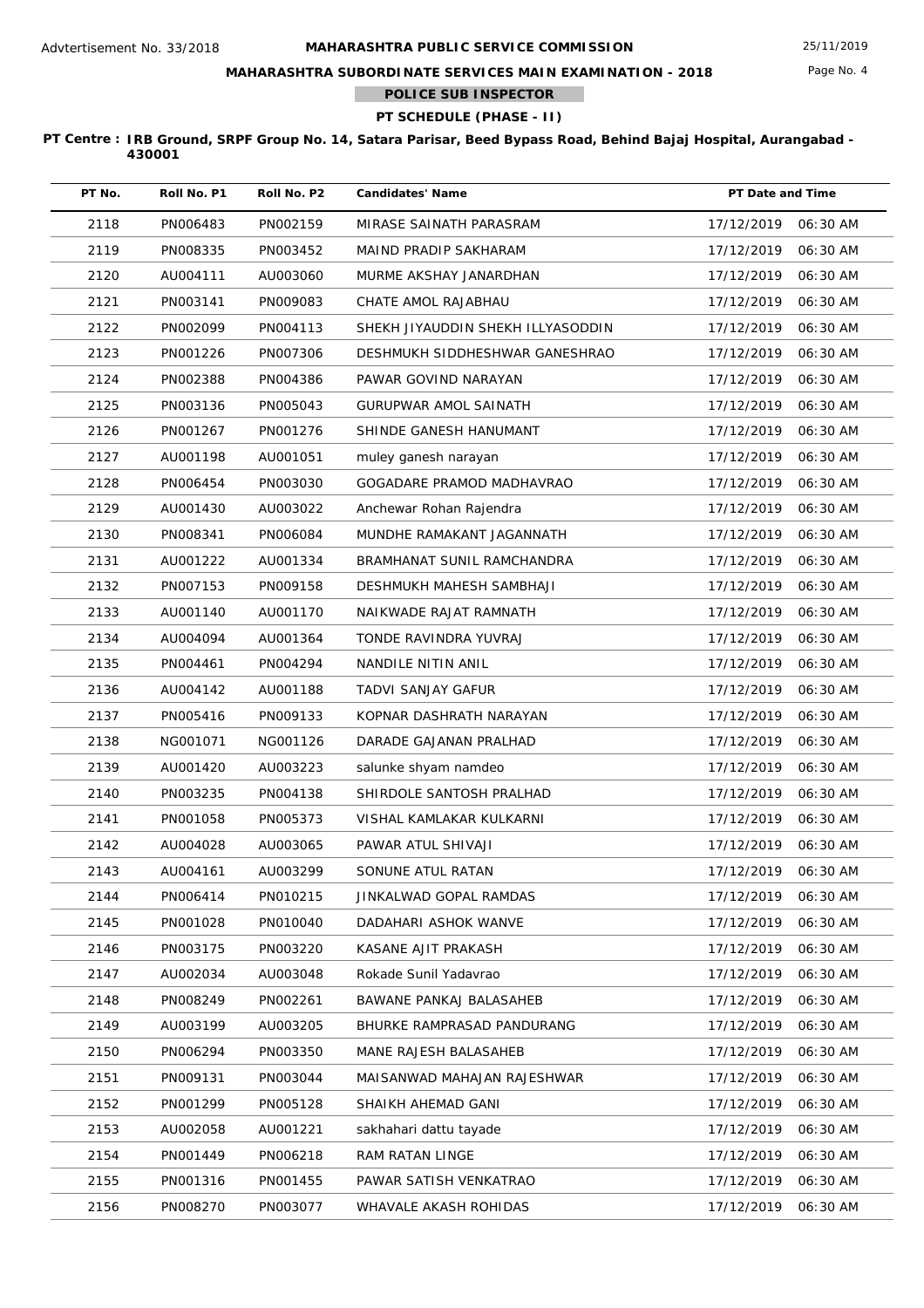Advtertisement No. 33/2018

# MAHARASHTRA PUBLIC SERVICE COMMISSION

## MAHARASHTRA SUBORDINATE SERVICES MAIN EXAMINATION - 2018

### POLICE SUB INSPECTOR

### PT SCHEDULE (PHASE - II)

**PT Centre : IRB Ground, SRPF Group No. 14, Satara Parisar, Beed Bypass Road, Behind Bajaj Hospital, Aurangabad - 430001**

| PT No. | Roll No. P1 | Roll No. P2 | Candidates' Name | PT Date and Time |
|---|---|---|---|---|
| 2118 | PN006483 | PN002159 | MIRASE SAINATH PARASRAM | 17/12/2019 06:30 AM |
| 2119 | PN008335 | PN003452 | MAIND PRADIP SAKHARAM | 17/12/2019 06:30 AM |
| 2120 | AU004111 | AU003060 | MURME AKSHAY JANARDHAN | 17/12/2019 06:30 AM |
| 2121 | PN003141 | PN009083 | CHATE AMOL RAJABHAU | 17/12/2019 06:30 AM |
| 2122 | PN002099 | PN004113 | SHEKH JIYAUDDIN SHEKH ILLYASODDIN | 17/12/2019 06:30 AM |
| 2123 | PN001226 | PN007306 | DESHMUKH SIDDHESHWAR GANESHRAO | 17/12/2019 06:30 AM |
| 2124 | PN002388 | PN004386 | PAWAR GOVIND NARAYAN | 17/12/2019 06:30 AM |
| 2125 | PN003136 | PN005043 | GURUPWAR AMOL SAINATH | 17/12/2019 06:30 AM |
| 2126 | PN001267 | PN001276 | SHINDE GANESH HANUMANT | 17/12/2019 06:30 AM |
| 2127 | AU001198 | AU001051 | muley ganesh narayan | 17/12/2019 06:30 AM |
| 2128 | PN006454 | PN003030 | GOGADARE PRAMOD MADHAVRAO | 17/12/2019 06:30 AM |
| 2129 | AU001430 | AU003022 | Anchewar Rohan Rajendra | 17/12/2019 06:30 AM |
| 2130 | PN008341 | PN006084 | MUNDHE RAMAKANT JAGANNATH | 17/12/2019 06:30 AM |
| 2131 | AU001222 | AU001334 | BRAMHANAT SUNIL RAMCHANDRA | 17/12/2019 06:30 AM |
| 2132 | PN007153 | PN009158 | DESHMUKH MAHESH SAMBHAJI | 17/12/2019 06:30 AM |
| 2133 | AU001140 | AU001170 | NAIKWADE RAJAT RAMNATH | 17/12/2019 06:30 AM |
| 2134 | AU004094 | AU001364 | TONDE RAVINDRA YUVRAJ | 17/12/2019 06:30 AM |
| 2135 | PN004461 | PN004294 | NANDILE NITIN ANIL | 17/12/2019 06:30 AM |
| 2136 | AU004142 | AU001188 | TADVI SANJAY GAFUR | 17/12/2019 06:30 AM |
| 2137 | PN005416 | PN009133 | KOPNAR DASHRATH NARAYAN | 17/12/2019 06:30 AM |
| 2138 | NG001071 | NG001126 | DARADE GAJANAN PRALHAD | 17/12/2019 06:30 AM |
| 2139 | AU001420 | AU003223 | salunke shyam namdeo | 17/12/2019 06:30 AM |
| 2140 | PN003235 | PN004138 | SHIRDOLE SANTOSH PRALHAD | 17/12/2019 06:30 AM |
| 2141 | PN001058 | PN005373 | VISHAL KAMLAKAR KULKARNI | 17/12/2019 06:30 AM |
| 2142 | AU004028 | AU003065 | PAWAR ATUL SHIVAJI | 17/12/2019 06:30 AM |
| 2143 | AU004161 | AU003299 | SONUNE ATUL RATAN | 17/12/2019 06:30 AM |
| 2144 | PN006414 | PN010215 | JINKALWAD GOPAL RAMDAS | 17/12/2019 06:30 AM |
| 2145 | PN001028 | PN010040 | DADAHARI ASHOK WANVE | 17/12/2019 06:30 AM |
| 2146 | PN003175 | PN003220 | KASANE AJIT PRAKASH | 17/12/2019 06:30 AM |
| 2147 | AU002034 | AU003048 | Rokade Sunil Yadavrao | 17/12/2019 06:30 AM |
| 2148 | PN008249 | PN002261 | BAWANE PANKAJ BALASAHEB | 17/12/2019 06:30 AM |
| 2149 | AU003199 | AU003205 | BHURKE RAMPRASAD PANDURANG | 17/12/2019 06:30 AM |
| 2150 | PN006294 | PN003350 | MANE RAJESH BALASAHEB | 17/12/2019 06:30 AM |
| 2151 | PN009131 | PN003044 | MAISANWAD MAHAJAN RAJESHWAR | 17/12/2019 06:30 AM |
| 2152 | PN001299 | PN005128 | SHAIKH AHEMAD GANI | 17/12/2019 06:30 AM |
| 2153 | AU002058 | AU001221 | sakhahari dattu tayade | 17/12/2019 06:30 AM |
| 2154 | PN001449 | PN006218 | RAM RATAN LINGE | 17/12/2019 06:30 AM |
| 2155 | PN001316 | PN001455 | PAWAR SATISH VENKATRAO | 17/12/2019 06:30 AM |
| 2156 | PN008270 | PN003077 | WHAVALE AKASH ROHIDAS | 17/12/2019 06:30 AM |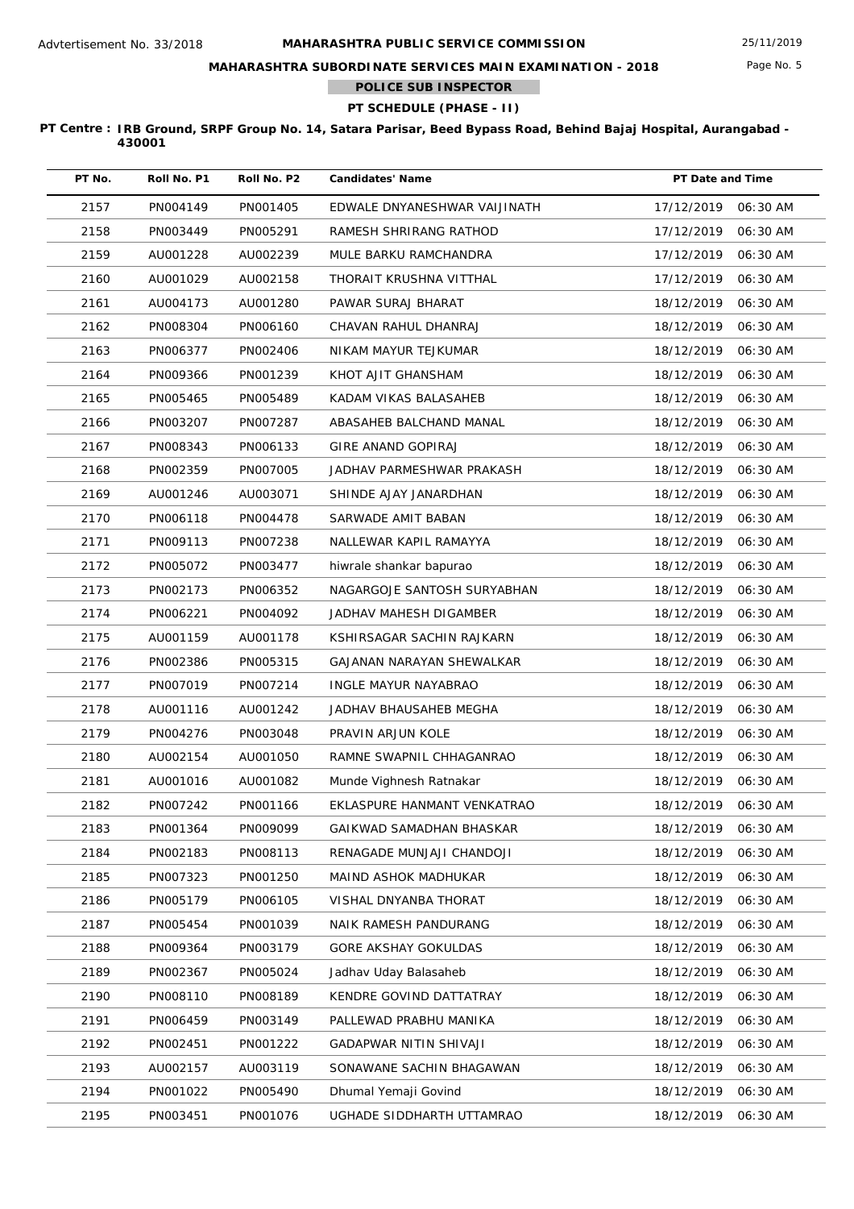Advtertisement No. 33/2018

# MAHARASHTRA PUBLIC SERVICE COMMISSION

## MAHARASHTRA SUBORDINATE SERVICES MAIN EXAMINATION - 2018

### POLICE SUB INSPECTOR

### PT SCHEDULE (PHASE - II)

25/11/2019

**PT Centre : IRB Ground, SRPF Group No. 14, Satara Parisar, Beed Bypass Road, Behind Bajaj Hospital, Aurangabad - 430001**

| PT No. | Roll No. P1 | Roll No. P2 | Candidates' Name | PT Date and Time |
|---|---|---|---|---|
| 2157 | PN004149 | PN001405 | EDWALE DNYANESHWAR VAIJINATH | 17/12/2019 06:30 AM |
| 2158 | PN003449 | PN005291 | RAMESH SHRIRANG RATHOD | 17/12/2019 06:30 AM |
| 2159 | AU001228 | AU002239 | MULE BARKU RAMCHANDRA | 17/12/2019 06:30 AM |
| 2160 | AU001029 | AU002158 | THORAIT KRUSHNA VITTHAL | 17/12/2019 06:30 AM |
| 2161 | AU004173 | AU001280 | PAWAR SURAJ BHARAT | 18/12/2019 06:30 AM |
| 2162 | PN008304 | PN006160 | CHAVAN RAHUL DHANRAJ | 18/12/2019 06:30 AM |
| 2163 | PN006377 | PN002406 | NIKAM MAYUR TEJKUMAR | 18/12/2019 06:30 AM |
| 2164 | PN009366 | PN001239 | KHOT AJIT GHANSHAM | 18/12/2019 06:30 AM |
| 2165 | PN005465 | PN005489 | KADAM VIKAS BALASAHEB | 18/12/2019 06:30 AM |
| 2166 | PN003207 | PN007287 | ABASAHEB BALCHAND MANAL | 18/12/2019 06:30 AM |
| 2167 | PN008343 | PN006133 | GIRE ANAND GOPIRAJ | 18/12/2019 06:30 AM |
| 2168 | PN002359 | PN007005 | JADHAV PARMESHWAR PRAKASH | 18/12/2019 06:30 AM |
| 2169 | AU001246 | AU003071 | SHINDE AJAY JANARDHAN | 18/12/2019 06:30 AM |
| 2170 | PN006118 | PN004478 | SARWADE AMIT BABAN | 18/12/2019 06:30 AM |
| 2171 | PN009113 | PN007238 | NALLEWAR KAPIL RAMAYYA | 18/12/2019 06:30 AM |
| 2172 | PN005072 | PN003477 | hiwrale shankar bapurao | 18/12/2019 06:30 AM |
| 2173 | PN002173 | PN006352 | NAGARGOJE SANTOSH SURYABHAN | 18/12/2019 06:30 AM |
| 2174 | PN006221 | PN004092 | JADHAV MAHESH DIGAMBER | 18/12/2019 06:30 AM |
| 2175 | AU001159 | AU001178 | KSHIRSAGAR SACHIN RAJKARN | 18/12/2019 06:30 AM |
| 2176 | PN002386 | PN005315 | GAJANAN NARAYAN SHEWALKAR | 18/12/2019 06:30 AM |
| 2177 | PN007019 | PN007214 | INGLE MAYUR NAYABRAO | 18/12/2019 06:30 AM |
| 2178 | AU001116 | AU001242 | JADHAV BHAUSAHEB MEGHA | 18/12/2019 06:30 AM |
| 2179 | PN004276 | PN003048 | PRAVIN ARJUN KOLE | 18/12/2019 06:30 AM |
| 2180 | AU002154 | AU001050 | RAMNE SWAPNIL CHHAGANRAO | 18/12/2019 06:30 AM |
| 2181 | AU001016 | AU001082 | Munde Vighnesh Ratnakar | 18/12/2019 06:30 AM |
| 2182 | PN007242 | PN001166 | EKLASPURE HANMANT VENKATRAO | 18/12/2019 06:30 AM |
| 2183 | PN001364 | PN009099 | GAIKWAD SAMADHAN BHASKAR | 18/12/2019 06:30 AM |
| 2184 | PN002183 | PN008113 | RENAGADE MUNJAJI CHANDOJI | 18/12/2019 06:30 AM |
| 2185 | PN007323 | PN001250 | MAIND ASHOK MADHUKAR | 18/12/2019 06:30 AM |
| 2186 | PN005179 | PN006105 | VISHAL DNYANBA THORAT | 18/12/2019 06:30 AM |
| 2187 | PN005454 | PN001039 | NAIK RAMESH PANDURANG | 18/12/2019 06:30 AM |
| 2188 | PN009364 | PN003179 | GORE AKSHAY GOKULDAS | 18/12/2019 06:30 AM |
| 2189 | PN002367 | PN005024 | Jadhav Uday Balasaheb | 18/12/2019 06:30 AM |
| 2190 | PN008110 | PN008189 | KENDRE GOVIND DATTATRAY | 18/12/2019 06:30 AM |
| 2191 | PN006459 | PN003149 | PALLEWAD PRABHU MANIKA | 18/12/2019 06:30 AM |
| 2192 | PN002451 | PN001222 | GADAPWAR NITIN SHIVAJI | 18/12/2019 06:30 AM |
| 2193 | AU002157 | AU003119 | SONAWANE SACHIN BHAGAWAN | 18/12/2019 06:30 AM |
| 2194 | PN001022 | PN005490 | Dhumal Yemaji Govind | 18/12/2019 06:30 AM |
| 2195 | PN003451 | PN001076 | UGHADE SIDDHARTH UTTAMRAO | 18/12/2019 06:30 AM |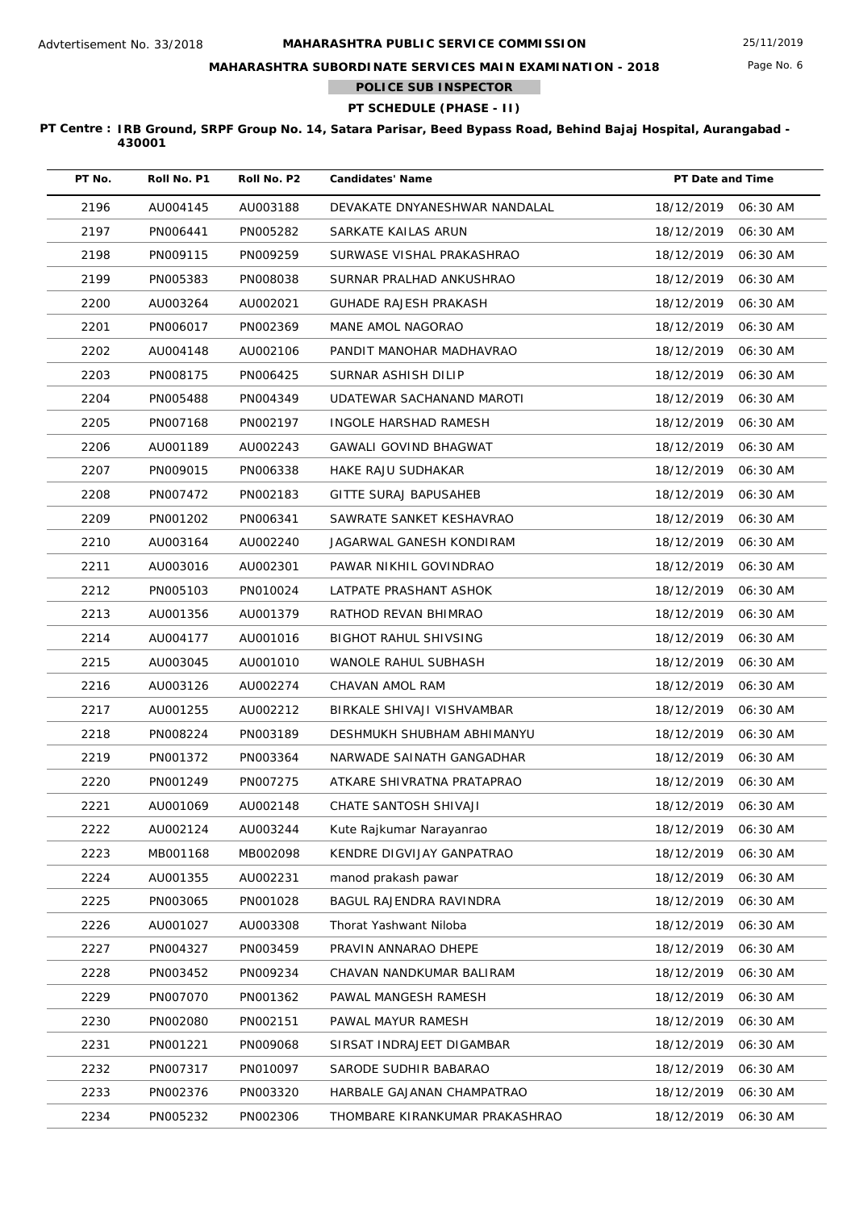Advtertisement No. 33/2018

# MAHARASHTRA PUBLIC SERVICE COMMISSION

25/11/2019

## MAHARASHTRA SUBORDINATE SERVICES MAIN EXAMINATION - 2018

### POLICE SUB INSPECTOR

### PT SCHEDULE (PHASE - II)

**PT Centre : IRB Ground, SRPF Group No. 14, Satara Parisar, Beed Bypass Road, Behind Bajaj Hospital, Aurangabad - 430001**

| PT No. | Roll No. P1 | Roll No. P2 | Candidates' Name | PT Date and Time |
|---|---|---|---|---|
| 2196 | AU004145 | AU003188 | DEVAKATE DNYANESHWAR NANDALAL | 18/12/2019 06:30 AM |
| 2197 | PN006441 | PN005282 | SARKATE KAILAS ARUN | 18/12/2019 06:30 AM |
| 2198 | PN009115 | PN009259 | SURWASE VISHAL PRAKASHRAO | 18/12/2019 06:30 AM |
| 2199 | PN005383 | PN008038 | SURNAR PRALHAD ANKUSHRAO | 18/12/2019 06:30 AM |
| 2200 | AU003264 | AU002021 | GUHADE RAJESH PRAKASH | 18/12/2019 06:30 AM |
| 2201 | PN006017 | PN002369 | MANE AMOL NAGORAO | 18/12/2019 06:30 AM |
| 2202 | AU004148 | AU002106 | PANDIT MANOHAR MADHAVRAO | 18/12/2019 06:30 AM |
| 2203 | PN008175 | PN006425 | SURNAR ASHISH DILIP | 18/12/2019 06:30 AM |
| 2204 | PN005488 | PN004349 | UDATEWAR SACHANAND MAROTI | 18/12/2019 06:30 AM |
| 2205 | PN007168 | PN002197 | INGOLE HARSHAD RAMESH | 18/12/2019 06:30 AM |
| 2206 | AU001189 | AU002243 | GAWALI GOVIND BHAGWAT | 18/12/2019 06:30 AM |
| 2207 | PN009015 | PN006338 | HAKE RAJU SUDHAKAR | 18/12/2019 06:30 AM |
| 2208 | PN007472 | PN002183 | GITTE SURAJ BAPUSAHEB | 18/12/2019 06:30 AM |
| 2209 | PN001202 | PN006341 | SAWRATE SANKET KESHAVRAO | 18/12/2019 06:30 AM |
| 2210 | AU003164 | AU002240 | JAGARWAL GANESH KONDIRAM | 18/12/2019 06:30 AM |
| 2211 | AU003016 | AU002301 | PAWAR NIKHIL GOVINDRAO | 18/12/2019 06:30 AM |
| 2212 | PN005103 | PN010024 | LATPATE PRASHANT ASHOK | 18/12/2019 06:30 AM |
| 2213 | AU001356 | AU001379 | RATHOD REVAN BHIMRAO | 18/12/2019 06:30 AM |
| 2214 | AU004177 | AU001016 | BIGHOT RAHUL SHIVSING | 18/12/2019 06:30 AM |
| 2215 | AU003045 | AU001010 | WANOLE RAHUL SUBHASH | 18/12/2019 06:30 AM |
| 2216 | AU003126 | AU002274 | CHAVAN AMOL RAM | 18/12/2019 06:30 AM |
| 2217 | AU001255 | AU002212 | BIRKALE SHIVAJI VISHVAMBAR | 18/12/2019 06:30 AM |
| 2218 | PN008224 | PN003189 | DESHMUKH SHUBHAM ABHIMANYU | 18/12/2019 06:30 AM |
| 2219 | PN001372 | PN003364 | NARWADE SAINATH GANGADHAR | 18/12/2019 06:30 AM |
| 2220 | PN001249 | PN007275 | ATKARE SHIVRATNA PRATAPRAO | 18/12/2019 06:30 AM |
| 2221 | AU001069 | AU002148 | CHATE SANTOSH SHIVAJI | 18/12/2019 06:30 AM |
| 2222 | AU002124 | AU003244 | Kute Rajkumar Narayanrao | 18/12/2019 06:30 AM |
| 2223 | MB001168 | MB002098 | KENDRE DIGVIJAY GANPATRAO | 18/12/2019 06:30 AM |
| 2224 | AU001355 | AU002231 | manod prakash pawar | 18/12/2019 06:30 AM |
| 2225 | PN003065 | PN001028 | BAGUL RAJENDRA RAVINDRA | 18/12/2019 06:30 AM |
| 2226 | AU001027 | AU003308 | Thorat Yashwant Niloba | 18/12/2019 06:30 AM |
| 2227 | PN004327 | PN003459 | PRAVIN ANNARAO DHEPE | 18/12/2019 06:30 AM |
| 2228 | PN003452 | PN009234 | CHAVAN NANDKUMAR BALIRAM | 18/12/2019 06:30 AM |
| 2229 | PN007070 | PN001362 | PAWAL MANGESH RAMESH | 18/12/2019 06:30 AM |
| 2230 | PN002080 | PN002151 | PAWAL MAYUR RAMESH | 18/12/2019 06:30 AM |
| 2231 | PN001221 | PN009068 | SIRSAT INDRAJEET DIGAMBAR | 18/12/2019 06:30 AM |
| 2232 | PN007317 | PN010097 | SARODE SUDHIR BABARAO | 18/12/2019 06:30 AM |
| 2233 | PN002376 | PN003320 | HARBALE GAJANAN CHAMPATRAO | 18/12/2019 06:30 AM |
| 2234 | PN005232 | PN002306 | THOMBARE KIRANKUMAR PRAKASHRAO | 18/12/2019 06:30 AM |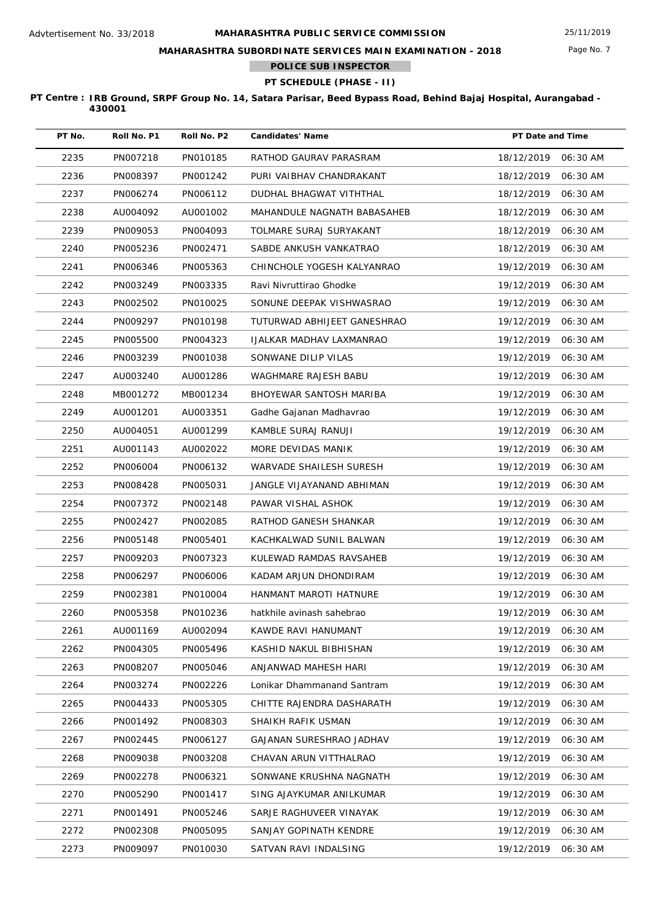Advtertisement No. 33/2018

**MAHARASHTRA PUBLIC SERVICE COMMISSION**

25/11/2019

**MAHARASHTRA SUBORDINATE SERVICES MAIN EXAMINATION - 2018**

**POLICE SUB INSPECTOR**

**PT SCHEDULE (PHASE - II)**

**PT Centre : IRB Ground, SRPF Group No. 14, Satara Parisar, Beed Bypass Road, Behind Bajaj Hospital, Aurangabad - 430001**

| PT No. | Roll No. P1 | Roll No. P2 | Candidates' Name | PT Date and Time |
|---|---|---|---|---|
| 2235 | PN007218 | PN010185 | RATHOD GAURAV PARASRAM | 18/12/2019 06:30 AM |
| 2236 | PN008397 | PN001242 | PURI VAIBHAV CHANDRAKANT | 18/12/2019 06:30 AM |
| 2237 | PN006274 | PN006112 | DUDHAL BHAGWAT VITHTHAL | 18/12/2019 06:30 AM |
| 2238 | AU004092 | AU001002 | MAHANDULE NAGNATH BABASAHEB | 18/12/2019 06:30 AM |
| 2239 | PN009053 | PN004093 | TOLMARE SURAJ SURYAKANT | 18/12/2019 06:30 AM |
| 2240 | PN005236 | PN002471 | SABDE ANKUSH VANKATRAO | 18/12/2019 06:30 AM |
| 2241 | PN006346 | PN005363 | CHINCHOLE YOGESH KALYANRAO | 19/12/2019 06:30 AM |
| 2242 | PN003249 | PN003335 | Ravi Nivruttirao Ghodke | 19/12/2019 06:30 AM |
| 2243 | PN002502 | PN010025 | SONUNE DEEPAK VISHWASRAO | 19/12/2019 06:30 AM |
| 2244 | PN009297 | PN010198 | TUTURWAD ABHIJEET GANESHRAO | 19/12/2019 06:30 AM |
| 2245 | PN005500 | PN004323 | IJALKAR MADHAV LAXMANRAO | 19/12/2019 06:30 AM |
| 2246 | PN003239 | PN001038 | SONWANE DILIP VILAS | 19/12/2019 06:30 AM |
| 2247 | AU003240 | AU001286 | WAGHMARE RAJESH BABU | 19/12/2019 06:30 AM |
| 2248 | MB001272 | MB001234 | BHOYEWAR SANTOSH MARIBA | 19/12/2019 06:30 AM |
| 2249 | AU001201 | AU003351 | Gadhe Gajanan Madhavrao | 19/12/2019 06:30 AM |
| 2250 | AU004051 | AU001299 | KAMBLE SURAJ RANUJI | 19/12/2019 06:30 AM |
| 2251 | AU001143 | AU002022 | MORE DEVIDAS MANIK | 19/12/2019 06:30 AM |
| 2252 | PN006004 | PN006132 | WARVADE SHAILESH SURESH | 19/12/2019 06:30 AM |
| 2253 | PN008428 | PN005031 | JANGLE VIJAYANAND ABHIMAN | 19/12/2019 06:30 AM |
| 2254 | PN007372 | PN002148 | PAWAR VISHAL ASHOK | 19/12/2019 06:30 AM |
| 2255 | PN002427 | PN002085 | RATHOD GANESH SHANKAR | 19/12/2019 06:30 AM |
| 2256 | PN005148 | PN005401 | KACHKALWAD SUNIL BALWAN | 19/12/2019 06:30 AM |
| 2257 | PN009203 | PN007323 | KULEWAD RAMDAS RAVSAHEB | 19/12/2019 06:30 AM |
| 2258 | PN006297 | PN006006 | KADAM ARJUN DHONDIRAM | 19/12/2019 06:30 AM |
| 2259 | PN002381 | PN010004 | HANMANT MAROTI HATNURE | 19/12/2019 06:30 AM |
| 2260 | PN005358 | PN010236 | hatkhile avinash sahebrao | 19/12/2019 06:30 AM |
| 2261 | AU001169 | AU002094 | KAWDE RAVI HANUMANT | 19/12/2019 06:30 AM |
| 2262 | PN004305 | PN005496 | KASHID NAKUL BIBHISHAN | 19/12/2019 06:30 AM |
| 2263 | PN008207 | PN005046 | ANJANWAD MAHESH HARI | 19/12/2019 06:30 AM |
| 2264 | PN003274 | PN002226 | Lonikar Dhammanand Santram | 19/12/2019 06:30 AM |
| 2265 | PN004433 | PN005305 | CHITTE RAJENDRA DASHARATH | 19/12/2019 06:30 AM |
| 2266 | PN001492 | PN008303 | SHAIKH RAFIK USMAN | 19/12/2019 06:30 AM |
| 2267 | PN002445 | PN006127 | GAJANAN SURESHRAO JADHAV | 19/12/2019 06:30 AM |
| 2268 | PN009038 | PN003208 | CHAVAN ARUN VITTHALRAO | 19/12/2019 06:30 AM |
| 2269 | PN002278 | PN006321 | SONWANE KRUSHNA NAGNATH | 19/12/2019 06:30 AM |
| 2270 | PN005290 | PN001417 | SING AJAYKUMAR ANILKUMAR | 19/12/2019 06:30 AM |
| 2271 | PN001491 | PN005246 | SARJE RAGHUVEER VINAYAK | 19/12/2019 06:30 AM |
| 2272 | PN002308 | PN005095 | SANJAY GOPINATH KENDRE | 19/12/2019 06:30 AM |
| 2273 | PN009097 | PN010030 | SATVAN RAVI INDALSING | 19/12/2019 06:30 AM |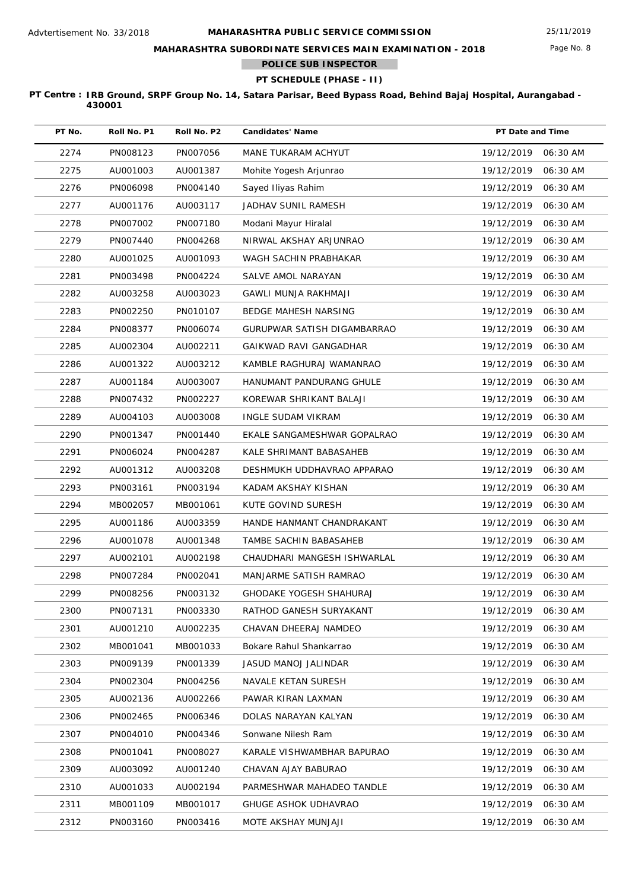Advtertisement No. 33/2018

# MAHARASHTRA PUBLIC SERVICE COMMISSION

## MAHARASHTRA SUBORDINATE SERVICES MAIN EXAMINATION - 2018

### POLICE SUB INSPECTOR

### PT SCHEDULE (PHASE - II)

**PT Centre : IRB Ground, SRPF Group No. 14, Satara Parisar, Beed Bypass Road, Behind Bajaj Hospital, Aurangabad - 430001**

| PT No. | Roll No. P1 | Roll No. P2 | Candidates' Name | PT Date and Time |
|---|---|---|---|---|
| 2274 | PN008123 | PN007056 | MANE TUKARAM ACHYUT | 19/12/2019 06:30 AM |
| 2275 | AU001003 | AU001387 | Mohite Yogesh Arjunrao | 19/12/2019 06:30 AM |
| 2276 | PN006098 | PN004140 | Sayed Iliyas Rahim | 19/12/2019 06:30 AM |
| 2277 | AU001176 | AU003117 | JADHAV SUNIL RAMESH | 19/12/2019 06:30 AM |
| 2278 | PN007002 | PN007180 | Modani Mayur Hiralal | 19/12/2019 06:30 AM |
| 2279 | PN007440 | PN004268 | NIRWAL AKSHAY ARJUNRAO | 19/12/2019 06:30 AM |
| 2280 | AU001025 | AU001093 | WAGH SACHIN PRABHAKAR | 19/12/2019 06:30 AM |
| 2281 | PN003498 | PN004224 | SALVE AMOL NARAYAN | 19/12/2019 06:30 AM |
| 2282 | AU003258 | AU003023 | GAWLI MUNJA RAKHMAJI | 19/12/2019 06:30 AM |
| 2283 | PN002250 | PN010107 | BEDGE MAHESH NARSING | 19/12/2019 06:30 AM |
| 2284 | PN008377 | PN006074 | GURUPWAR SATISH DIGAMBARRAO | 19/12/2019 06:30 AM |
| 2285 | AU002304 | AU002211 | GAIKWAD RAVI GANGADHAR | 19/12/2019 06:30 AM |
| 2286 | AU001322 | AU003212 | KAMBLE RAGHURAJ WAMANRAO | 19/12/2019 06:30 AM |
| 2287 | AU001184 | AU003007 | HANUMANT PANDURANG GHULE | 19/12/2019 06:30 AM |
| 2288 | PN007432 | PN002227 | KOREWAR SHRIKANT BALAJI | 19/12/2019 06:30 AM |
| 2289 | AU004103 | AU003008 | INGLE SUDAM VIKRAM | 19/12/2019 06:30 AM |
| 2290 | PN001347 | PN001440 | EKALE SANGAMESHWAR GOPALRAO | 19/12/2019 06:30 AM |
| 2291 | PN006024 | PN004287 | KALE SHRIMANT BABASAHEB | 19/12/2019 06:30 AM |
| 2292 | AU001312 | AU003208 | DESHMUKH UDDHAVRAO APPARAO | 19/12/2019 06:30 AM |
| 2293 | PN003161 | PN003194 | KADAM AKSHAY KISHAN | 19/12/2019 06:30 AM |
| 2294 | MB002057 | MB001061 | KUTE GOVIND SURESH | 19/12/2019 06:30 AM |
| 2295 | AU001186 | AU003359 | HANDE HANMANT CHANDRAKANT | 19/12/2019 06:30 AM |
| 2296 | AU001078 | AU001348 | TAMBE SACHIN BABASAHEB | 19/12/2019 06:30 AM |
| 2297 | AU002101 | AU002198 | CHAUDHARI MANGESH ISHWARLAL | 19/12/2019 06:30 AM |
| 2298 | PN007284 | PN002041 | MANJARME SATISH RAMRAO | 19/12/2019 06:30 AM |
| 2299 | PN008256 | PN003132 | GHODAKE YOGESH SHAHURAJ | 19/12/2019 06:30 AM |
| 2300 | PN007131 | PN003330 | RATHOD GANESH SURYAKANT | 19/12/2019 06:30 AM |
| 2301 | AU001210 | AU002235 | CHAVAN DHEERAJ NAMDEO | 19/12/2019 06:30 AM |
| 2302 | MB001041 | MB001033 | Bokare Rahul Shankarrao | 19/12/2019 06:30 AM |
| 2303 | PN009139 | PN001339 | JASUD MANOJ JALINDAR | 19/12/2019 06:30 AM |
| 2304 | PN002304 | PN004256 | NAVALE KETAN SURESH | 19/12/2019 06:30 AM |
| 2305 | AU002136 | AU002266 | PAWAR KIRAN LAXMAN | 19/12/2019 06:30 AM |
| 2306 | PN002465 | PN006346 | DOLAS NARAYAN KALYAN | 19/12/2019 06:30 AM |
| 2307 | PN004010 | PN004346 | Sonwane Nilesh Ram | 19/12/2019 06:30 AM |
| 2308 | PN001041 | PN008027 | KARALE VISHWAMBHAR BAPURAO | 19/12/2019 06:30 AM |
| 2309 | AU003092 | AU001240 | CHAVAN AJAY BABURAO | 19/12/2019 06:30 AM |
| 2310 | AU001033 | AU002194 | PARMESHWAR MAHADEO TANDLE | 19/12/2019 06:30 AM |
| 2311 | MB001109 | MB001017 | GHUGE ASHOK UDHAVRAO | 19/12/2019 06:30 AM |
| 2312 | PN003160 | PN003416 | MOTE AKSHAY MUNJAJI | 19/12/2019 06:30 AM |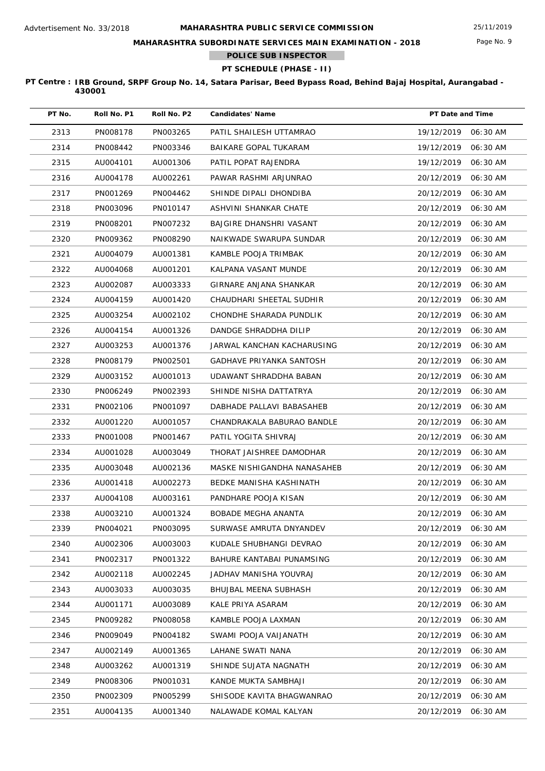Advtertisement No. 33/2018

# MAHARASHTRA PUBLIC SERVICE COMMISSION

## MAHARASHTRA SUBORDINATE SERVICES MAIN EXAMINATION - 2018

### POLICE SUB INSPECTOR

### PT SCHEDULE (PHASE - II)

**PT Centre : IRB Ground, SRPF Group No. 14, Satara Parisar, Beed Bypass Road, Behind Bajaj Hospital, Aurangabad - 430001**

| PT No. | Roll No. P1 | Roll No. P2 | Candidates' Name | PT Date and Time |
|---|---|---|---|---|
| 2313 | PN008178 | PN003265 | PATIL SHAILESH UTTAMRAO | 19/12/2019 06:30 AM |
| 2314 | PN008442 | PN003346 | BAIKARE GOPAL TUKARAM | 19/12/2019 06:30 AM |
| 2315 | AU004101 | AU001306 | PATIL POPAT RAJENDRA | 19/12/2019 06:30 AM |
| 2316 | AU004178 | AU002261 | PAWAR RASHMI ARJUNRAO | 20/12/2019 06:30 AM |
| 2317 | PN001269 | PN004462 | SHINDE DIPALI DHONDIBA | 20/12/2019 06:30 AM |
| 2318 | PN003096 | PN010147 | ASHVINI SHANKAR CHATE | 20/12/2019 06:30 AM |
| 2319 | PN008201 | PN007232 | BAJGIRE DHANSHRI VASANT | 20/12/2019 06:30 AM |
| 2320 | PN009362 | PN008290 | NAIKWADE SWARUPA SUNDAR | 20/12/2019 06:30 AM |
| 2321 | AU004079 | AU001381 | KAMBLE POOJA TRIMBAK | 20/12/2019 06:30 AM |
| 2322 | AU004068 | AU001201 | KALPANA VASANT MUNDE | 20/12/2019 06:30 AM |
| 2323 | AU002087 | AU003333 | GIRNARE ANJANA SHANKAR | 20/12/2019 06:30 AM |
| 2324 | AU004159 | AU001420 | CHAUDHARI SHEETAL SUDHIR | 20/12/2019 06:30 AM |
| 2325 | AU003254 | AU002102 | CHONDHE SHARADA PUNDLIK | 20/12/2019 06:30 AM |
| 2326 | AU004154 | AU001326 | DANDGE SHRADDHA DILIP | 20/12/2019 06:30 AM |
| 2327 | AU003253 | AU001376 | JARWAL KANCHAN KACHARUSING | 20/12/2019 06:30 AM |
| 2328 | PN008179 | PN002501 | GADHAVE PRIYANKA SANTOSH | 20/12/2019 06:30 AM |
| 2329 | AU003152 | AU001013 | UDAWANT SHRADDHA BABAN | 20/12/2019 06:30 AM |
| 2330 | PN006249 | PN002393 | SHINDE NISHA DATTATRYA | 20/12/2019 06:30 AM |
| 2331 | PN002106 | PN001097 | DABHADE PALLAVI BABASAHEB | 20/12/2019 06:30 AM |
| 2332 | AU001220 | AU001057 | CHANDRAKALA BABURAO BANDLE | 20/12/2019 06:30 AM |
| 2333 | PN001008 | PN001467 | PATIL YOGITA SHIVRAJ | 20/12/2019 06:30 AM |
| 2334 | AU001028 | AU003049 | THORAT JAISHREE DAMODHAR | 20/12/2019 06:30 AM |
| 2335 | AU003048 | AU002136 | MASKE NISHIGANDHA NANASAHEB | 20/12/2019 06:30 AM |
| 2336 | AU001418 | AU002273 | BEDKE MANISHA KASHINATH | 20/12/2019 06:30 AM |
| 2337 | AU004108 | AU003161 | PANDHARE POOJA KISAN | 20/12/2019 06:30 AM |
| 2338 | AU003210 | AU001324 | BOBADE MEGHA ANANTA | 20/12/2019 06:30 AM |
| 2339 | PN004021 | PN003095 | SURWASE AMRUTA DNYANDEV | 20/12/2019 06:30 AM |
| 2340 | AU002306 | AU003003 | KUDALE SHUBHANGI DEVRAO | 20/12/2019 06:30 AM |
| 2341 | PN002317 | PN001322 | BAHURE KANTABAI PUNAMSING | 20/12/2019 06:30 AM |
| 2342 | AU002118 | AU002245 | JADHAV MANISHA YOUVRAJ | 20/12/2019 06:30 AM |
| 2343 | AU003033 | AU003035 | BHUJBAL MEENA SUBHASH | 20/12/2019 06:30 AM |
| 2344 | AU001171 | AU003089 | KALE PRIYA ASARAM | 20/12/2019 06:30 AM |
| 2345 | PN009282 | PN008058 | KAMBLE POOJA LAXMAN | 20/12/2019 06:30 AM |
| 2346 | PN009049 | PN004182 | SWAMI POOJA VAIJANATH | 20/12/2019 06:30 AM |
| 2347 | AU002149 | AU001365 | LAHANE SWATI NANA | 20/12/2019 06:30 AM |
| 2348 | AU003262 | AU001319 | SHINDE SUJATA NAGNATH | 20/12/2019 06:30 AM |
| 2349 | PN008306 | PN001031 | KANDE MUKTA SAMBHAJI | 20/12/2019 06:30 AM |
| 2350 | PN002309 | PN005299 | SHISODE KAVITA BHAGWANRAO | 20/12/2019 06:30 AM |
| 2351 | AU004135 | AU001340 | NALAWADE KOMAL KALYAN | 20/12/2019 06:30 AM |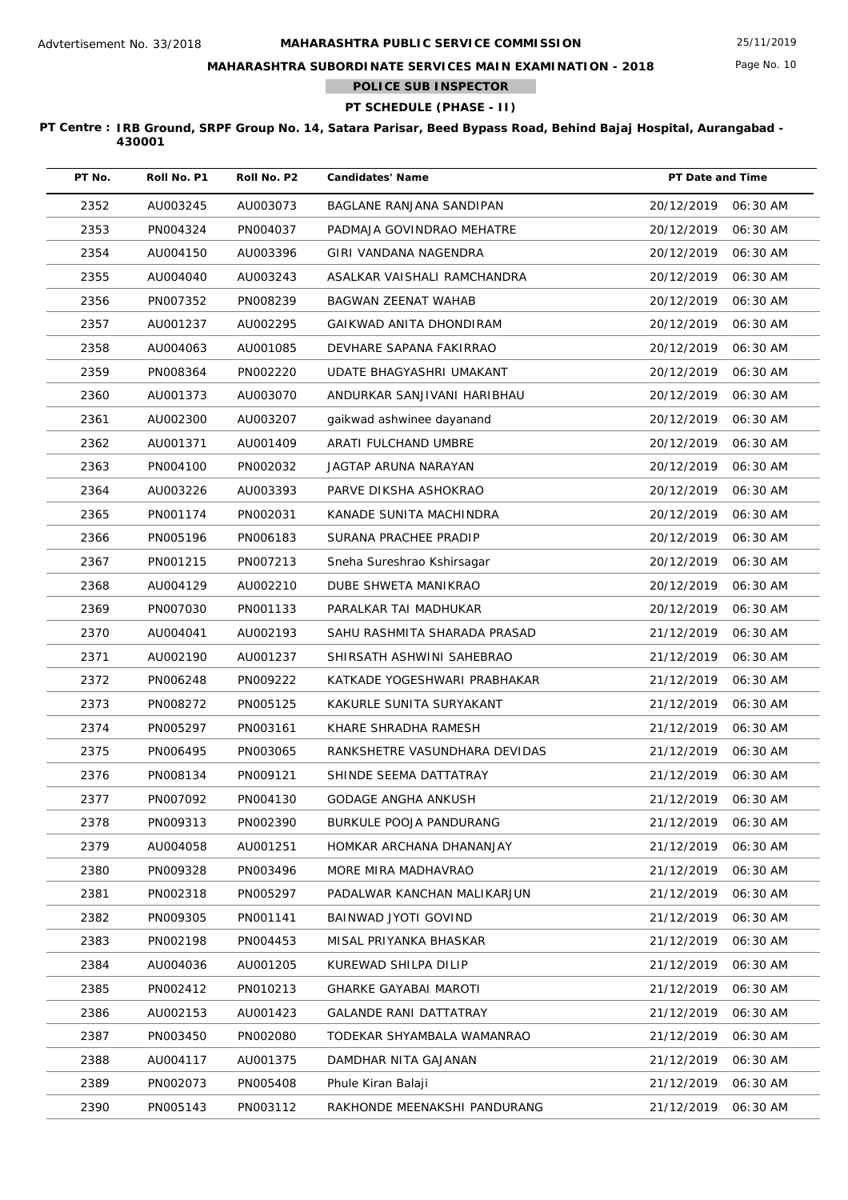Advtertisement No. 33/2018

**MAHARASHTRA PUBLIC SERVICE COMMISSION**

25/11/2019

**MAHARASHTRA SUBORDINATE SERVICES MAIN EXAMINATION - 2018**

**POLICE SUB INSPECTOR**

**PT SCHEDULE (PHASE - II)**

**PT Centre : IRB Ground, SRPF Group No. 14, Satara Parisar, Beed Bypass Road, Behind Bajaj Hospital, Aurangabad - 430001**

| PT No. | Roll No. P1 | Roll No. P2 | Candidates' Name | PT Date and Time |
|---|---|---|---|---|
| 2352 | AU003245 | AU003073 | BAGLANE RANJANA SANDIPAN | 20/12/2019 06:30 AM |
| 2353 | PN004324 | PN004037 | PADMAJA GOVINDRAO MEHATRE | 20/12/2019 06:30 AM |
| 2354 | AU004150 | AU003396 | GIRI VANDANA NAGENDRA | 20/12/2019 06:30 AM |
| 2355 | AU004040 | AU003243 | ASALKAR VAISHALI RAMCHANDRA | 20/12/2019 06:30 AM |
| 2356 | PN007352 | PN008239 | BAGWAN ZEENAT WAHAB | 20/12/2019 06:30 AM |
| 2357 | AU001237 | AU002295 | GAIKWAD ANITA DHONDIRAM | 20/12/2019 06:30 AM |
| 2358 | AU004063 | AU001085 | DEVHARE SAPANA FAKIRRAO | 20/12/2019 06:30 AM |
| 2359 | PN008364 | PN002220 | UDATE BHAGYASHRI UMAKANT | 20/12/2019 06:30 AM |
| 2360 | AU001373 | AU003070 | ANDURKAR SANJIVANI HARIBHAU | 20/12/2019 06:30 AM |
| 2361 | AU002300 | AU003207 | gaikwad ashwinee dayanand | 20/12/2019 06:30 AM |
| 2362 | AU001371 | AU001409 | ARATI FULCHAND UMBRE | 20/12/2019 06:30 AM |
| 2363 | PN004100 | PN002032 | JAGTAP ARUNA NARAYAN | 20/12/2019 06:30 AM |
| 2364 | AU003226 | AU003393 | PARVE DIKSHA ASHOKRAO | 20/12/2019 06:30 AM |
| 2365 | PN001174 | PN002031 | KANADE SUNITA MACHINDRA | 20/12/2019 06:30 AM |
| 2366 | PN005196 | PN006183 | SURANA PRACHEE PRADIP | 20/12/2019 06:30 AM |
| 2367 | PN001215 | PN007213 | Sneha Sureshrao Kshirsagar | 20/12/2019 06:30 AM |
| 2368 | AU004129 | AU002210 | DUBE SHWETA MANIKRAO | 20/12/2019 06:30 AM |
| 2369 | PN007030 | PN001133 | PARALKAR TAI MADHUKAR | 20/12/2019 06:30 AM |
| 2370 | AU004041 | AU002193 | SAHU RASHMITA SHARADA PRASAD | 21/12/2019 06:30 AM |
| 2371 | AU002190 | AU001237 | SHIRSATH ASHWINI SAHEBRAO | 21/12/2019 06:30 AM |
| 2372 | PN006248 | PN009222 | KATKADE YOGESHWARI PRABHAKAR | 21/12/2019 06:30 AM |
| 2373 | PN008272 | PN005125 | KAKURLE SUNITA SURYAKANT | 21/12/2019 06:30 AM |
| 2374 | PN005297 | PN003161 | KHARE SHRADHA RAMESH | 21/12/2019 06:30 AM |
| 2375 | PN006495 | PN003065 | RANKSHETRE VASUNDHARA DEVIDAS | 21/12/2019 06:30 AM |
| 2376 | PN008134 | PN009121 | SHINDE SEEMA DATTATRAY | 21/12/2019 06:30 AM |
| 2377 | PN007092 | PN004130 | GODAGE ANGHA ANKUSH | 21/12/2019 06:30 AM |
| 2378 | PN009313 | PN002390 | BURKULE POOJA PANDURANG | 21/12/2019 06:30 AM |
| 2379 | AU004058 | AU001251 | HOMKAR ARCHANA DHANANJAY | 21/12/2019 06:30 AM |
| 2380 | PN009328 | PN003496 | MORE MIRA MADHAVRAO | 21/12/2019 06:30 AM |
| 2381 | PN002318 | PN005297 | PADALWAR KANCHAN MALIKARJUN | 21/12/2019 06:30 AM |
| 2382 | PN009305 | PN001141 | BAINWAD JYOTI GOVIND | 21/12/2019 06:30 AM |
| 2383 | PN002198 | PN004453 | MISAL PRIYANKA BHASKAR | 21/12/2019 06:30 AM |
| 2384 | AU004036 | AU001205 | KUREWAD SHILPA DILIP | 21/12/2019 06:30 AM |
| 2385 | PN002412 | PN010213 | GHARKE GAYABAI MAROTI | 21/12/2019 06:30 AM |
| 2386 | AU002153 | AU001423 | GALANDE RANI DATTATRAY | 21/12/2019 06:30 AM |
| 2387 | PN003450 | PN002080 | TODEKAR SHYAMBALA WAMANRAO | 21/12/2019 06:30 AM |
| 2388 | AU004117 | AU001375 | DAMDHAR NITA GAJANAN | 21/12/2019 06:30 AM |
| 2389 | PN002073 | PN005408 | Phule Kiran Balaji | 21/12/2019 06:30 AM |
| 2390 | PN005143 | PN003112 | RAKHONDE MEENAKSHI PANDURANG | 21/12/2019 06:30 AM |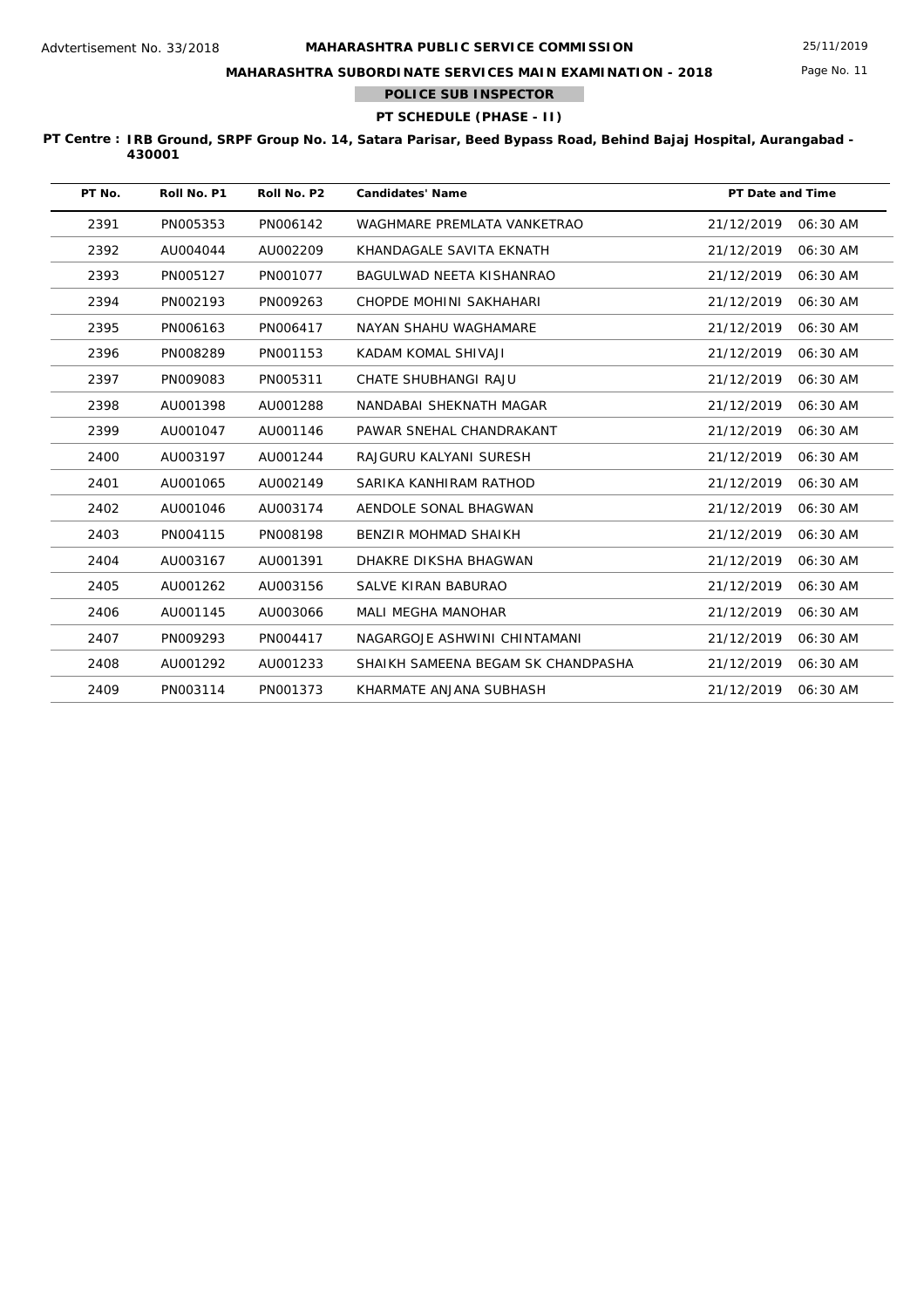Advtertisement No. 33/2018

**MAHARASHTRA PUBLIC SERVICE COMMISSION**

25/11/2019

**MAHARASHTRA SUBORDINATE SERVICES MAIN EXAMINATION - 2018**

**POLICE SUB INSPECTOR**

**PT SCHEDULE (PHASE - II)**

**PT Centre : IRB Ground, SRPF Group No. 14, Satara Parisar, Beed Bypass Road, Behind Bajaj Hospital, Aurangabad - 430001**

| PT No. | Roll No. P1 | Roll No. P2 | Candidates' Name | PT Date and Time |
|---|---|---|---|---|
| 2391 | PN005353 | PN006142 | WAGHMARE PREMLATA VANKETRAO | 21/12/2019 06:30 AM |
| 2392 | AU004044 | AU002209 | KHANDAGALE SAVITA EKNATH | 21/12/2019 06:30 AM |
| 2393 | PN005127 | PN001077 | BAGULWAD NEETA KISHANRAO | 21/12/2019 06:30 AM |
| 2394 | PN002193 | PN009263 | CHOPDE MOHINI SAKHAHARI | 21/12/2019 06:30 AM |
| 2395 | PN006163 | PN006417 | NAYAN SHAHU WAGHAMARE | 21/12/2019 06:30 AM |
| 2396 | PN008289 | PN001153 | KADAM KOMAL SHIVAJI | 21/12/2019 06:30 AM |
| 2397 | PN009083 | PN005311 | CHATE SHUBHANGI RAJU | 21/12/2019 06:30 AM |
| 2398 | AU001398 | AU001288 | NANDABAI SHEKNATH MAGAR | 21/12/2019 06:30 AM |
| 2399 | AU001047 | AU001146 | PAWAR SNEHAL CHANDRAKANT | 21/12/2019 06:30 AM |
| 2400 | AU003197 | AU001244 | RAJGURU KALYANI SURESH | 21/12/2019 06:30 AM |
| 2401 | AU001065 | AU002149 | SARIKA KANHIRAM RATHOD | 21/12/2019 06:30 AM |
| 2402 | AU001046 | AU003174 | AENDOLE SONAL BHAGWAN | 21/12/2019 06:30 AM |
| 2403 | PN004115 | PN008198 | BENZIR MOHMAD SHAIKH | 21/12/2019 06:30 AM |
| 2404 | AU003167 | AU001391 | DHAKRE DIKSHA BHAGWAN | 21/12/2019 06:30 AM |
| 2405 | AU001262 | AU003156 | SALVE KIRAN BABURAO | 21/12/2019 06:30 AM |
| 2406 | AU001145 | AU003066 | MALI MEGHA MANOHAR | 21/12/2019 06:30 AM |
| 2407 | PN009293 | PN004417 | NAGARGOJE ASHWINI CHINTAMANI | 21/12/2019 06:30 AM |
| 2408 | AU001292 | AU001233 | SHAIKH SAMEENA BEGAM SK CHANDPASHA | 21/12/2019 06:30 AM |
| 2409 | PN003114 | PN001373 | KHARMATE ANJANA SUBHASH | 21/12/2019 06:30 AM |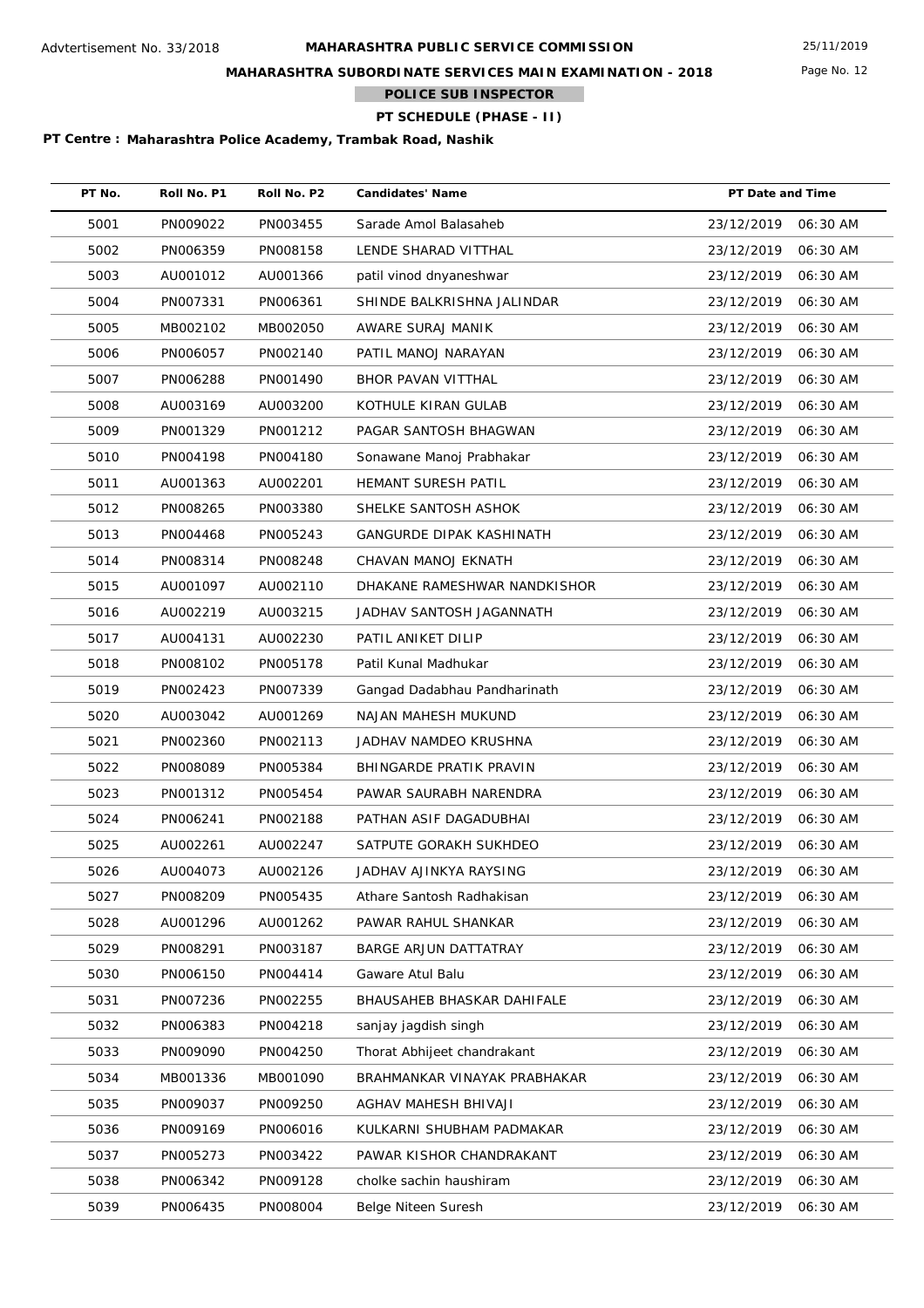Advtertisement No. 33/2018

# MAHARASHTRA PUBLIC SERVICE COMMISSION

## MAHARASHTRA SUBORDINATE SERVICES MAIN EXAMINATION - 2018

### POLICE SUB INSPECTOR

### PT SCHEDULE (PHASE - II)

**PT Centre : Maharashtra Police Academy, Trambak Road, Nashik**

| PT No. | Roll No. P1 | Roll No. P2 | Candidates' Name | PT Date and Time |
|---|---|---|---|---|
| 5001 | PN009022 | PN003455 | Sarade Amol Balasaheb | 23/12/2019 06:30 AM |
| 5002 | PN006359 | PN008158 | LENDE SHARAD VITTHAL | 23/12/2019 06:30 AM |
| 5003 | AU001012 | AU001366 | patil vinod dnyaneshwar | 23/12/2019 06:30 AM |
| 5004 | PN007331 | PN006361 | SHINDE BALKRISHNA JALINDAR | 23/12/2019 06:30 AM |
| 5005 | MB002102 | MB002050 | AWARE SURAJ MANIK | 23/12/2019 06:30 AM |
| 5006 | PN006057 | PN002140 | PATIL MANOJ NARAYAN | 23/12/2019 06:30 AM |
| 5007 | PN006288 | PN001490 | BHOR PAVAN VITTHAL | 23/12/2019 06:30 AM |
| 5008 | AU003169 | AU003200 | KOTHULE KIRAN GULAB | 23/12/2019 06:30 AM |
| 5009 | PN001329 | PN001212 | PAGAR SANTOSH BHAGWAN | 23/12/2019 06:30 AM |
| 5010 | PN004198 | PN004180 | Sonawane Manoj Prabhakar | 23/12/2019 06:30 AM |
| 5011 | AU001363 | AU002201 | HEMANT SURESH PATIL | 23/12/2019 06:30 AM |
| 5012 | PN008265 | PN003380 | SHELKE SANTOSH ASHOK | 23/12/2019 06:30 AM |
| 5013 | PN004468 | PN005243 | GANGURDE DIPAK KASHINATH | 23/12/2019 06:30 AM |
| 5014 | PN008314 | PN008248 | CHAVAN MANOJ EKNATH | 23/12/2019 06:30 AM |
| 5015 | AU001097 | AU002110 | DHAKANE RAMESHWAR NANDKISHOR | 23/12/2019 06:30 AM |
| 5016 | AU002219 | AU003215 | JADHAV SANTOSH JAGANNATH | 23/12/2019 06:30 AM |
| 5017 | AU004131 | AU002230 | PATIL ANIKET DILIP | 23/12/2019 06:30 AM |
| 5018 | PN008102 | PN005178 | Patil Kunal Madhukar | 23/12/2019 06:30 AM |
| 5019 | PN002423 | PN007339 | Gangad Dadabhau Pandharinath | 23/12/2019 06:30 AM |
| 5020 | AU003042 | AU001269 | NAJAN MAHESH MUKUND | 23/12/2019 06:30 AM |
| 5021 | PN002360 | PN002113 | JADHAV NAMDEO KRUSHNA | 23/12/2019 06:30 AM |
| 5022 | PN008089 | PN005384 | BHINGARDE PRATIK PRAVIN | 23/12/2019 06:30 AM |
| 5023 | PN001312 | PN005454 | PAWAR SAURABH NARENDRA | 23/12/2019 06:30 AM |
| 5024 | PN006241 | PN002188 | PATHAN ASIF DAGADUBHAI | 23/12/2019 06:30 AM |
| 5025 | AU002261 | AU002247 | SATPUTE GORAKH SUKHDEO | 23/12/2019 06:30 AM |
| 5026 | AU004073 | AU002126 | JADHAV AJINKYA RAYSING | 23/12/2019 06:30 AM |
| 5027 | PN008209 | PN005435 | Athare Santosh Radhakisan | 23/12/2019 06:30 AM |
| 5028 | AU001296 | AU001262 | PAWAR RAHUL SHANKAR | 23/12/2019 06:30 AM |
| 5029 | PN008291 | PN003187 | BARGE ARJUN DATTATRAY | 23/12/2019 06:30 AM |
| 5030 | PN006150 | PN004414 | Gaware Atul Balu | 23/12/2019 06:30 AM |
| 5031 | PN007236 | PN002255 | BHAUSAHEB BHASKAR DAHIFALE | 23/12/2019 06:30 AM |
| 5032 | PN006383 | PN004218 | sanjay jagdish singh | 23/12/2019 06:30 AM |
| 5033 | PN009090 | PN004250 | Thorat Abhijeet chandrakant | 23/12/2019 06:30 AM |
| 5034 | MB001336 | MB001090 | BRAHMANKAR VINAYAK PRABHAKAR | 23/12/2019 06:30 AM |
| 5035 | PN009037 | PN009250 | AGHAV MAHESH BHIVAJI | 23/12/2019 06:30 AM |
| 5036 | PN009169 | PN006016 | KULKARNI SHUBHAM PADMAKAR | 23/12/2019 06:30 AM |
| 5037 | PN005273 | PN003422 | PAWAR KISHOR CHANDRAKANT | 23/12/2019 06:30 AM |
| 5038 | PN006342 | PN009128 | cholke sachin haushiram | 23/12/2019 06:30 AM |
| 5039 | PN006435 | PN008004 | Belge Niteen Suresh | 23/12/2019 06:30 AM |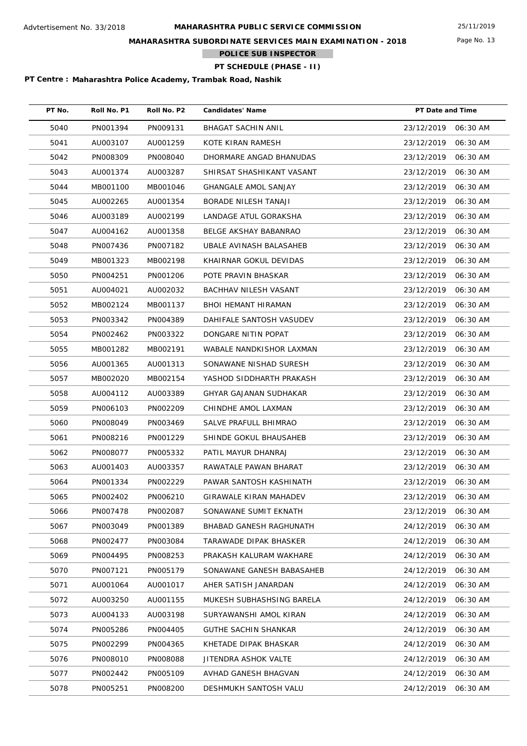Advtertisement No. 33/2018

# MAHARASHTRA PUBLIC SERVICE COMMISSION

## MAHARASHTRA SUBORDINATE SERVICES MAIN EXAMINATION - 2018

### POLICE SUB INSPECTOR

### PT SCHEDULE (PHASE - II)

25/11/2019

**PT Centre : Maharashtra Police Academy, Trambak Road, Nashik**

| PT No. | Roll No. P1 | Roll No. P2 | Candidates' Name | PT Date and Time |
|---|---|---|---|---|
| 5040 | PN001394 | PN009131 | BHAGAT SACHIN ANIL | 23/12/2019 06:30 AM |
| 5041 | AU003107 | AU001259 | KOTE KIRAN RAMESH | 23/12/2019 06:30 AM |
| 5042 | PN008309 | PN008040 | DHORMARE ANGAD BHANUDAS | 23/12/2019 06:30 AM |
| 5043 | AU001374 | AU003287 | SHIRSAT SHASHIKANT VASANT | 23/12/2019 06:30 AM |
| 5044 | MB001100 | MB001046 | GHANGALE AMOL SANJAY | 23/12/2019 06:30 AM |
| 5045 | AU002265 | AU001354 | BORADE NILESH TANAJI | 23/12/2019 06:30 AM |
| 5046 | AU003189 | AU002199 | LANDAGE ATUL GORAKSHA | 23/12/2019 06:30 AM |
| 5047 | AU004162 | AU001358 | BELGE AKSHAY BABANRAO | 23/12/2019 06:30 AM |
| 5048 | PN007436 | PN007182 | UBALE AVINASH BALASAHEB | 23/12/2019 06:30 AM |
| 5049 | MB001323 | MB002198 | KHAIRNAR GOKUL DEVIDAS | 23/12/2019 06:30 AM |
| 5050 | PN004251 | PN001206 | POTE PRAVIN BHASKAR | 23/12/2019 06:30 AM |
| 5051 | AU004021 | AU002032 | BACHHAV NILESH VASANT | 23/12/2019 06:30 AM |
| 5052 | MB002124 | MB001137 | BHOI HEMANT HIRAMAN | 23/12/2019 06:30 AM |
| 5053 | PN003342 | PN004389 | DAHIFALE SANTOSH VASUDEV | 23/12/2019 06:30 AM |
| 5054 | PN002462 | PN003322 | DONGARE NITIN POPAT | 23/12/2019 06:30 AM |
| 5055 | MB001282 | MB002191 | WABALE NANDKISHOR LAXMAN | 23/12/2019 06:30 AM |
| 5056 | AU001365 | AU001313 | SONAWANE NISHAD SURESH | 23/12/2019 06:30 AM |
| 5057 | MB002020 | MB002154 | YASHOD SIDDHARTH PRAKASH | 23/12/2019 06:30 AM |
| 5058 | AU004112 | AU003389 | GHYAR GAJANAN SUDHAKAR | 23/12/2019 06:30 AM |
| 5059 | PN006103 | PN002209 | CHINDHE AMOL LAXMAN | 23/12/2019 06:30 AM |
| 5060 | PN008049 | PN003469 | SALVE PRAFULL BHIMRAO | 23/12/2019 06:30 AM |
| 5061 | PN008216 | PN001229 | SHINDE GOKUL BHAUSAHEB | 23/12/2019 06:30 AM |
| 5062 | PN008077 | PN005332 | PATIL MAYUR DHANRAJ | 23/12/2019 06:30 AM |
| 5063 | AU001403 | AU003357 | RAWATALE PAWAN BHARAT | 23/12/2019 06:30 AM |
| 5064 | PN001334 | PN002229 | PAWAR SANTOSH KASHINATH | 23/12/2019 06:30 AM |
| 5065 | PN002402 | PN006210 | GIRAWALE KIRAN MAHADEV | 23/12/2019 06:30 AM |
| 5066 | PN007478 | PN002087 | SONAWANE SUMIT EKNATH | 23/12/2019 06:30 AM |
| 5067 | PN003049 | PN001389 | BHABAD GANESH RAGHUNATH | 24/12/2019 06:30 AM |
| 5068 | PN002477 | PN003084 | TARAWADE DIPAK BHASKER | 24/12/2019 06:30 AM |
| 5069 | PN004495 | PN008253 | PRAKASH KALURAM WAKHARE | 24/12/2019 06:30 AM |
| 5070 | PN007121 | PN005179 | SONAWANE GANESH BABASAHEB | 24/12/2019 06:30 AM |
| 5071 | AU001064 | AU001017 | AHER SATISH JANARDAN | 24/12/2019 06:30 AM |
| 5072 | AU003250 | AU001155 | MUKESH SUBHASHSING BARELA | 24/12/2019 06:30 AM |
| 5073 | AU004133 | AU003198 | SURYAWANSHI AMOL KIRAN | 24/12/2019 06:30 AM |
| 5074 | PN005286 | PN004405 | GUTHE SACHIN SHANKAR | 24/12/2019 06:30 AM |
| 5075 | PN002299 | PN004365 | KHETADE DIPAK BHASKAR | 24/12/2019 06:30 AM |
| 5076 | PN008010 | PN008088 | JITENDRA ASHOK VALTE | 24/12/2019 06:30 AM |
| 5077 | PN002442 | PN005109 | AVHAD GANESH BHAGVAN | 24/12/2019 06:30 AM |
| 5078 | PN005251 | PN008200 | DESHMUKH SANTOSH VALU | 24/12/2019 06:30 AM |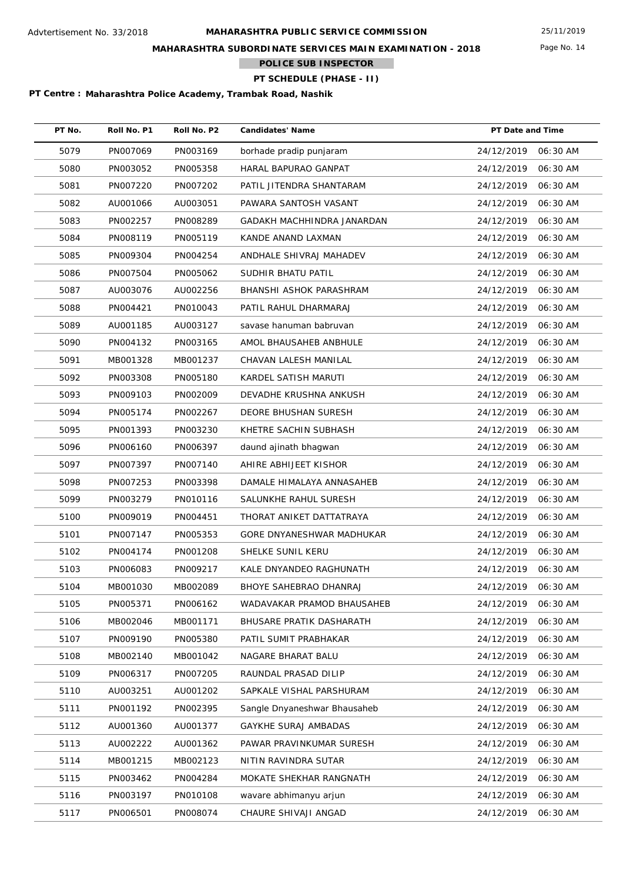Advtertisement No. 33/2018

# MAHARASHTRA PUBLIC SERVICE COMMISSION

## MAHARASHTRA SUBORDINATE SERVICES MAIN EXAMINATION - 2018

### POLICE SUB INSPECTOR

### PT SCHEDULE (PHASE - II)

**PT Centre : Maharashtra Police Academy, Trambak Road, Nashik**

| PT No. | Roll No. P1 | Roll No. P2 | Candidates' Name | PT Date and Time |
|---|---|---|---|---|
| 5079 | PN007069 | PN003169 | borhade pradip punjaram | 24/12/2019 06:30 AM |
| 5080 | PN003052 | PN005358 | HARAL BAPURAO GANPAT | 24/12/2019 06:30 AM |
| 5081 | PN007220 | PN007202 | PATIL JITENDRA SHANTARAM | 24/12/2019 06:30 AM |
| 5082 | AU001066 | AU003051 | PAWARA SANTOSH VASANT | 24/12/2019 06:30 AM |
| 5083 | PN002257 | PN008289 | GADAKH MACHHINDRA JANARDAN | 24/12/2019 06:30 AM |
| 5084 | PN008119 | PN005119 | KANDE ANAND LAXMAN | 24/12/2019 06:30 AM |
| 5085 | PN009304 | PN004254 | ANDHALE SHIVRAJ MAHADEV | 24/12/2019 06:30 AM |
| 5086 | PN007504 | PN005062 | SUDHIR BHATU PATIL | 24/12/2019 06:30 AM |
| 5087 | AU003076 | AU002256 | BHANSHI ASHOK PARASHRAM | 24/12/2019 06:30 AM |
| 5088 | PN004421 | PN010043 | PATIL RAHUL DHARMARAJ | 24/12/2019 06:30 AM |
| 5089 | AU001185 | AU003127 | savase hanuman babruvan | 24/12/2019 06:30 AM |
| 5090 | PN004132 | PN003165 | AMOL BHAUSAHEB ANBHULE | 24/12/2019 06:30 AM |
| 5091 | MB001328 | MB001237 | CHAVAN LALESH MANILAL | 24/12/2019 06:30 AM |
| 5092 | PN003308 | PN005180 | KARDEL SATISH MARUTI | 24/12/2019 06:30 AM |
| 5093 | PN009103 | PN002009 | DEVADHE KRUSHNA ANKUSH | 24/12/2019 06:30 AM |
| 5094 | PN005174 | PN002267 | DEORE BHUSHAN SURESH | 24/12/2019 06:30 AM |
| 5095 | PN001393 | PN003230 | KHETRE SACHIN SUBHASH | 24/12/2019 06:30 AM |
| 5096 | PN006160 | PN006397 | daund ajinath bhagwan | 24/12/2019 06:30 AM |
| 5097 | PN007397 | PN007140 | AHIRE ABHIJEET KISHOR | 24/12/2019 06:30 AM |
| 5098 | PN007253 | PN003398 | DAMALE HIMALAYA ANNASAHEB | 24/12/2019 06:30 AM |
| 5099 | PN003279 | PN010116 | SALUNKHE RAHUL SURESH | 24/12/2019 06:30 AM |
| 5100 | PN009019 | PN004451 | THORAT ANIKET DATTATRAYA | 24/12/2019 06:30 AM |
| 5101 | PN007147 | PN005353 | GORE DNYANESHWAR MADHUKAR | 24/12/2019 06:30 AM |
| 5102 | PN004174 | PN001208 | SHELKE SUNIL KERU | 24/12/2019 06:30 AM |
| 5103 | PN006083 | PN009217 | KALE DNYANDEO RAGHUNATH | 24/12/2019 06:30 AM |
| 5104 | MB001030 | MB002089 | BHOYE SAHEBRAO DHANRAJ | 24/12/2019 06:30 AM |
| 5105 | PN005371 | PN006162 | WADAVAKAR PRAMOD BHAUSAHEB | 24/12/2019 06:30 AM |
| 5106 | MB002046 | MB001171 | BHUSARE PRATIK DASHARATH | 24/12/2019 06:30 AM |
| 5107 | PN009190 | PN005380 | PATIL SUMIT PRABHAKAR | 24/12/2019 06:30 AM |
| 5108 | MB002140 | MB001042 | NAGARE BHARAT BALU | 24/12/2019 06:30 AM |
| 5109 | PN006317 | PN007205 | RAUNDAL PRASAD DILIP | 24/12/2019 06:30 AM |
| 5110 | AU003251 | AU001202 | SAPKALE VISHAL PARSHURAM | 24/12/2019 06:30 AM |
| 5111 | PN001192 | PN002395 | Sangle Dnyaneshwar Bhausaheb | 24/12/2019 06:30 AM |
| 5112 | AU001360 | AU001377 | GAYKHE SURAJ AMBADAS | 24/12/2019 06:30 AM |
| 5113 | AU002222 | AU001362 | PAWAR PRAVINKUMAR SURESH | 24/12/2019 06:30 AM |
| 5114 | MB001215 | MB002123 | NITIN RAVINDRA SUTAR | 24/12/2019 06:30 AM |
| 5115 | PN003462 | PN004284 | MOKATE SHEKHAR RANGNATH | 24/12/2019 06:30 AM |
| 5116 | PN003197 | PN010108 | wavare abhimanyu arjun | 24/12/2019 06:30 AM |
| 5117 | PN006501 | PN008074 | CHAURE SHIVAJI ANGAD | 24/12/2019 06:30 AM |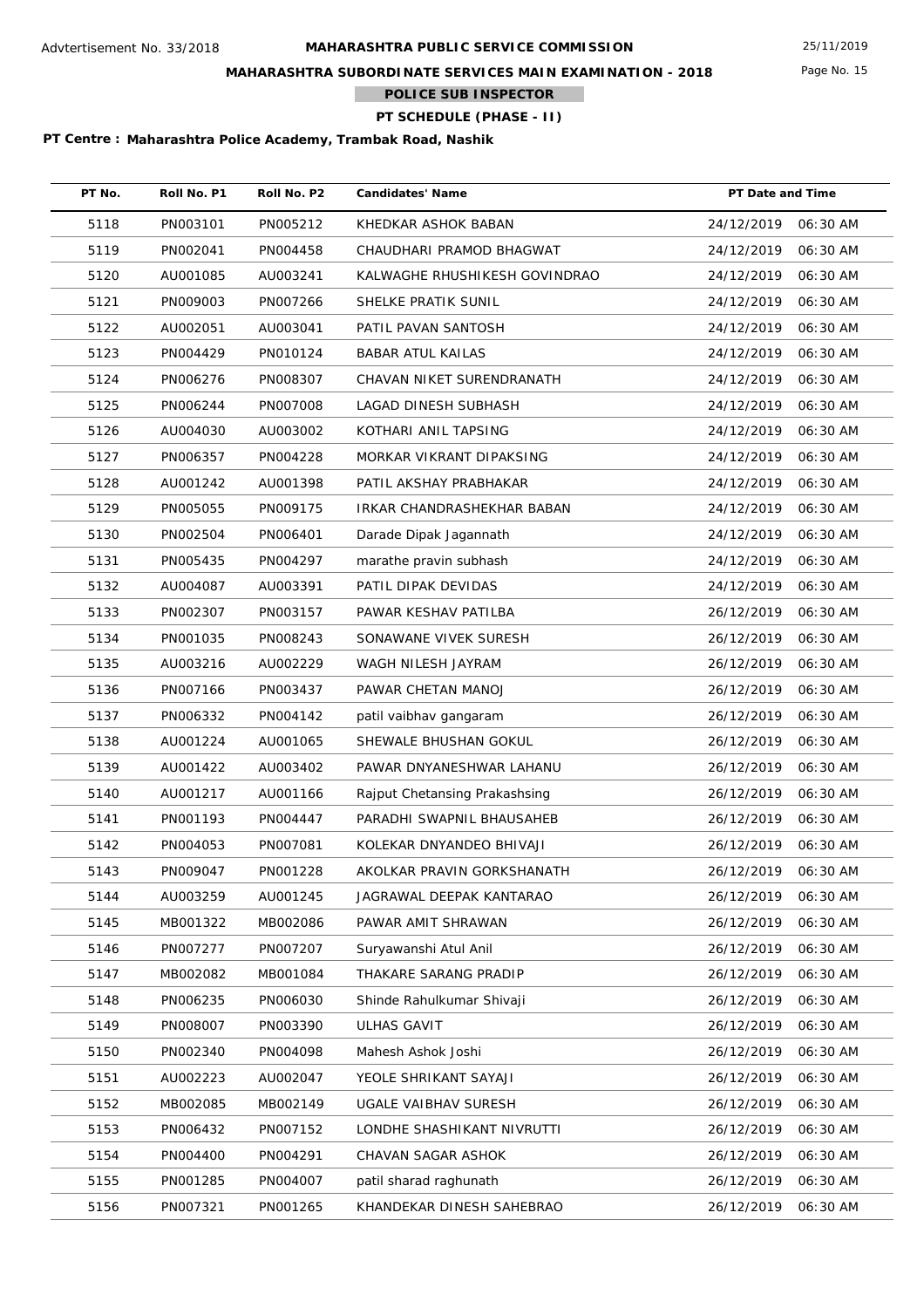Advtertisement No. 33/2018

# MAHARASHTRA PUBLIC SERVICE COMMISSION

25/11/2019

## MAHARASHTRA SUBORDINATE SERVICES MAIN EXAMINATION - 2018

### POLICE SUB INSPECTOR

### PT SCHEDULE (PHASE - II)

**PT Centre : Maharashtra Police Academy, Trambak Road, Nashik**

| PT No. | Roll No. P1 | Roll No. P2 | Candidates' Name | PT Date and Time |
|---|---|---|---|---|
| 5118 | PN003101 | PN005212 | KHEDKAR ASHOK BABAN | 24/12/2019 06:30 AM |
| 5119 | PN002041 | PN004458 | CHAUDHARI PRAMOD BHAGWAT | 24/12/2019 06:30 AM |
| 5120 | AU001085 | AU003241 | KALWAGHE RHUSHIKESH GOVINDRAO | 24/12/2019 06:30 AM |
| 5121 | PN009003 | PN007266 | SHELKE PRATIK SUNIL | 24/12/2019 06:30 AM |
| 5122 | AU002051 | AU003041 | PATIL PAVAN SANTOSH | 24/12/2019 06:30 AM |
| 5123 | PN004429 | PN010124 | BABAR ATUL KAILAS | 24/12/2019 06:30 AM |
| 5124 | PN006276 | PN008307 | CHAVAN NIKET SURENDRANATH | 24/12/2019 06:30 AM |
| 5125 | PN006244 | PN007008 | LAGAD DINESH SUBHASH | 24/12/2019 06:30 AM |
| 5126 | AU004030 | AU003002 | KOTHARI ANIL TAPSING | 24/12/2019 06:30 AM |
| 5127 | PN006357 | PN004228 | MORKAR VIKRANT DIPAKSING | 24/12/2019 06:30 AM |
| 5128 | AU001242 | AU001398 | PATIL AKSHAY PRABHAKAR | 24/12/2019 06:30 AM |
| 5129 | PN005055 | PN009175 | IRKAR CHANDRASHEKHAR BABAN | 24/12/2019 06:30 AM |
| 5130 | PN002504 | PN006401 | Darade Dipak Jagannath | 24/12/2019 06:30 AM |
| 5131 | PN005435 | PN004297 | marathe pravin subhash | 24/12/2019 06:30 AM |
| 5132 | AU004087 | AU003391 | PATIL DIPAK DEVIDAS | 24/12/2019 06:30 AM |
| 5133 | PN002307 | PN003157 | PAWAR KESHAV PATILBA | 26/12/2019 06:30 AM |
| 5134 | PN001035 | PN008243 | SONAWANE VIVEK SURESH | 26/12/2019 06:30 AM |
| 5135 | AU003216 | AU002229 | WAGH NILESH JAYRAM | 26/12/2019 06:30 AM |
| 5136 | PN007166 | PN003437 | PAWAR CHETAN MANOJ | 26/12/2019 06:30 AM |
| 5137 | PN006332 | PN004142 | patil vaibhav gangaram | 26/12/2019 06:30 AM |
| 5138 | AU001224 | AU001065 | SHEWALE BHUSHAN GOKUL | 26/12/2019 06:30 AM |
| 5139 | AU001422 | AU003402 | PAWAR DNYANESHWAR LAHANU | 26/12/2019 06:30 AM |
| 5140 | AU001217 | AU001166 | Rajput Chetansing Prakashsing | 26/12/2019 06:30 AM |
| 5141 | PN001193 | PN004447 | PARADHI SWAPNIL BHAUSAHEB | 26/12/2019 06:30 AM |
| 5142 | PN004053 | PN007081 | KOLEKAR DNYANDEO BHIVAJI | 26/12/2019 06:30 AM |
| 5143 | PN009047 | PN001228 | AKOLKAR PRAVIN GORKSHANATH | 26/12/2019 06:30 AM |
| 5144 | AU003259 | AU001245 | JAGRAWAL DEEPAK KANTARAO | 26/12/2019 06:30 AM |
| 5145 | MB001322 | MB002086 | PAWAR AMIT SHRAWAN | 26/12/2019 06:30 AM |
| 5146 | PN007277 | PN007207 | Suryawanshi Atul Anil | 26/12/2019 06:30 AM |
| 5147 | MB002082 | MB001084 | THAKARE SARANG PRADIP | 26/12/2019 06:30 AM |
| 5148 | PN006235 | PN006030 | Shinde Rahulkumar Shivaji | 26/12/2019 06:30 AM |
| 5149 | PN008007 | PN003390 | ULHAS GAVIT | 26/12/2019 06:30 AM |
| 5150 | PN002340 | PN004098 | Mahesh Ashok Joshi | 26/12/2019 06:30 AM |
| 5151 | AU002223 | AU002047 | YEOLE SHRIKANT SAYAJI | 26/12/2019 06:30 AM |
| 5152 | MB002085 | MB002149 | UGALE VAIBHAV SURESH | 26/12/2019 06:30 AM |
| 5153 | PN006432 | PN007152 | LONDHE SHASHIKANT NIVRUTTI | 26/12/2019 06:30 AM |
| 5154 | PN004400 | PN004291 | CHAVAN SAGAR ASHOK | 26/12/2019 06:30 AM |
| 5155 | PN001285 | PN004007 | patil sharad raghunath | 26/12/2019 06:30 AM |
| 5156 | PN007321 | PN001265 | KHANDEKAR DINESH SAHEBRAO | 26/12/2019 06:30 AM |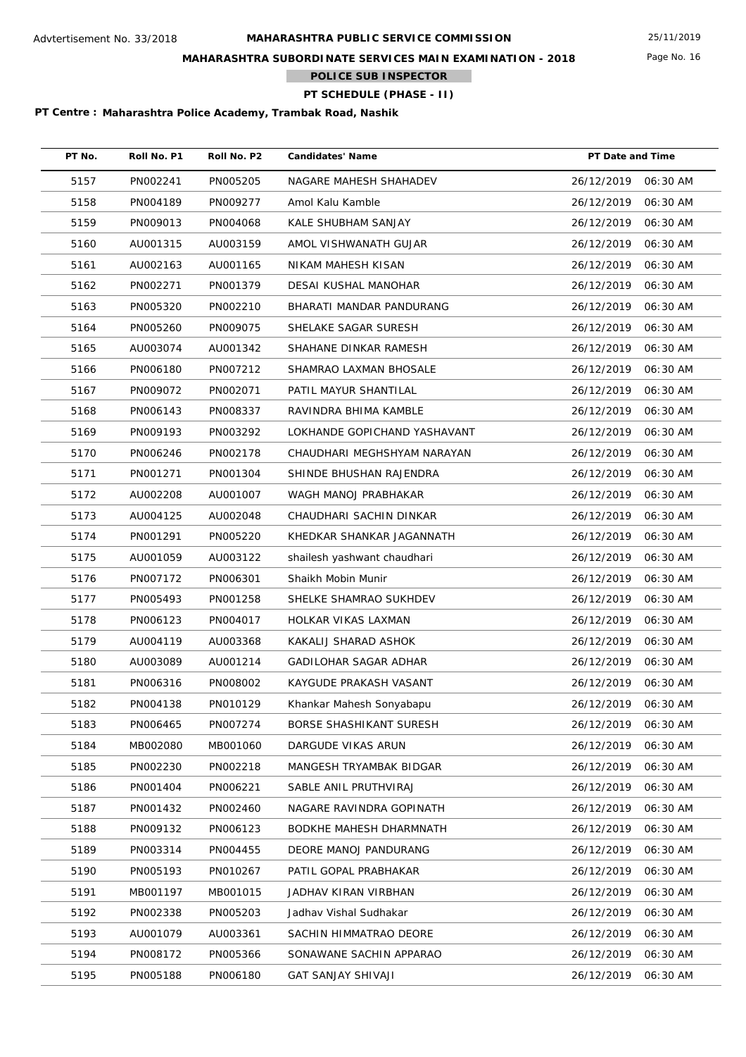Advtertisement No. 33/2018

**MAHARASHTRA PUBLIC SERVICE COMMISSION**

25/11/2019

**MAHARASHTRA SUBORDINATE SERVICES MAIN EXAMINATION - 2018**

**POLICE SUB INSPECTOR**

**PT SCHEDULE (PHASE - II)**

**PT Centre : Maharashtra Police Academy, Trambak Road, Nashik**

| PT No. | Roll No. P1 | Roll No. P2 | Candidates' Name | PT Date and Time |
|---|---|---|---|---|
| 5157 | PN002241 | PN005205 | NAGARE MAHESH SHAHADEV | 26/12/2019 06:30 AM |
| 5158 | PN004189 | PN009277 | Amol Kalu Kamble | 26/12/2019 06:30 AM |
| 5159 | PN009013 | PN004068 | KALE SHUBHAM SANJAY | 26/12/2019 06:30 AM |
| 5160 | AU001315 | AU003159 | AMOL VISHWANATH GUJAR | 26/12/2019 06:30 AM |
| 5161 | AU002163 | AU001165 | NIKAM MAHESH KISAN | 26/12/2019 06:30 AM |
| 5162 | PN002271 | PN001379 | DESAI KUSHAL MANOHAR | 26/12/2019 06:30 AM |
| 5163 | PN005320 | PN002210 | BHARATI MANDAR PANDURANG | 26/12/2019 06:30 AM |
| 5164 | PN005260 | PN009075 | SHELAKE SAGAR SURESH | 26/12/2019 06:30 AM |
| 5165 | AU003074 | AU001342 | SHAHANE DINKAR RAMESH | 26/12/2019 06:30 AM |
| 5166 | PN006180 | PN007212 | SHAMRAO LAXMAN BHOSALE | 26/12/2019 06:30 AM |
| 5167 | PN009072 | PN002071 | PATIL MAYUR SHANTILAL | 26/12/2019 06:30 AM |
| 5168 | PN006143 | PN008337 | RAVINDRA BHIMA KAMBLE | 26/12/2019 06:30 AM |
| 5169 | PN009193 | PN003292 | LOKHANDE GOPICHAND YASHAVANT | 26/12/2019 06:30 AM |
| 5170 | PN006246 | PN002178 | CHAUDHARI MEGHSHYAM NARAYAN | 26/12/2019 06:30 AM |
| 5171 | PN001271 | PN001304 | SHINDE BHUSHAN RAJENDRA | 26/12/2019 06:30 AM |
| 5172 | AU002208 | AU001007 | WAGH MANOJ PRABHAKAR | 26/12/2019 06:30 AM |
| 5173 | AU004125 | AU002048 | CHAUDHARI SACHIN DINKAR | 26/12/2019 06:30 AM |
| 5174 | PN001291 | PN005220 | KHEDKAR SHANKAR JAGANNATH | 26/12/2019 06:30 AM |
| 5175 | AU001059 | AU003122 | shailesh yashwant chaudhari | 26/12/2019 06:30 AM |
| 5176 | PN007172 | PN006301 | Shaikh Mobin Munir | 26/12/2019 06:30 AM |
| 5177 | PN005493 | PN001258 | SHELKE SHAMRAO SUKHDEV | 26/12/2019 06:30 AM |
| 5178 | PN006123 | PN004017 | HOLKAR VIKAS LAXMAN | 26/12/2019 06:30 AM |
| 5179 | AU004119 | AU003368 | KAKALIJ SHARAD ASHOK | 26/12/2019 06:30 AM |
| 5180 | AU003089 | AU001214 | GADILOHAR SAGAR ADHAR | 26/12/2019 06:30 AM |
| 5181 | PN006316 | PN008002 | KAYGUDE PRAKASH VASANT | 26/12/2019 06:30 AM |
| 5182 | PN004138 | PN010129 | Khankar Mahesh Sonyabapu | 26/12/2019 06:30 AM |
| 5183 | PN006465 | PN007274 | BORSE SHASHIKANT SURESH | 26/12/2019 06:30 AM |
| 5184 | MB002080 | MB001060 | DARGUDE VIKAS ARUN | 26/12/2019 06:30 AM |
| 5185 | PN002230 | PN002218 | MANGESH TRYAMBAK BIDGAR | 26/12/2019 06:30 AM |
| 5186 | PN001404 | PN006221 | SABLE ANIL PRUTHVIRAJ | 26/12/2019 06:30 AM |
| 5187 | PN001432 | PN002460 | NAGARE RAVINDRA GOPINATH | 26/12/2019 06:30 AM |
| 5188 | PN009132 | PN006123 | BODKHE MAHESH DHARMNATH | 26/12/2019 06:30 AM |
| 5189 | PN003314 | PN004455 | DEORE MANOJ PANDURANG | 26/12/2019 06:30 AM |
| 5190 | PN005193 | PN010267 | PATIL GOPAL PRABHAKAR | 26/12/2019 06:30 AM |
| 5191 | MB001197 | MB001015 | JADHAV KIRAN VIRBHAN | 26/12/2019 06:30 AM |
| 5192 | PN002338 | PN005203 | Jadhav Vishal Sudhakar | 26/12/2019 06:30 AM |
| 5193 | AU001079 | AU003361 | SACHIN HIMMATRAO DEORE | 26/12/2019 06:30 AM |
| 5194 | PN008172 | PN005366 | SONAWANE SACHIN APPARAO | 26/12/2019 06:30 AM |
| 5195 | PN005188 | PN006180 | GAT SANJAY SHIVAJI | 26/12/2019 06:30 AM |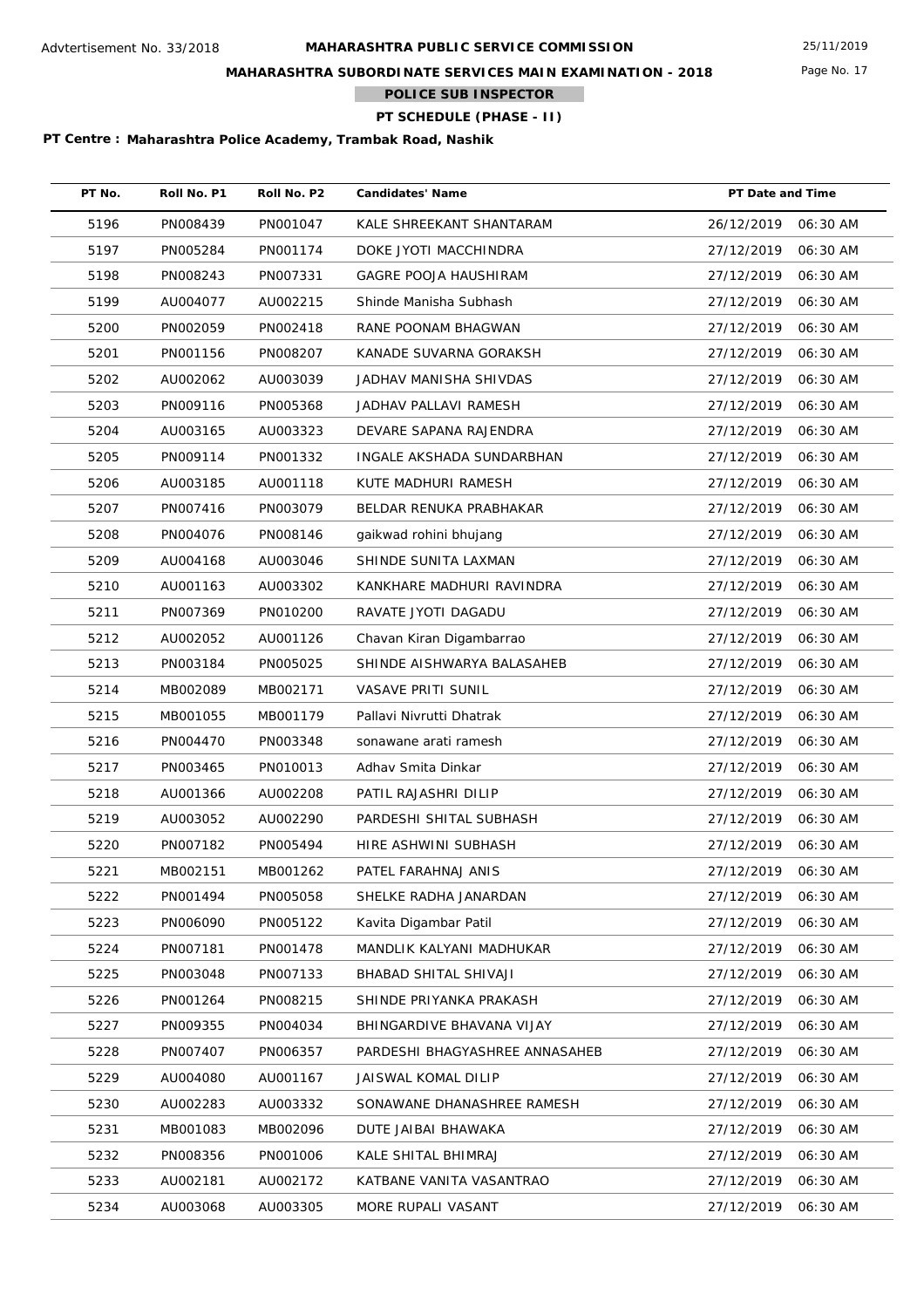Advtertisement No. 33/2018

**MAHARASHTRA PUBLIC SERVICE COMMISSION**

25/11/2019

**MAHARASHTRA SUBORDINATE SERVICES MAIN EXAMINATION - 2018**

**POLICE SUB INSPECTOR**

**PT SCHEDULE (PHASE - II)**

**PT Centre : Maharashtra Police Academy, Trambak Road, Nashik**

| PT No. | Roll No. P1 | Roll No. P2 | Candidates' Name | PT Date and Time |
|---|---|---|---|---|
| 5196 | PN008439 | PN001047 | KALE SHREEKANT SHANTARAM | 26/12/2019 06:30 AM |
| 5197 | PN005284 | PN001174 | DOKE JYOTI MACCHINDRA | 27/12/2019 06:30 AM |
| 5198 | PN008243 | PN007331 | GAGRE POOJA HAUSHIRAM | 27/12/2019 06:30 AM |
| 5199 | AU004077 | AU002215 | Shinde Manisha Subhash | 27/12/2019 06:30 AM |
| 5200 | PN002059 | PN002418 | RANE POONAM BHAGWAN | 27/12/2019 06:30 AM |
| 5201 | PN001156 | PN008207 | KANADE SUVARNA GORAKSH | 27/12/2019 06:30 AM |
| 5202 | AU002062 | AU003039 | JADHAV MANISHA SHIVDAS | 27/12/2019 06:30 AM |
| 5203 | PN009116 | PN005368 | JADHAV PALLAVI RAMESH | 27/12/2019 06:30 AM |
| 5204 | AU003165 | AU003323 | DEVARE SAPANA RAJENDRA | 27/12/2019 06:30 AM |
| 5205 | PN009114 | PN001332 | INGALE AKSHADA SUNDARBHAN | 27/12/2019 06:30 AM |
| 5206 | AU003185 | AU001118 | KUTE MADHURI RAMESH | 27/12/2019 06:30 AM |
| 5207 | PN007416 | PN003079 | BELDAR RENUKA PRABHAKAR | 27/12/2019 06:30 AM |
| 5208 | PN004076 | PN008146 | gaikwad rohini bhujang | 27/12/2019 06:30 AM |
| 5209 | AU004168 | AU003046 | SHINDE SUNITA LAXMAN | 27/12/2019 06:30 AM |
| 5210 | AU001163 | AU003302 | KANKHARE MADHURI RAVINDRA | 27/12/2019 06:30 AM |
| 5211 | PN007369 | PN010200 | RAVATE JYOTI DAGADU | 27/12/2019 06:30 AM |
| 5212 | AU002052 | AU001126 | Chavan Kiran Digambarrao | 27/12/2019 06:30 AM |
| 5213 | PN003184 | PN005025 | SHINDE AISHWARYA BALASAHEB | 27/12/2019 06:30 AM |
| 5214 | MB002089 | MB002171 | VASAVE PRITI SUNIL | 27/12/2019 06:30 AM |
| 5215 | MB001055 | MB001179 | Pallavi Nivrutti Dhatrak | 27/12/2019 06:30 AM |
| 5216 | PN004470 | PN003348 | sonawane arati ramesh | 27/12/2019 06:30 AM |
| 5217 | PN003465 | PN010013 | Adhav Smita Dinkar | 27/12/2019 06:30 AM |
| 5218 | AU001366 | AU002208 | PATIL RAJASHRI DILIP | 27/12/2019 06:30 AM |
| 5219 | AU003052 | AU002290 | PARDESHI SHITAL SUBHASH | 27/12/2019 06:30 AM |
| 5220 | PN007182 | PN005494 | HIRE ASHWINI SUBHASH | 27/12/2019 06:30 AM |
| 5221 | MB002151 | MB001262 | PATEL FARAHNAJ ANIS | 27/12/2019 06:30 AM |
| 5222 | PN001494 | PN005058 | SHELKE RADHA JANARDAN | 27/12/2019 06:30 AM |
| 5223 | PN006090 | PN005122 | Kavita Digambar Patil | 27/12/2019 06:30 AM |
| 5224 | PN007181 | PN001478 | MANDLIK KALYANI MADHUKAR | 27/12/2019 06:30 AM |
| 5225 | PN003048 | PN007133 | BHABAD SHITAL SHIVAJI | 27/12/2019 06:30 AM |
| 5226 | PN001264 | PN008215 | SHINDE PRIYANKA PRAKASH | 27/12/2019 06:30 AM |
| 5227 | PN009355 | PN004034 | BHINGARDIVE BHAVANA VIJAY | 27/12/2019 06:30 AM |
| 5228 | PN007407 | PN006357 | PARDESHI BHAGYASHREE ANNASAHEB | 27/12/2019 06:30 AM |
| 5229 | AU004080 | AU001167 | JAISWAL KOMAL DILIP | 27/12/2019 06:30 AM |
| 5230 | AU002283 | AU003332 | SONAWANE DHANASHREE RAMESH | 27/12/2019 06:30 AM |
| 5231 | MB001083 | MB002096 | DUTE JAIBAI BHAWAKA | 27/12/2019 06:30 AM |
| 5232 | PN008356 | PN001006 | KALE SHITAL BHIMRAJ | 27/12/2019 06:30 AM |
| 5233 | AU002181 | AU002172 | KATBANE VANITA VASANTRAO | 27/12/2019 06:30 AM |
| 5234 | AU003068 | AU003305 | MORE RUPALI VASANT | 27/12/2019 06:30 AM |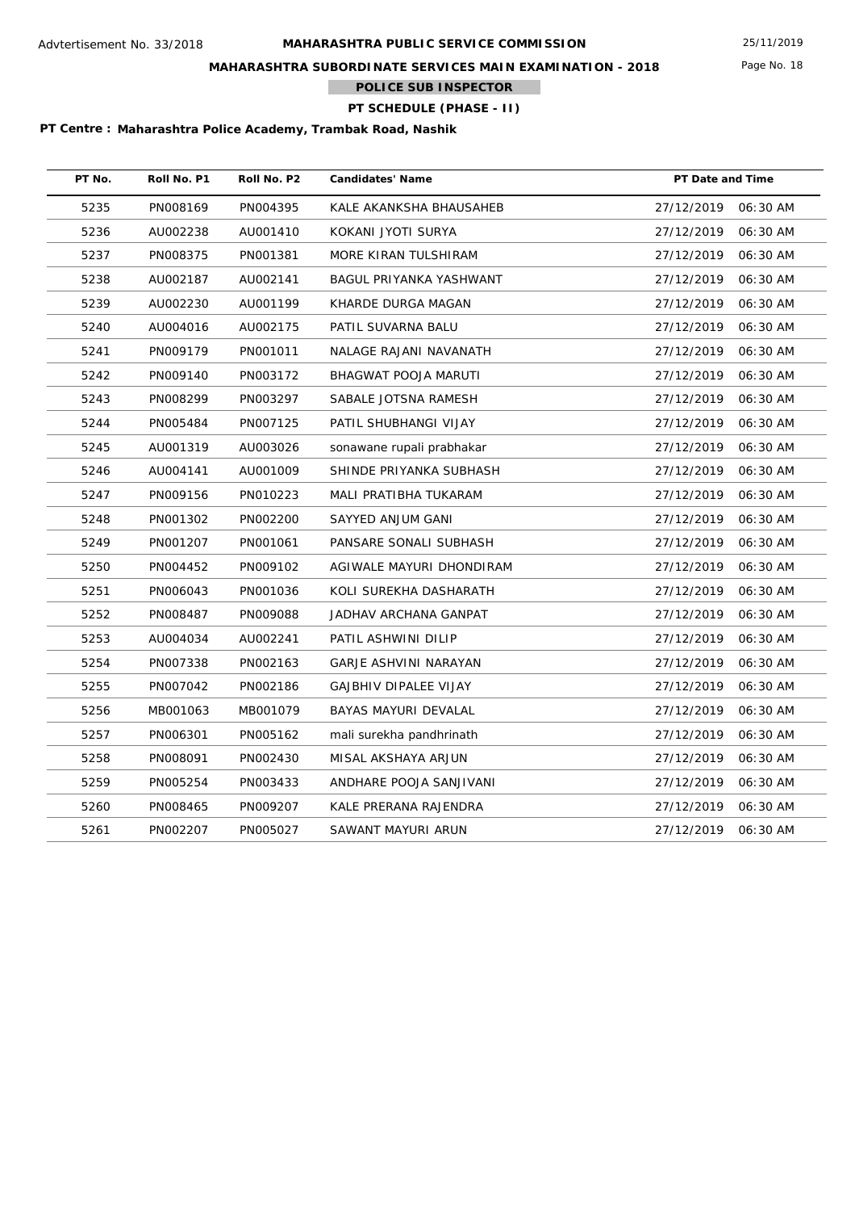Advtertisement No. 33/2018

# MAHARASHTRA PUBLIC SERVICE COMMISSION

25/11/2019

## MAHARASHTRA SUBORDINATE SERVICES MAIN EXAMINATION - 2018

### POLICE SUB INSPECTOR

### PT SCHEDULE (PHASE - II)

**PT Centre : Maharashtra Police Academy, Trambak Road, Nashik**

| PT No. | Roll No. P1 | Roll No. P2 | Candidates' Name | PT Date and Time |
|---|---|---|---|---|
| 5235 | PN008169 | PN004395 | KALE AKANKSHA BHAUSAHEB | 27/12/2019 06:30 AM |
| 5236 | AU002238 | AU001410 | KOKANI JYOTI SURYA | 27/12/2019 06:30 AM |
| 5237 | PN008375 | PN001381 | MORE KIRAN TULSHIRAM | 27/12/2019 06:30 AM |
| 5238 | AU002187 | AU002141 | BAGUL PRIYANKA YASHWANT | 27/12/2019 06:30 AM |
| 5239 | AU002230 | AU001199 | KHARDE DURGA MAGAN | 27/12/2019 06:30 AM |
| 5240 | AU004016 | AU002175 | PATIL SUVARNA BALU | 27/12/2019 06:30 AM |
| 5241 | PN009179 | PN001011 | NALAGE RAJANI NAVANATH | 27/12/2019 06:30 AM |
| 5242 | PN009140 | PN003172 | BHAGWAT POOJA MARUTI | 27/12/2019 06:30 AM |
| 5243 | PN008299 | PN003297 | SABALE JOTSNA RAMESH | 27/12/2019 06:30 AM |
| 5244 | PN005484 | PN007125 | PATIL SHUBHANGI VIJAY | 27/12/2019 06:30 AM |
| 5245 | AU001319 | AU003026 | sonawane rupali prabhakar | 27/12/2019 06:30 AM |
| 5246 | AU004141 | AU001009 | SHINDE PRIYANKA SUBHASH | 27/12/2019 06:30 AM |
| 5247 | PN009156 | PN010223 | MALI PRATIBHA TUKARAM | 27/12/2019 06:30 AM |
| 5248 | PN001302 | PN002200 | SAYYED ANJUM GANI | 27/12/2019 06:30 AM |
| 5249 | PN001207 | PN001061 | PANSARE SONALI SUBHASH | 27/12/2019 06:30 AM |
| 5250 | PN004452 | PN009102 | AGIWALE MAYURI DHONDIRAM | 27/12/2019 06:30 AM |
| 5251 | PN006043 | PN001036 | KOLI SUREKHA DASHARATH | 27/12/2019 06:30 AM |
| 5252 | PN008487 | PN009088 | JADHAV ARCHANA GANPAT | 27/12/2019 06:30 AM |
| 5253 | AU004034 | AU002241 | PATIL ASHWINI DILIP | 27/12/2019 06:30 AM |
| 5254 | PN007338 | PN002163 | GARJE ASHVINI NARAYAN | 27/12/2019 06:30 AM |
| 5255 | PN007042 | PN002186 | GAJBHIV DIPALEE VIJAY | 27/12/2019 06:30 AM |
| 5256 | MB001063 | MB001079 | BAYAS MAYURI DEVALAL | 27/12/2019 06:30 AM |
| 5257 | PN006301 | PN005162 | mali surekha pandhrinath | 27/12/2019 06:30 AM |
| 5258 | PN008091 | PN002430 | MISAL AKSHAYA ARJUN | 27/12/2019 06:30 AM |
| 5259 | PN005254 | PN003433 | ANDHARE POOJA SANJIVANI | 27/12/2019 06:30 AM |
| 5260 | PN008465 | PN009207 | KALE PRERANA RAJENDRA | 27/12/2019 06:30 AM |
| 5261 | PN002207 | PN005027 | SAWANT MAYURI ARUN | 27/12/2019 06:30 AM |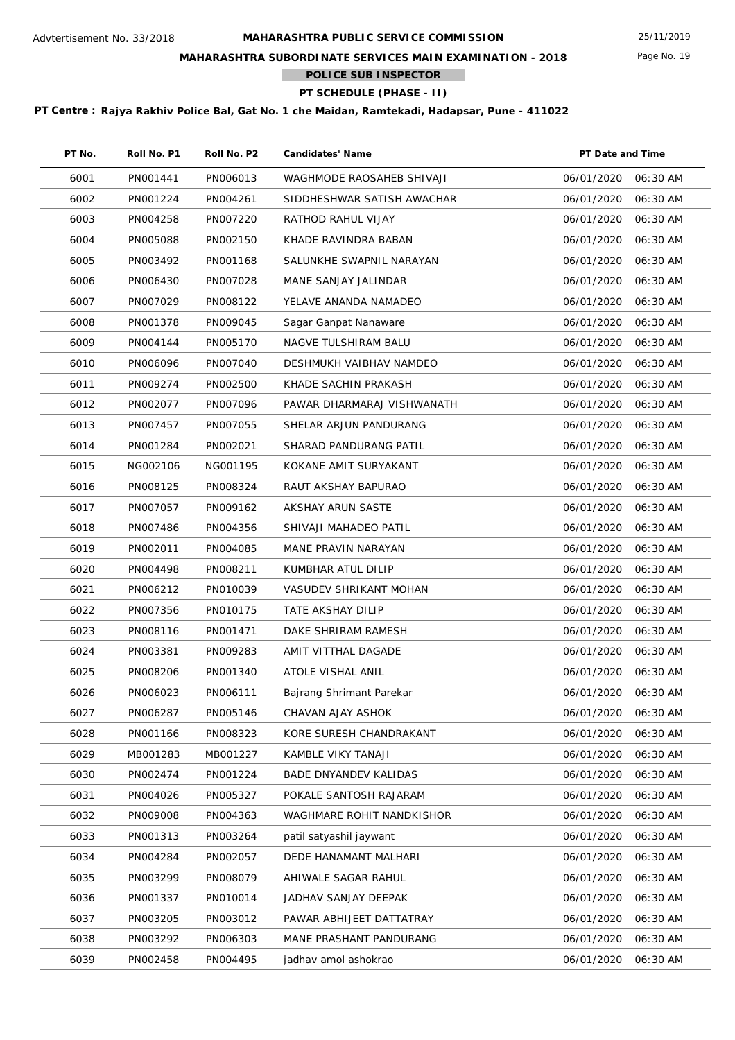Advtertisement No. 33/2018

# MAHARASHTRA PUBLIC SERVICE COMMISSION

## MAHARASHTRA SUBORDINATE SERVICES MAIN EXAMINATION - 2018

### POLICE SUB INSPECTOR

### PT SCHEDULE (PHASE - II)

**PT Centre : Rajya Rakhiv Police Bal, Gat No. 1 che Maidan, Ramtekadi, Hadapsar, Pune - 411022**

| PT No. | Roll No. P1 | Roll No. P2 | Candidates' Name | PT Date and Time |
|---|---|---|---|---|
| 6001 | PN001441 | PN006013 | WAGHMODE RAOSAHEB SHIVAJI | 06/01/2020 06:30 AM |
| 6002 | PN001224 | PN004261 | SIDDHESHWAR SATISH AWACHAR | 06/01/2020 06:30 AM |
| 6003 | PN004258 | PN007220 | RATHOD RAHUL VIJAY | 06/01/2020 06:30 AM |
| 6004 | PN005088 | PN002150 | KHADE RAVINDRA BABAN | 06/01/2020 06:30 AM |
| 6005 | PN003492 | PN001168 | SALUNKHE SWAPNIL NARAYAN | 06/01/2020 06:30 AM |
| 6006 | PN006430 | PN007028 | MANE SANJAY JALINDAR | 06/01/2020 06:30 AM |
| 6007 | PN007029 | PN008122 | YELAVE ANANDA NAMADEO | 06/01/2020 06:30 AM |
| 6008 | PN001378 | PN009045 | Sagar Ganpat Nanaware | 06/01/2020 06:30 AM |
| 6009 | PN004144 | PN005170 | NAGVE TULSHIRAM BALU | 06/01/2020 06:30 AM |
| 6010 | PN006096 | PN007040 | DESHMUKH VAIBHAV NAMDEO | 06/01/2020 06:30 AM |
| 6011 | PN009274 | PN002500 | KHADE SACHIN PRAKASH | 06/01/2020 06:30 AM |
| 6012 | PN002077 | PN007096 | PAWAR DHARMARAJ VISHWANATH | 06/01/2020 06:30 AM |
| 6013 | PN007457 | PN007055 | SHELAR ARJUN PANDURANG | 06/01/2020 06:30 AM |
| 6014 | PN001284 | PN002021 | SHARAD PANDURANG PATIL | 06/01/2020 06:30 AM |
| 6015 | NG002106 | NG001195 | KOKANE AMIT SURYAKANT | 06/01/2020 06:30 AM |
| 6016 | PN008125 | PN008324 | RAUT AKSHAY BAPURAO | 06/01/2020 06:30 AM |
| 6017 | PN007057 | PN009162 | AKSHAY ARUN SASTE | 06/01/2020 06:30 AM |
| 6018 | PN007486 | PN004356 | SHIVAJI MAHADEO PATIL | 06/01/2020 06:30 AM |
| 6019 | PN002011 | PN004085 | MANE PRAVIN NARAYAN | 06/01/2020 06:30 AM |
| 6020 | PN004498 | PN008211 | KUMBHAR ATUL DILIP | 06/01/2020 06:30 AM |
| 6021 | PN006212 | PN010039 | VASUDEV SHRIKANT MOHAN | 06/01/2020 06:30 AM |
| 6022 | PN007356 | PN010175 | TATE AKSHAY DILIP | 06/01/2020 06:30 AM |
| 6023 | PN008116 | PN001471 | DAKE SHRIRAM RAMESH | 06/01/2020 06:30 AM |
| 6024 | PN003381 | PN009283 | AMIT VITTHAL DAGADE | 06/01/2020 06:30 AM |
| 6025 | PN008206 | PN001340 | ATOLE VISHAL ANIL | 06/01/2020 06:30 AM |
| 6026 | PN006023 | PN006111 | Bajrang Shrimant Parekar | 06/01/2020 06:30 AM |
| 6027 | PN006287 | PN005146 | CHAVAN AJAY ASHOK | 06/01/2020 06:30 AM |
| 6028 | PN001166 | PN008323 | KORE SURESH CHANDRAKANT | 06/01/2020 06:30 AM |
| 6029 | MB001283 | MB001227 | KAMBLE VIKY TANAJI | 06/01/2020 06:30 AM |
| 6030 | PN002474 | PN001224 | BADE DNYANDEV KALIDAS | 06/01/2020 06:30 AM |
| 6031 | PN004026 | PN005327 | POKALE SANTOSH RAJARAM | 06/01/2020 06:30 AM |
| 6032 | PN009008 | PN004363 | WAGHMARE ROHIT NANDKISHOR | 06/01/2020 06:30 AM |
| 6033 | PN001313 | PN003264 | patil satyashil jaywant | 06/01/2020 06:30 AM |
| 6034 | PN004284 | PN002057 | DEDE HANAMANT MALHARI | 06/01/2020 06:30 AM |
| 6035 | PN003299 | PN008079 | AHIWALE SAGAR RAHUL | 06/01/2020 06:30 AM |
| 6036 | PN001337 | PN010014 | JADHAV SANJAY DEEPAK | 06/01/2020 06:30 AM |
| 6037 | PN003205 | PN003012 | PAWAR ABHIJEET DATTATRAY | 06/01/2020 06:30 AM |
| 6038 | PN003292 | PN006303 | MANE PRASHANT PANDURANG | 06/01/2020 06:30 AM |
| 6039 | PN002458 | PN004495 | jadhav amol ashokrao | 06/01/2020 06:30 AM |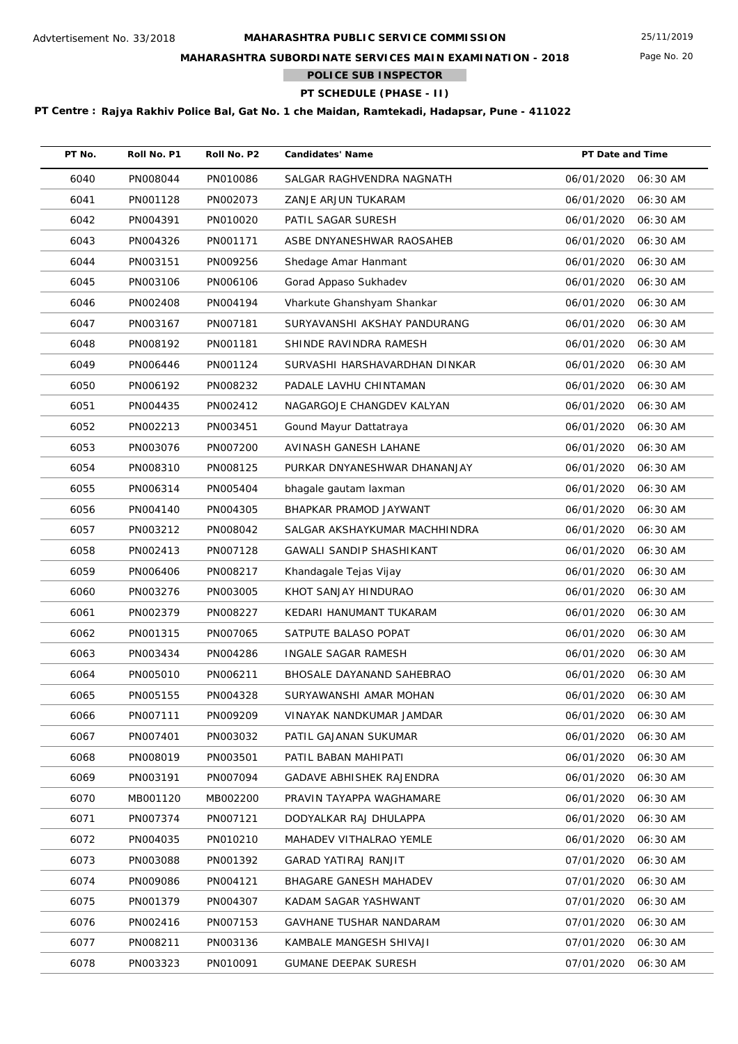Advtertisement No. 33/2018

# MAHARASHTRA PUBLIC SERVICE COMMISSION

## MAHARASHTRA SUBORDINATE SERVICES MAIN EXAMINATION - 2018

### POLICE SUB INSPECTOR

### PT SCHEDULE (PHASE - II)

25/11/2019

**PT Centre : Rajya Rakhiv Police Bal, Gat No. 1 che Maidan, Ramtekadi, Hadapsar, Pune - 411022**

| PT No. | Roll No. P1 | Roll No. P2 | Candidates' Name | PT Date and Time |
|---|---|---|---|---|
| 6040 | PN008044 | PN010086 | SALGAR RAGHVENDRA NAGNATH | 06/01/2020 06:30 AM |
| 6041 | PN001128 | PN002073 | ZANJE ARJUN TUKARAM | 06/01/2020 06:30 AM |
| 6042 | PN004391 | PN010020 | PATIL SAGAR SURESH | 06/01/2020 06:30 AM |
| 6043 | PN004326 | PN001171 | ASBE DNYANESHWAR RAOSAHEB | 06/01/2020 06:30 AM |
| 6044 | PN003151 | PN009256 | Shedage Amar Hanmant | 06/01/2020 06:30 AM |
| 6045 | PN003106 | PN006106 | Gorad Appaso Sukhadev | 06/01/2020 06:30 AM |
| 6046 | PN002408 | PN004194 | Vharkute Ghanshyam Shankar | 06/01/2020 06:30 AM |
| 6047 | PN003167 | PN007181 | SURYAVANSHI AKSHAY PANDURANG | 06/01/2020 06:30 AM |
| 6048 | PN008192 | PN001181 | SHINDE RAVINDRA RAMESH | 06/01/2020 06:30 AM |
| 6049 | PN006446 | PN001124 | SURVASHI HARSHAVARDHAN DINKAR | 06/01/2020 06:30 AM |
| 6050 | PN006192 | PN008232 | PADALE LAVHU CHINTAMAN | 06/01/2020 06:30 AM |
| 6051 | PN004435 | PN002412 | NAGARGOJE CHANGDEV KALYAN | 06/01/2020 06:30 AM |
| 6052 | PN002213 | PN003451 | Gound Mayur Dattatraya | 06/01/2020 06:30 AM |
| 6053 | PN003076 | PN007200 | AVINASH GANESH LAHANE | 06/01/2020 06:30 AM |
| 6054 | PN008310 | PN008125 | PURKAR DNYANESHWAR DHANANJAY | 06/01/2020 06:30 AM |
| 6055 | PN006314 | PN005404 | bhagale gautam laxman | 06/01/2020 06:30 AM |
| 6056 | PN004140 | PN004305 | BHAPKAR PRAMOD JAYWANT | 06/01/2020 06:30 AM |
| 6057 | PN003212 | PN008042 | SALGAR AKSHAYKUMAR MACHHINDRA | 06/01/2020 06:30 AM |
| 6058 | PN002413 | PN007128 | GAWALI SANDIP SHASHIKANT | 06/01/2020 06:30 AM |
| 6059 | PN006406 | PN008217 | Khandagale Tejas Vijay | 06/01/2020 06:30 AM |
| 6060 | PN003276 | PN003005 | KHOT SANJAY HINDURAO | 06/01/2020 06:30 AM |
| 6061 | PN002379 | PN008227 | KEDARI HANUMANT TUKARAM | 06/01/2020 06:30 AM |
| 6062 | PN001315 | PN007065 | SATPUTE BALASO POPAT | 06/01/2020 06:30 AM |
| 6063 | PN003434 | PN004286 | INGALE SAGAR RAMESH | 06/01/2020 06:30 AM |
| 6064 | PN005010 | PN006211 | BHOSALE DAYANAND SAHEBRAO | 06/01/2020 06:30 AM |
| 6065 | PN005155 | PN004328 | SURYAWANSHI AMAR MOHAN | 06/01/2020 06:30 AM |
| 6066 | PN007111 | PN009209 | VINAYAK NANDKUMAR JAMDAR | 06/01/2020 06:30 AM |
| 6067 | PN007401 | PN003032 | PATIL GAJANAN SUKUMAR | 06/01/2020 06:30 AM |
| 6068 | PN008019 | PN003501 | PATIL BABAN MAHIPATI | 06/01/2020 06:30 AM |
| 6069 | PN003191 | PN007094 | GADAVE ABHISHEK RAJENDRA | 06/01/2020 06:30 AM |
| 6070 | MB001120 | MB002200 | PRAVIN TAYAPPA WAGHAMARE | 06/01/2020 06:30 AM |
| 6071 | PN007374 | PN007121 | DODYALKAR RAJ DHULAPPA | 06/01/2020 06:30 AM |
| 6072 | PN004035 | PN010210 | MAHADEV VITHALRAO YEMLE | 06/01/2020 06:30 AM |
| 6073 | PN003088 | PN001392 | GARAD YATIRAJ RANJIT | 07/01/2020 06:30 AM |
| 6074 | PN009086 | PN004121 | BHAGARE GANESH MAHADEV | 07/01/2020 06:30 AM |
| 6075 | PN001379 | PN004307 | KADAM SAGAR YASHWANT | 07/01/2020 06:30 AM |
| 6076 | PN002416 | PN007153 | GAVHANE TUSHAR NANDARAM | 07/01/2020 06:30 AM |
| 6077 | PN008211 | PN003136 | KAMBALE MANGESH SHIVAJI | 07/01/2020 06:30 AM |
| 6078 | PN003323 | PN010091 | GUMANE DEEPAK SURESH | 07/01/2020 06:30 AM |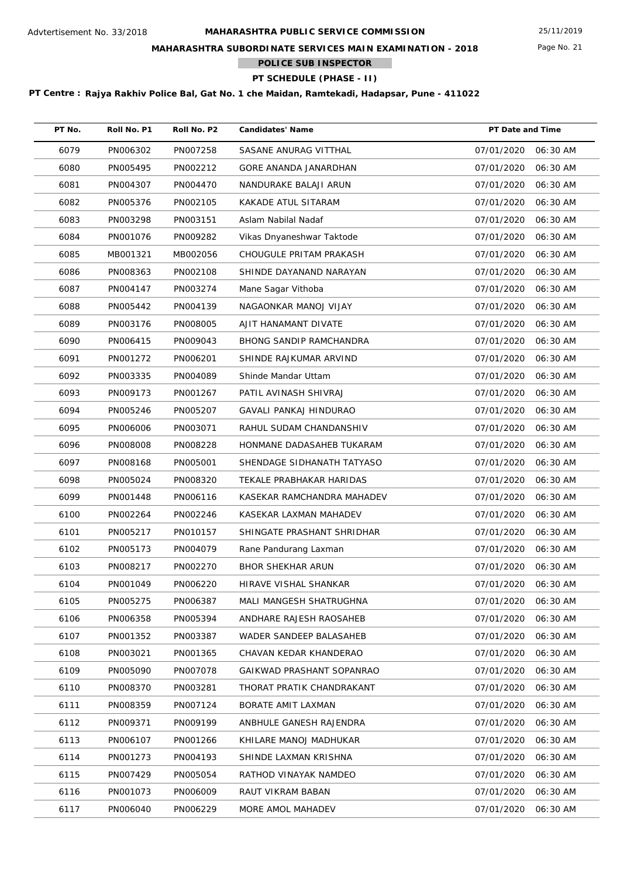Advtertisement No. 33/2018

# MAHARASHTRA PUBLIC SERVICE COMMISSION

## MAHARASHTRA SUBORDINATE SERVICES MAIN EXAMINATION - 2018

### POLICE SUB INSPECTOR

### PT SCHEDULE (PHASE - II)

**PT Centre : Rajya Rakhiv Police Bal, Gat No. 1 che Maidan, Ramtekadi, Hadapsar, Pune - 411022**

| PT No. | Roll No. P1 | Roll No. P2 | Candidates' Name | PT Date and Time |
|---|---|---|---|---|
| 6079 | PN006302 | PN007258 | SASANE ANURAG VITTHAL | 07/01/2020 06:30 AM |
| 6080 | PN005495 | PN002212 | GORE ANANDA JANARDHAN | 07/01/2020 06:30 AM |
| 6081 | PN004307 | PN004470 | NANDURAKE BALAJI ARUN | 07/01/2020 06:30 AM |
| 6082 | PN005376 | PN002105 | KAKADE ATUL SITARAM | 07/01/2020 06:30 AM |
| 6083 | PN003298 | PN003151 | Aslam Nabilal Nadaf | 07/01/2020 06:30 AM |
| 6084 | PN001076 | PN009282 | Vikas Dnyaneshwar Taktode | 07/01/2020 06:30 AM |
| 6085 | MB001321 | MB002056 | CHOUGULE PRITAM PRAKASH | 07/01/2020 06:30 AM |
| 6086 | PN008363 | PN002108 | SHINDE DAYANAND NARAYAN | 07/01/2020 06:30 AM |
| 6087 | PN004147 | PN003274 | Mane Sagar Vithoba | 07/01/2020 06:30 AM |
| 6088 | PN005442 | PN004139 | NAGAONKAR MANOJ VIJAY | 07/01/2020 06:30 AM |
| 6089 | PN003176 | PN008005 | AJIT HANAMANT DIVATE | 07/01/2020 06:30 AM |
| 6090 | PN006415 | PN009043 | BHONG SANDIP RAMCHANDRA | 07/01/2020 06:30 AM |
| 6091 | PN001272 | PN006201 | SHINDE RAJKUMAR ARVIND | 07/01/2020 06:30 AM |
| 6092 | PN003335 | PN004089 | Shinde Mandar Uttam | 07/01/2020 06:30 AM |
| 6093 | PN009173 | PN001267 | PATIL AVINASH SHIVRAJ | 07/01/2020 06:30 AM |
| 6094 | PN005246 | PN005207 | GAVALI PANKAJ HINDURAO | 07/01/2020 06:30 AM |
| 6095 | PN006006 | PN003071 | RAHUL SUDAM CHANDANSHIV | 07/01/2020 06:30 AM |
| 6096 | PN008008 | PN008228 | HONMANE DADASAHEB TUKARAM | 07/01/2020 06:30 AM |
| 6097 | PN008168 | PN005001 | SHENDAGE SIDHANATH TATYASO | 07/01/2020 06:30 AM |
| 6098 | PN005024 | PN008320 | TEKALE PRABHAKAR HARIDAS | 07/01/2020 06:30 AM |
| 6099 | PN001448 | PN006116 | KASEKAR RAMCHANDRA MAHADEV | 07/01/2020 06:30 AM |
| 6100 | PN002264 | PN002246 | KASEKAR LAXMAN MAHADEV | 07/01/2020 06:30 AM |
| 6101 | PN005217 | PN010157 | SHINGATE PRASHANT SHRIDHAR | 07/01/2020 06:30 AM |
| 6102 | PN005173 | PN004079 | Rane Pandurang Laxman | 07/01/2020 06:30 AM |
| 6103 | PN008217 | PN002270 | BHOR SHEKHAR ARUN | 07/01/2020 06:30 AM |
| 6104 | PN001049 | PN006220 | HIRAVE VISHAL SHANKAR | 07/01/2020 06:30 AM |
| 6105 | PN005275 | PN006387 | MALI MANGESH SHATRUGHNA | 07/01/2020 06:30 AM |
| 6106 | PN006358 | PN005394 | ANDHARE RAJESH RAOSAHEB | 07/01/2020 06:30 AM |
| 6107 | PN001352 | PN003387 | WADER SANDEEP BALASAHEB | 07/01/2020 06:30 AM |
| 6108 | PN003021 | PN001365 | CHAVAN KEDAR KHANDERAO | 07/01/2020 06:30 AM |
| 6109 | PN005090 | PN007078 | GAIKWAD PRASHANT SOPANRAO | 07/01/2020 06:30 AM |
| 6110 | PN008370 | PN003281 | THORAT PRATIK CHANDRAKANT | 07/01/2020 06:30 AM |
| 6111 | PN008359 | PN007124 | BORATE AMIT LAXMAN | 07/01/2020 06:30 AM |
| 6112 | PN009371 | PN009199 | ANBHULE GANESH RAJENDRA | 07/01/2020 06:30 AM |
| 6113 | PN006107 | PN001266 | KHILARE MANOJ MADHUKAR | 07/01/2020 06:30 AM |
| 6114 | PN001273 | PN004193 | SHINDE LAXMAN KRISHNA | 07/01/2020 06:30 AM |
| 6115 | PN007429 | PN005054 | RATHOD VINAYAK NAMDEO | 07/01/2020 06:30 AM |
| 6116 | PN001073 | PN006009 | RAUT VIKRAM BABAN | 07/01/2020 06:30 AM |
| 6117 | PN006040 | PN006229 | MORE AMOL MAHADEV | 07/01/2020 06:30 AM |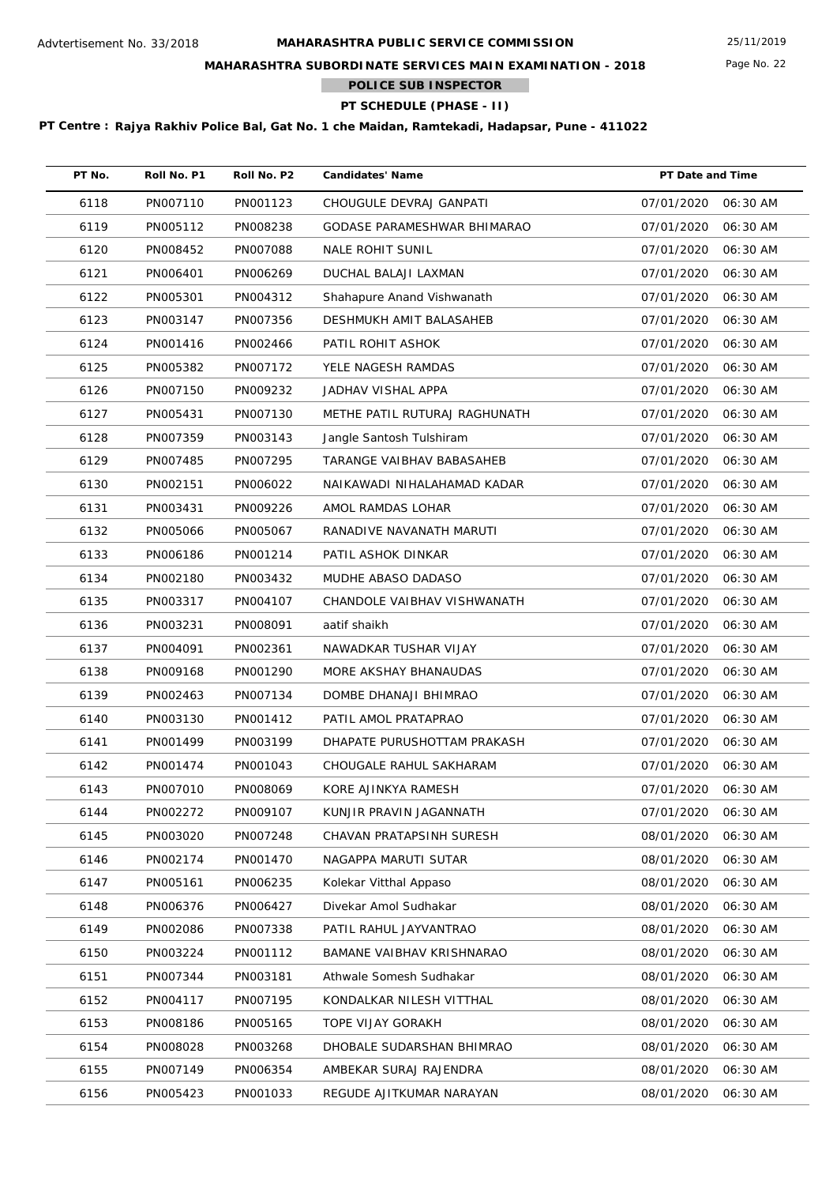Advtertisement No. 33/2018

# MAHARASHTRA PUBLIC SERVICE COMMISSION

25/11/2019

## MAHARASHTRA SUBORDINATE SERVICES MAIN EXAMINATION - 2018

### POLICE SUB INSPECTOR

### PT SCHEDULE (PHASE - II)

**PT Centre : Rajya Rakhiv Police Bal, Gat No. 1 che Maidan, Ramtekadi, Hadapsar, Pune - 411022**

| PT No. | Roll No. P1 | Roll No. P2 | Candidates' Name | PT Date and Time |
|---|---|---|---|---|
| 6118 | PN007110 | PN001123 | CHOUGULE DEVRAJ GANPATI | 07/01/2020 06:30 AM |
| 6119 | PN005112 | PN008238 | GODASE PARAMESHWAR BHIMARAO | 07/01/2020 06:30 AM |
| 6120 | PN008452 | PN007088 | NALE ROHIT SUNIL | 07/01/2020 06:30 AM |
| 6121 | PN006401 | PN006269 | DUCHAL BALAJI LAXMAN | 07/01/2020 06:30 AM |
| 6122 | PN005301 | PN004312 | Shahapure Anand Vishwanath | 07/01/2020 06:30 AM |
| 6123 | PN003147 | PN007356 | DESHMUKH AMIT BALASAHEB | 07/01/2020 06:30 AM |
| 6124 | PN001416 | PN002466 | PATIL ROHIT ASHOK | 07/01/2020 06:30 AM |
| 6125 | PN005382 | PN007172 | YELE NAGESH RAMDAS | 07/01/2020 06:30 AM |
| 6126 | PN007150 | PN009232 | JADHAV VISHAL APPA | 07/01/2020 06:30 AM |
| 6127 | PN005431 | PN007130 | METHE PATIL RUTURAJ RAGHUNATH | 07/01/2020 06:30 AM |
| 6128 | PN007359 | PN003143 | Jangle Santosh Tulshiram | 07/01/2020 06:30 AM |
| 6129 | PN007485 | PN007295 | TARANGE VAIBHAV BABASAHEB | 07/01/2020 06:30 AM |
| 6130 | PN002151 | PN006022 | NAIKAWADI NIHALAHAMAD KADAR | 07/01/2020 06:30 AM |
| 6131 | PN003431 | PN009226 | AMOL RAMDAS LOHAR | 07/01/2020 06:30 AM |
| 6132 | PN005066 | PN005067 | RANADIVE NAVANATH MARUTI | 07/01/2020 06:30 AM |
| 6133 | PN006186 | PN001214 | PATIL ASHOK DINKAR | 07/01/2020 06:30 AM |
| 6134 | PN002180 | PN003432 | MUDHE ABASO DADASO | 07/01/2020 06:30 AM |
| 6135 | PN003317 | PN004107 | CHANDOLE VAIBHAV VISHWANATH | 07/01/2020 06:30 AM |
| 6136 | PN003231 | PN008091 | aatif shaikh | 07/01/2020 06:30 AM |
| 6137 | PN004091 | PN002361 | NAWADKAR TUSHAR VIJAY | 07/01/2020 06:30 AM |
| 6138 | PN009168 | PN001290 | MORE AKSHAY BHANAUDAS | 07/01/2020 06:30 AM |
| 6139 | PN002463 | PN007134 | DOMBE DHANAJI BHIMRAO | 07/01/2020 06:30 AM |
| 6140 | PN003130 | PN001412 | PATIL AMOL PRATAPRAO | 07/01/2020 06:30 AM |
| 6141 | PN001499 | PN003199 | DHAPATE PURUSHOTTAM PRAKASH | 07/01/2020 06:30 AM |
| 6142 | PN001474 | PN001043 | CHOUGALE RAHUL SAKHARAM | 07/01/2020 06:30 AM |
| 6143 | PN007010 | PN008069 | KORE AJINKYA RAMESH | 07/01/2020 06:30 AM |
| 6144 | PN002272 | PN009107 | KUNJIR PRAVIN JAGANNATH | 07/01/2020 06:30 AM |
| 6145 | PN003020 | PN007248 | CHAVAN PRATAPSINH SURESH | 08/01/2020 06:30 AM |
| 6146 | PN002174 | PN001470 | NAGAPPA MARUTI SUTAR | 08/01/2020 06:30 AM |
| 6147 | PN005161 | PN006235 | Kolekar Vitthal Appaso | 08/01/2020 06:30 AM |
| 6148 | PN006376 | PN006427 | Divekar Amol Sudhakar | 08/01/2020 06:30 AM |
| 6149 | PN002086 | PN007338 | PATIL RAHUL JAYVANTRAO | 08/01/2020 06:30 AM |
| 6150 | PN003224 | PN001112 | BAMANE VAIBHAV KRISHNARAO | 08/01/2020 06:30 AM |
| 6151 | PN007344 | PN003181 | Athwale Somesh Sudhakar | 08/01/2020 06:30 AM |
| 6152 | PN004117 | PN007195 | KONDALKAR NILESH VITTHAL | 08/01/2020 06:30 AM |
| 6153 | PN008186 | PN005165 | TOPE VIJAY GORAKH | 08/01/2020 06:30 AM |
| 6154 | PN008028 | PN003268 | DHOBALE SUDARSHAN BHIMRAO | 08/01/2020 06:30 AM |
| 6155 | PN007149 | PN006354 | AMBEKAR SURAJ RAJENDRA | 08/01/2020 06:30 AM |
| 6156 | PN005423 | PN001033 | REGUDE AJITKUMAR NARAYAN | 08/01/2020 06:30 AM |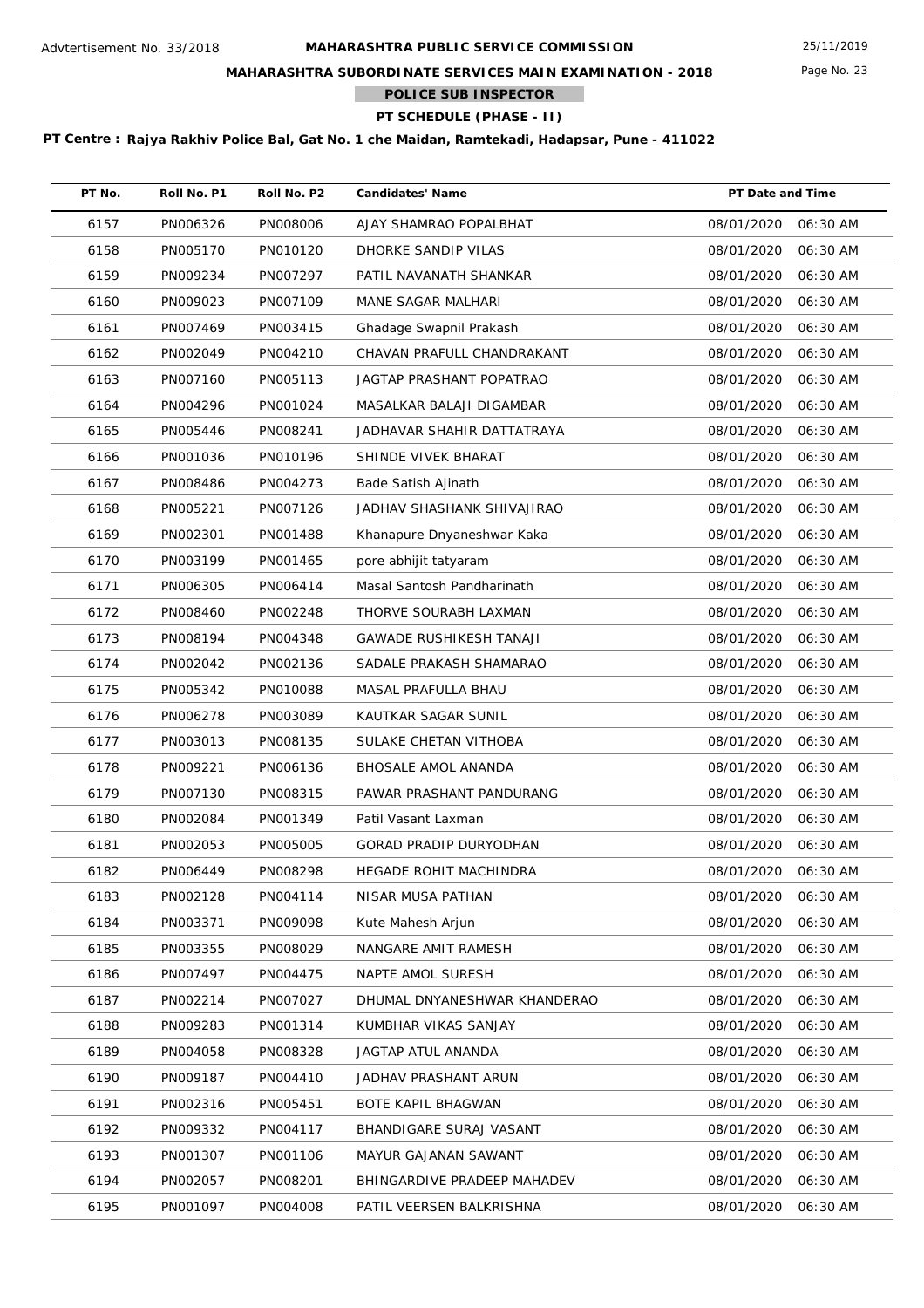Advtertisement No. 33/2018

# MAHARASHTRA PUBLIC SERVICE COMMISSION

25/11/2019

## MAHARASHTRA SUBORDINATE SERVICES MAIN EXAMINATION - 2018

### POLICE SUB INSPECTOR

### PT SCHEDULE (PHASE - II)

**PT Centre : Rajya Rakhiv Police Bal, Gat No. 1 che Maidan, Ramtekadi, Hadapsar, Pune - 411022**

| PT No. | Roll No. P1 | Roll No. P2 | Candidates' Name | PT Date and Time |
|---|---|---|---|---|
| 6157 | PN006326 | PN008006 | AJAY SHAMRAO POPALBHAT | 08/01/2020 06:30 AM |
| 6158 | PN005170 | PN010120 | DHORKE SANDIP VILAS | 08/01/2020 06:30 AM |
| 6159 | PN009234 | PN007297 | PATIL NAVANATH SHANKAR | 08/01/2020 06:30 AM |
| 6160 | PN009023 | PN007109 | MANE SAGAR MALHARI | 08/01/2020 06:30 AM |
| 6161 | PN007469 | PN003415 | Ghadage Swapnil Prakash | 08/01/2020 06:30 AM |
| 6162 | PN002049 | PN004210 | CHAVAN PRAFULL CHANDRAKANT | 08/01/2020 06:30 AM |
| 6163 | PN007160 | PN005113 | JAGTAP PRASHANT POPATRAO | 08/01/2020 06:30 AM |
| 6164 | PN004296 | PN001024 | MASALKAR BALAJI DIGAMBAR | 08/01/2020 06:30 AM |
| 6165 | PN005446 | PN008241 | JADHAVAR SHAHIR DATTATRAYA | 08/01/2020 06:30 AM |
| 6166 | PN001036 | PN010196 | SHINDE VIVEK BHARAT | 08/01/2020 06:30 AM |
| 6167 | PN008486 | PN004273 | Bade Satish Ajinath | 08/01/2020 06:30 AM |
| 6168 | PN005221 | PN007126 | JADHAV SHASHANK SHIVAJIRAO | 08/01/2020 06:30 AM |
| 6169 | PN002301 | PN001488 | Khanapure Dnyaneshwar Kaka | 08/01/2020 06:30 AM |
| 6170 | PN003199 | PN001465 | pore abhijit tatyaram | 08/01/2020 06:30 AM |
| 6171 | PN006305 | PN006414 | Masal Santosh Pandharinath | 08/01/2020 06:30 AM |
| 6172 | PN008460 | PN002248 | THORVE SOURABH LAXMAN | 08/01/2020 06:30 AM |
| 6173 | PN008194 | PN004348 | GAWADE RUSHIKESH TANAJI | 08/01/2020 06:30 AM |
| 6174 | PN002042 | PN002136 | SADALE PRAKASH SHAMARAO | 08/01/2020 06:30 AM |
| 6175 | PN005342 | PN010088 | MASAL PRAFULLA BHAU | 08/01/2020 06:30 AM |
| 6176 | PN006278 | PN003089 | KAUTKAR SAGAR SUNIL | 08/01/2020 06:30 AM |
| 6177 | PN003013 | PN008135 | SULAKE CHETAN VITHOBA | 08/01/2020 06:30 AM |
| 6178 | PN009221 | PN006136 | BHOSALE AMOL ANANDA | 08/01/2020 06:30 AM |
| 6179 | PN007130 | PN008315 | PAWAR PRASHANT PANDURANG | 08/01/2020 06:30 AM |
| 6180 | PN002084 | PN001349 | Patil Vasant Laxman | 08/01/2020 06:30 AM |
| 6181 | PN002053 | PN005005 | GORAD PRADIP DURYODHAN | 08/01/2020 06:30 AM |
| 6182 | PN006449 | PN008298 | HEGADE ROHIT MACHINDRA | 08/01/2020 06:30 AM |
| 6183 | PN002128 | PN004114 | NISAR MUSA PATHAN | 08/01/2020 06:30 AM |
| 6184 | PN003371 | PN009098 | Kute Mahesh Arjun | 08/01/2020 06:30 AM |
| 6185 | PN003355 | PN008029 | NANGARE AMIT RAMESH | 08/01/2020 06:30 AM |
| 6186 | PN007497 | PN004475 | NAPTE AMOL SURESH | 08/01/2020 06:30 AM |
| 6187 | PN002214 | PN007027 | DHUMAL DNYANESHWAR KHANDERAO | 08/01/2020 06:30 AM |
| 6188 | PN009283 | PN001314 | KUMBHAR VIKAS SANJAY | 08/01/2020 06:30 AM |
| 6189 | PN004058 | PN008328 | JAGTAP ATUL ANANDA | 08/01/2020 06:30 AM |
| 6190 | PN009187 | PN004410 | JADHAV PRASHANT ARUN | 08/01/2020 06:30 AM |
| 6191 | PN002316 | PN005451 | BOTE KAPIL BHAGWAN | 08/01/2020 06:30 AM |
| 6192 | PN009332 | PN004117 | BHANDIGARE SURAJ VASANT | 08/01/2020 06:30 AM |
| 6193 | PN001307 | PN001106 | MAYUR GAJANAN SAWANT | 08/01/2020 06:30 AM |
| 6194 | PN002057 | PN008201 | BHINGARDIVE PRADEEP MAHADEV | 08/01/2020 06:30 AM |
| 6195 | PN001097 | PN004008 | PATIL VEERSEN BALKRISHNA | 08/01/2020 06:30 AM |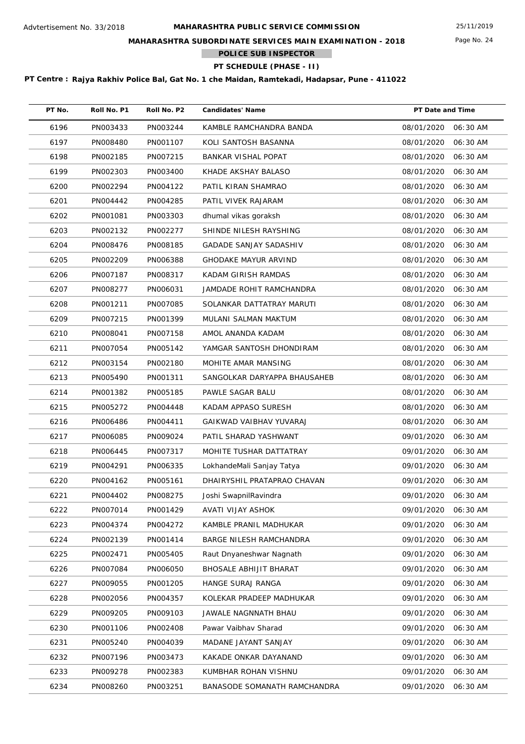**MAHARASHTRA PUBLIC SERVICE COMMISSION**

**MAHARASHTRA SUBORDINATE SERVICES MAIN EXAMINATION - 2018**

**POLICE SUB INSPECTOR**

**PT SCHEDULE (PHASE - II)**

**PT Centre : Rajya Rakhiv Police Bal, Gat No. 1 che Maidan, Ramtekadi, Hadapsar, Pune - 411022**

| PT No. | Roll No. P1 | Roll No. P2 | Candidates' Name | PT Date and Time |
|---|---|---|---|---|
| 6196 | PN003433 | PN003244 | KAMBLE RAMCHANDRA BANDA | 08/01/2020 06:30 AM |
| 6197 | PN008480 | PN001107 | KOLI SANTOSH BASANNA | 08/01/2020 06:30 AM |
| 6198 | PN002185 | PN007215 | BANKAR VISHAL POPAT | 08/01/2020 06:30 AM |
| 6199 | PN002303 | PN003400 | KHADE AKSHAY BALASO | 08/01/2020 06:30 AM |
| 6200 | PN002294 | PN004122 | PATIL KIRAN SHAMRAO | 08/01/2020 06:30 AM |
| 6201 | PN004442 | PN004285 | PATIL VIVEK RAJARAM | 08/01/2020 06:30 AM |
| 6202 | PN001081 | PN003303 | dhumal vikas goraksh | 08/01/2020 06:30 AM |
| 6203 | PN002132 | PN002277 | SHINDE NILESH RAYSHING | 08/01/2020 06:30 AM |
| 6204 | PN008476 | PN008185 | GADADE SANJAY SADASHIV | 08/01/2020 06:30 AM |
| 6205 | PN002209 | PN006388 | GHODAKE MAYUR ARVIND | 08/01/2020 06:30 AM |
| 6206 | PN007187 | PN008317 | KADAM GIRISH RAMDAS | 08/01/2020 06:30 AM |
| 6207 | PN008277 | PN006031 | JAMDADE ROHIT RAMCHANDRA | 08/01/2020 06:30 AM |
| 6208 | PN001211 | PN007085 | SOLANKAR DATTATRAY MARUTI | 08/01/2020 06:30 AM |
| 6209 | PN007215 | PN001399 | MULANI SALMAN MAKTUM | 08/01/2020 06:30 AM |
| 6210 | PN008041 | PN007158 | AMOL ANANDA KADAM | 08/01/2020 06:30 AM |
| 6211 | PN007054 | PN005142 | YAMGAR SANTOSH DHONDIRAM | 08/01/2020 06:30 AM |
| 6212 | PN003154 | PN002180 | MOHITE AMAR MANSING | 08/01/2020 06:30 AM |
| 6213 | PN005490 | PN001311 | SANGOLKAR DARYAPPA BHAUSAHEB | 08/01/2020 06:30 AM |
| 6214 | PN001382 | PN005185 | PAWLE SAGAR BALU | 08/01/2020 06:30 AM |
| 6215 | PN005272 | PN004448 | KADAM APPASO SURESH | 08/01/2020 06:30 AM |
| 6216 | PN006486 | PN004411 | GAIKWAD VAIBHAV YUVARAJ | 08/01/2020 06:30 AM |
| 6217 | PN006085 | PN009024 | PATIL SHARAD YASHWANT | 09/01/2020 06:30 AM |
| 6218 | PN006445 | PN007317 | MOHITE TUSHAR DATTATRAY | 09/01/2020 06:30 AM |
| 6219 | PN004291 | PN006335 | LokhandeMali Sanjay Tatya | 09/01/2020 06:30 AM |
| 6220 | PN004162 | PN005161 | DHAIRYSHIL PRATAPRAO CHAVAN | 09/01/2020 06:30 AM |
| 6221 | PN004402 | PN008275 | Joshi SwapnilRavindra | 09/01/2020 06:30 AM |
| 6222 | PN007014 | PN001429 | AVATI VIJAY ASHOK | 09/01/2020 06:30 AM |
| 6223 | PN004374 | PN004272 | KAMBLE PRANIL MADHUKAR | 09/01/2020 06:30 AM |
| 6224 | PN002139 | PN001414 | BARGE NILESH RAMCHANDRA | 09/01/2020 06:30 AM |
| 6225 | PN002471 | PN005405 | Raut Dnyaneshwar Nagnath | 09/01/2020 06:30 AM |
| 6226 | PN007084 | PN006050 | BHOSALE ABHIJIT BHARAT | 09/01/2020 06:30 AM |
| 6227 | PN009055 | PN001205 | HANGE SURAJ RANGA | 09/01/2020 06:30 AM |
| 6228 | PN002056 | PN004357 | KOLEKAR PRADEEP MADHUKAR | 09/01/2020 06:30 AM |
| 6229 | PN009205 | PN009103 | JAWALE NAGNNATH BHAU | 09/01/2020 06:30 AM |
| 6230 | PN001106 | PN002408 | Pawar Vaibhav Sharad | 09/01/2020 06:30 AM |
| 6231 | PN005240 | PN004039 | MADANE JAYANT SANJAY | 09/01/2020 06:30 AM |
| 6232 | PN007196 | PN003473 | KAKADE ONKAR DAYANAND | 09/01/2020 06:30 AM |
| 6233 | PN009278 | PN002383 | KUMBHAR ROHAN VISHNU | 09/01/2020 06:30 AM |
| 6234 | PN008260 | PN003251 | BANASODE SOMANATH RAMCHANDRA | 09/01/2020 06:30 AM |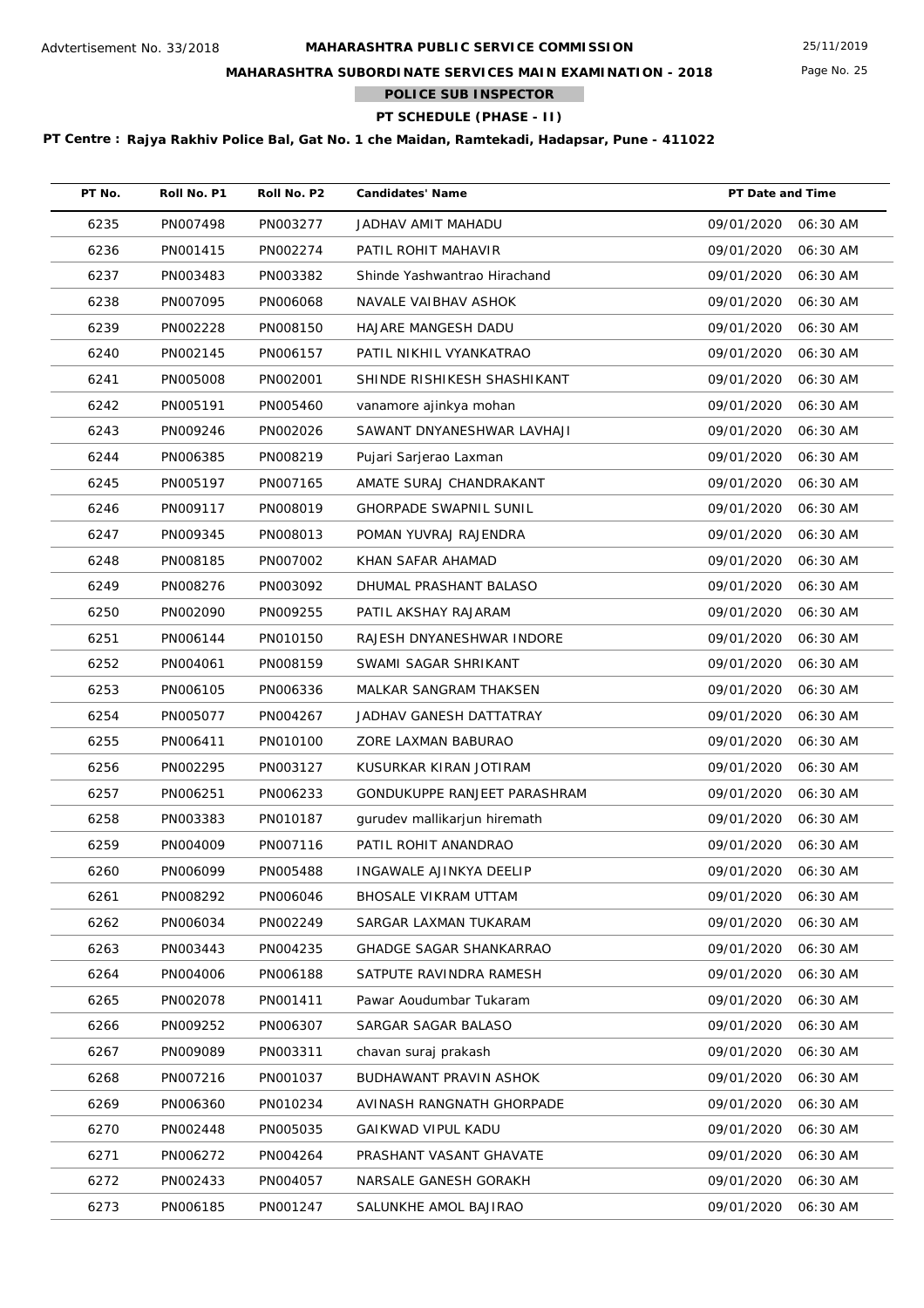Advtertisement No. 33/2018

# MAHARASHTRA PUBLIC SERVICE COMMISSION

25/11/2019

## MAHARASHTRA SUBORDINATE SERVICES MAIN EXAMINATION - 2018

### POLICE SUB INSPECTOR

### PT SCHEDULE (PHASE - II)

**PT Centre : Rajya Rakhiv Police Bal, Gat No. 1 che Maidan, Ramtekadi, Hadapsar, Pune - 411022**

| PT No. | Roll No. P1 | Roll No. P2 | Candidates' Name | PT Date and Time |
|---|---|---|---|---|
| 6235 | PN007498 | PN003277 | JADHAV AMIT MAHADU | 09/01/2020 06:30 AM |
| 6236 | PN001415 | PN002274 | PATIL ROHIT MAHAVIR | 09/01/2020 06:30 AM |
| 6237 | PN003483 | PN003382 | Shinde Yashwantrao Hirachand | 09/01/2020 06:30 AM |
| 6238 | PN007095 | PN006068 | NAVALE VAIBHAV ASHOK | 09/01/2020 06:30 AM |
| 6239 | PN002228 | PN008150 | HAJARE MANGESH DADU | 09/01/2020 06:30 AM |
| 6240 | PN002145 | PN006157 | PATIL NIKHIL VYANKATRAO | 09/01/2020 06:30 AM |
| 6241 | PN005008 | PN002001 | SHINDE RISHIKESH SHASHIKANT | 09/01/2020 06:30 AM |
| 6242 | PN005191 | PN005460 | vanamore ajinkya mohan | 09/01/2020 06:30 AM |
| 6243 | PN009246 | PN002026 | SAWANT DNYANESHWAR LAVHAJI | 09/01/2020 06:30 AM |
| 6244 | PN006385 | PN008219 | Pujari Sarjerao Laxman | 09/01/2020 06:30 AM |
| 6245 | PN005197 | PN007165 | AMATE SURAJ CHANDRAKANT | 09/01/2020 06:30 AM |
| 6246 | PN009117 | PN008019 | GHORPADE SWAPNIL SUNIL | 09/01/2020 06:30 AM |
| 6247 | PN009345 | PN008013 | POMAN YUVRAJ RAJENDRA | 09/01/2020 06:30 AM |
| 6248 | PN008185 | PN007002 | KHAN SAFAR AHAMAD | 09/01/2020 06:30 AM |
| 6249 | PN008276 | PN003092 | DHUMAL PRASHANT BALASO | 09/01/2020 06:30 AM |
| 6250 | PN002090 | PN009255 | PATIL AKSHAY RAJARAM | 09/01/2020 06:30 AM |
| 6251 | PN006144 | PN010150 | RAJESH DNYANESHWAR INDORE | 09/01/2020 06:30 AM |
| 6252 | PN004061 | PN008159 | SWAMI SAGAR SHRIKANT | 09/01/2020 06:30 AM |
| 6253 | PN006105 | PN006336 | MALKAR SANGRAM THAKSEN | 09/01/2020 06:30 AM |
| 6254 | PN005077 | PN004267 | JADHAV GANESH DATTATRAY | 09/01/2020 06:30 AM |
| 6255 | PN006411 | PN010100 | ZORE LAXMAN BABURAO | 09/01/2020 06:30 AM |
| 6256 | PN002295 | PN003127 | KUSURKAR KIRAN JOTIRAM | 09/01/2020 06:30 AM |
| 6257 | PN006251 | PN006233 | GONDUKUPPE RANJEET PARASHRAM | 09/01/2020 06:30 AM |
| 6258 | PN003383 | PN010187 | gurudev mallikarjun hiremath | 09/01/2020 06:30 AM |
| 6259 | PN004009 | PN007116 | PATIL ROHIT ANANDRAO | 09/01/2020 06:30 AM |
| 6260 | PN006099 | PN005488 | INGAWALE AJINKYA DEELIP | 09/01/2020 06:30 AM |
| 6261 | PN008292 | PN006046 | BHOSALE VIKRAM UTTAM | 09/01/2020 06:30 AM |
| 6262 | PN006034 | PN002249 | SARGAR LAXMAN TUKARAM | 09/01/2020 06:30 AM |
| 6263 | PN003443 | PN004235 | GHADGE SAGAR SHANKARRAO | 09/01/2020 06:30 AM |
| 6264 | PN004006 | PN006188 | SATPUTE RAVINDRA RAMESH | 09/01/2020 06:30 AM |
| 6265 | PN002078 | PN001411 | Pawar Aoudumbar Tukaram | 09/01/2020 06:30 AM |
| 6266 | PN009252 | PN006307 | SARGAR SAGAR BALASO | 09/01/2020 06:30 AM |
| 6267 | PN009089 | PN003311 | chavan suraj prakash | 09/01/2020 06:30 AM |
| 6268 | PN007216 | PN001037 | BUDHAWANT PRAVIN ASHOK | 09/01/2020 06:30 AM |
| 6269 | PN006360 | PN010234 | AVINASH RANGNATH GHORPADE | 09/01/2020 06:30 AM |
| 6270 | PN002448 | PN005035 | GAIKWAD VIPUL KADU | 09/01/2020 06:30 AM |
| 6271 | PN006272 | PN004264 | PRASHANT VASANT GHAVATE | 09/01/2020 06:30 AM |
| 6272 | PN002433 | PN004057 | NARSALE GANESH GORAKH | 09/01/2020 06:30 AM |
| 6273 | PN006185 | PN001247 | SALUNKHE AMOL BAJIRAO | 09/01/2020 06:30 AM |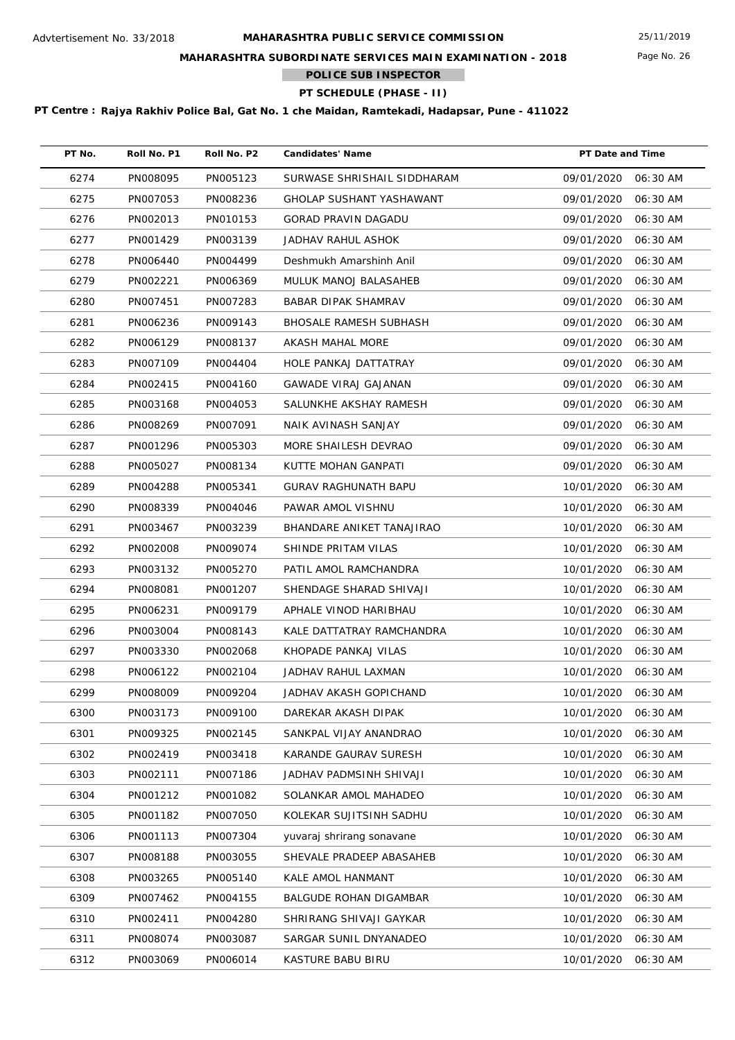Advtertisement No. 33/2018

**MAHARASHTRA PUBLIC SERVICE COMMISSION**

25/11/2019

**MAHARASHTRA SUBORDINATE SERVICES MAIN EXAMINATION - 2018**

**POLICE SUB INSPECTOR**

**PT SCHEDULE (PHASE - II)**

**PT Centre : Rajya Rakhiv Police Bal, Gat No. 1 che Maidan, Ramtekadi, Hadapsar, Pune - 411022**

| PT No. | Roll No. P1 | Roll No. P2 | Candidates' Name | PT Date and Time |
|---|---|---|---|---|
| 6274 | PN008095 | PN005123 | SURWASE SHRISHAIL SIDDHARAM | 09/01/2020 06:30 AM |
| 6275 | PN007053 | PN008236 | GHOLAP SUSHANT YASHAWANT | 09/01/2020 06:30 AM |
| 6276 | PN002013 | PN010153 | GORAD PRAVIN DAGADU | 09/01/2020 06:30 AM |
| 6277 | PN001429 | PN003139 | JADHAV RAHUL ASHOK | 09/01/2020 06:30 AM |
| 6278 | PN006440 | PN004499 | Deshmukh Amarshinh Anil | 09/01/2020 06:30 AM |
| 6279 | PN002221 | PN006369 | MULUK MANOJ BALASAHEB | 09/01/2020 06:30 AM |
| 6280 | PN007451 | PN007283 | BABAR DIPAK SHAMRAV | 09/01/2020 06:30 AM |
| 6281 | PN006236 | PN009143 | BHOSALE RAMESH SUBHASH | 09/01/2020 06:30 AM |
| 6282 | PN006129 | PN008137 | AKASH MAHAL MORE | 09/01/2020 06:30 AM |
| 6283 | PN007109 | PN004404 | HOLE PANKAJ DATTATRAY | 09/01/2020 06:30 AM |
| 6284 | PN002415 | PN004160 | GAWADE VIRAJ GAJANAN | 09/01/2020 06:30 AM |
| 6285 | PN003168 | PN004053 | SALUNKHE AKSHAY RAMESH | 09/01/2020 06:30 AM |
| 6286 | PN008269 | PN007091 | NAIK AVINASH SANJAY | 09/01/2020 06:30 AM |
| 6287 | PN001296 | PN005303 | MORE SHAILESH DEVRAO | 09/01/2020 06:30 AM |
| 6288 | PN005027 | PN008134 | KUTTE MOHAN GANPATI | 09/01/2020 06:30 AM |
| 6289 | PN004288 | PN005341 | GURAV RAGHUNATH BAPU | 10/01/2020 06:30 AM |
| 6290 | PN008339 | PN004046 | PAWAR AMOL VISHNU | 10/01/2020 06:30 AM |
| 6291 | PN003467 | PN003239 | BHANDARE ANIKET TANAJIRAO | 10/01/2020 06:30 AM |
| 6292 | PN002008 | PN009074 | SHINDE PRITAM VILAS | 10/01/2020 06:30 AM |
| 6293 | PN003132 | PN005270 | PATIL AMOL RAMCHANDRA | 10/01/2020 06:30 AM |
| 6294 | PN008081 | PN001207 | SHENDAGE SHARAD SHIVAJI | 10/01/2020 06:30 AM |
| 6295 | PN006231 | PN009179 | APHALE VINOD HARIBHAU | 10/01/2020 06:30 AM |
| 6296 | PN003004 | PN008143 | KALE DATTATRAY RAMCHANDRA | 10/01/2020 06:30 AM |
| 6297 | PN003330 | PN002068 | KHOPADE PANKAJ VILAS | 10/01/2020 06:30 AM |
| 6298 | PN006122 | PN002104 | JADHAV RAHUL LAXMAN | 10/01/2020 06:30 AM |
| 6299 | PN008009 | PN009204 | JADHAV AKASH GOPICHAND | 10/01/2020 06:30 AM |
| 6300 | PN003173 | PN009100 | DAREKAR AKASH DIPAK | 10/01/2020 06:30 AM |
| 6301 | PN009325 | PN002145 | SANKPAL VIJAY ANANDRAO | 10/01/2020 06:30 AM |
| 6302 | PN002419 | PN003418 | KARANDE GAURAV SURESH | 10/01/2020 06:30 AM |
| 6303 | PN002111 | PN007186 | JADHAV PADMSINH SHIVAJI | 10/01/2020 06:30 AM |
| 6304 | PN001212 | PN001082 | SOLANKAR AMOL MAHADEO | 10/01/2020 06:30 AM |
| 6305 | PN001182 | PN007050 | KOLEKAR SUJITSINH SADHU | 10/01/2020 06:30 AM |
| 6306 | PN001113 | PN007304 | yuvaraj shrirang sonavane | 10/01/2020 06:30 AM |
| 6307 | PN008188 | PN003055 | SHEVALE PRADEEP ABASAHEB | 10/01/2020 06:30 AM |
| 6308 | PN003265 | PN005140 | KALE AMOL HANMANT | 10/01/2020 06:30 AM |
| 6309 | PN007462 | PN004155 | BALGUDE ROHAN DIGAMBAR | 10/01/2020 06:30 AM |
| 6310 | PN002411 | PN004280 | SHRIRANG SHIVAJI GAYKAR | 10/01/2020 06:30 AM |
| 6311 | PN008074 | PN003087 | SARGAR SUNIL DNYANADEO | 10/01/2020 06:30 AM |
| 6312 | PN003069 | PN006014 | KASTURE BABU BIRU | 10/01/2020 06:30 AM |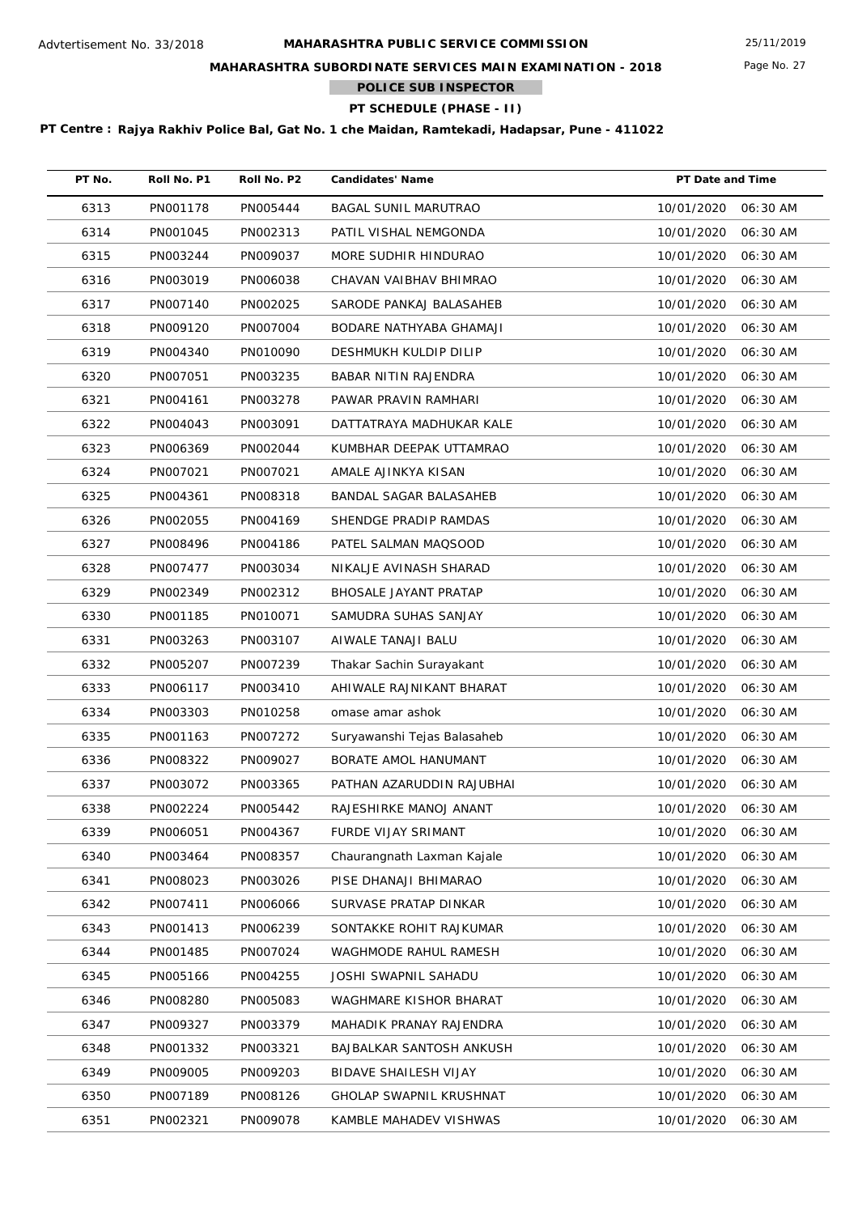Advtertisement No. 33/2018

# MAHARASHTRA PUBLIC SERVICE COMMISSION

## MAHARASHTRA SUBORDINATE SERVICES MAIN EXAMINATION - 2018

### POLICE SUB INSPECTOR

### PT SCHEDULE (PHASE - II)

25/11/2019

**PT Centre : Rajya Rakhiv Police Bal, Gat No. 1 che Maidan, Ramtekadi, Hadapsar, Pune - 411022**

| PT No. | Roll No. P1 | Roll No. P2 | Candidates' Name | PT Date and Time |
|---|---|---|---|---|
| 6313 | PN001178 | PN005444 | BAGAL SUNIL MARUTRAO | 10/01/2020 06:30 AM |
| 6314 | PN001045 | PN002313 | PATIL VISHAL NEMGONDA | 10/01/2020 06:30 AM |
| 6315 | PN003244 | PN009037 | MORE SUDHIR HINDURAO | 10/01/2020 06:30 AM |
| 6316 | PN003019 | PN006038 | CHAVAN VAIBHAV BHIMRAO | 10/01/2020 06:30 AM |
| 6317 | PN007140 | PN002025 | SARODE PANKAJ BALASAHEB | 10/01/2020 06:30 AM |
| 6318 | PN009120 | PN007004 | BODARE NATHYABA GHAMAJI | 10/01/2020 06:30 AM |
| 6319 | PN004340 | PN010090 | DESHMUKH KULDIP DILIP | 10/01/2020 06:30 AM |
| 6320 | PN007051 | PN003235 | BABAR NITIN RAJENDRA | 10/01/2020 06:30 AM |
| 6321 | PN004161 | PN003278 | PAWAR PRAVIN RAMHARI | 10/01/2020 06:30 AM |
| 6322 | PN004043 | PN003091 | DATTATRAYA MADHUKAR KALE | 10/01/2020 06:30 AM |
| 6323 | PN006369 | PN002044 | KUMBHAR DEEPAK UTTAMRAO | 10/01/2020 06:30 AM |
| 6324 | PN007021 | PN007021 | AMALE AJINKYA KISAN | 10/01/2020 06:30 AM |
| 6325 | PN004361 | PN008318 | BANDAL SAGAR BALASAHEB | 10/01/2020 06:30 AM |
| 6326 | PN002055 | PN004169 | SHENDGE PRADIP RAMDAS | 10/01/2020 06:30 AM |
| 6327 | PN008496 | PN004186 | PATEL SALMAN MAQSOOD | 10/01/2020 06:30 AM |
| 6328 | PN007477 | PN003034 | NIKALJE AVINASH SHARAD | 10/01/2020 06:30 AM |
| 6329 | PN002349 | PN002312 | BHOSALE JAYANT PRATAP | 10/01/2020 06:30 AM |
| 6330 | PN001185 | PN010071 | SAMUDRA SUHAS SANJAY | 10/01/2020 06:30 AM |
| 6331 | PN003263 | PN003107 | AIWALE TANAJI BALU | 10/01/2020 06:30 AM |
| 6332 | PN005207 | PN007239 | Thakar Sachin Surayakant | 10/01/2020 06:30 AM |
| 6333 | PN006117 | PN003410 | AHIWALE RAJNIKANT BHARAT | 10/01/2020 06:30 AM |
| 6334 | PN003303 | PN010258 | omase amar ashok | 10/01/2020 06:30 AM |
| 6335 | PN001163 | PN007272 | Suryawanshi Tejas Balasaheb | 10/01/2020 06:30 AM |
| 6336 | PN008322 | PN009027 | BORATE AMOL HANUMANT | 10/01/2020 06:30 AM |
| 6337 | PN003072 | PN003365 | PATHAN AZARUDDIN RAJUBHAI | 10/01/2020 06:30 AM |
| 6338 | PN002224 | PN005442 | RAJESHIRKE MANOJ ANANT | 10/01/2020 06:30 AM |
| 6339 | PN006051 | PN004367 | FURDE VIJAY SRIMANT | 10/01/2020 06:30 AM |
| 6340 | PN003464 | PN008357 | Chaurangnath Laxman Kajale | 10/01/2020 06:30 AM |
| 6341 | PN008023 | PN003026 | PISE DHANAJI BHIMARAO | 10/01/2020 06:30 AM |
| 6342 | PN007411 | PN006066 | SURVASE PRATAP DINKAR | 10/01/2020 06:30 AM |
| 6343 | PN001413 | PN006239 | SONTAKKE ROHIT RAJKUMAR | 10/01/2020 06:30 AM |
| 6344 | PN001485 | PN007024 | WAGHMODE RAHUL RAMESH | 10/01/2020 06:30 AM |
| 6345 | PN005166 | PN004255 | JOSHI SWAPNIL SAHADU | 10/01/2020 06:30 AM |
| 6346 | PN008280 | PN005083 | WAGHMARE KISHOR BHARAT | 10/01/2020 06:30 AM |
| 6347 | PN009327 | PN003379 | MAHADIK PRANAY RAJENDRA | 10/01/2020 06:30 AM |
| 6348 | PN001332 | PN003321 | BAJBALKAR SANTOSH ANKUSH | 10/01/2020 06:30 AM |
| 6349 | PN009005 | PN009203 | BIDAVE SHAILESH VIJAY | 10/01/2020 06:30 AM |
| 6350 | PN007189 | PN008126 | GHOLAP SWAPNIL KRUSHNAT | 10/01/2020 06:30 AM |
| 6351 | PN002321 | PN009078 | KAMBLE MAHADEV VISHWAS | 10/01/2020 06:30 AM |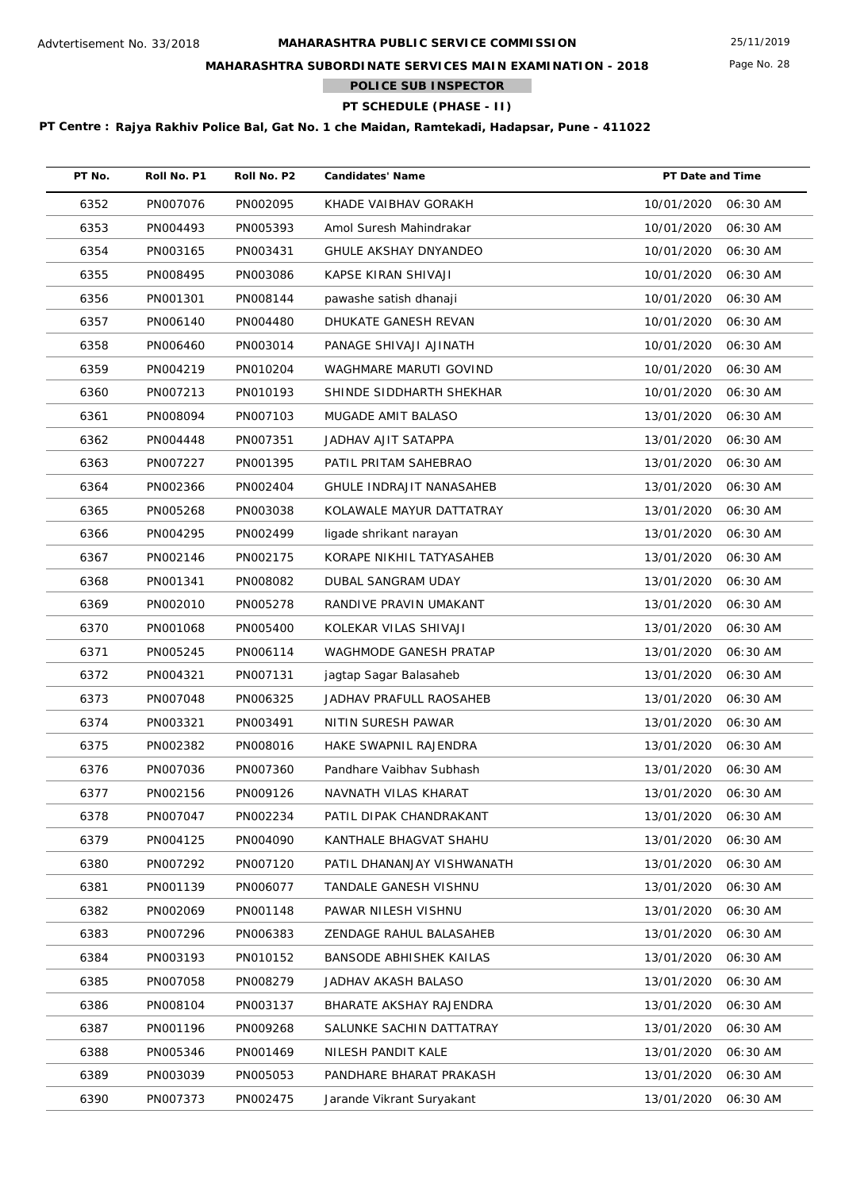Advtertisement No. 33/2018

# MAHARASHTRA PUBLIC SERVICE COMMISSION

## MAHARASHTRA SUBORDINATE SERVICES MAIN EXAMINATION - 2018

### POLICE SUB INSPECTOR

### PT SCHEDULE (PHASE - II)

25/11/2019

**PT Centre : Rajya Rakhiv Police Bal, Gat No. 1 che Maidan, Ramtekadi, Hadapsar, Pune - 411022**

| PT No. | Roll No. P1 | Roll No. P2 | Candidates' Name | PT Date and Time |
|---|---|---|---|---|
| 6352 | PN007076 | PN002095 | KHADE VAIBHAV GORAKH | 10/01/2020 06:30 AM |
| 6353 | PN004493 | PN005393 | Amol Suresh Mahindrakar | 10/01/2020 06:30 AM |
| 6354 | PN003165 | PN003431 | GHULE AKSHAY DNYANDEO | 10/01/2020 06:30 AM |
| 6355 | PN008495 | PN003086 | KAPSE KIRAN SHIVAJI | 10/01/2020 06:30 AM |
| 6356 | PN001301 | PN008144 | pawashe satish dhanaji | 10/01/2020 06:30 AM |
| 6357 | PN006140 | PN004480 | DHUKATE GANESH REVAN | 10/01/2020 06:30 AM |
| 6358 | PN006460 | PN003014 | PANAGE SHIVAJI AJINATH | 10/01/2020 06:30 AM |
| 6359 | PN004219 | PN010204 | WAGHMARE MARUTI GOVIND | 10/01/2020 06:30 AM |
| 6360 | PN007213 | PN010193 | SHINDE SIDDHARTH SHEKHAR | 10/01/2020 06:30 AM |
| 6361 | PN008094 | PN007103 | MUGADE AMIT BALASO | 13/01/2020 06:30 AM |
| 6362 | PN004448 | PN007351 | JADHAV AJIT SATAPPA | 13/01/2020 06:30 AM |
| 6363 | PN007227 | PN001395 | PATIL PRITAM SAHEBRAO | 13/01/2020 06:30 AM |
| 6364 | PN002366 | PN002404 | GHULE INDRAJIT NANASAHEB | 13/01/2020 06:30 AM |
| 6365 | PN005268 | PN003038 | KOLAWALE MAYUR DATTATRAY | 13/01/2020 06:30 AM |
| 6366 | PN004295 | PN002499 | ligade shrikant narayan | 13/01/2020 06:30 AM |
| 6367 | PN002146 | PN002175 | KORAPE NIKHIL TATYASAHEB | 13/01/2020 06:30 AM |
| 6368 | PN001341 | PN008082 | DUBAL SANGRAM UDAY | 13/01/2020 06:30 AM |
| 6369 | PN002010 | PN005278 | RANDIVE PRAVIN UMAKANT | 13/01/2020 06:30 AM |
| 6370 | PN001068 | PN005400 | KOLEKAR VILAS SHIVAJI | 13/01/2020 06:30 AM |
| 6371 | PN005245 | PN006114 | WAGHMODE GANESH PRATAP | 13/01/2020 06:30 AM |
| 6372 | PN004321 | PN007131 | jagtap Sagar Balasaheb | 13/01/2020 06:30 AM |
| 6373 | PN007048 | PN006325 | JADHAV PRAFULL RAOSAHEB | 13/01/2020 06:30 AM |
| 6374 | PN003321 | PN003491 | NITIN SURESH PAWAR | 13/01/2020 06:30 AM |
| 6375 | PN002382 | PN008016 | HAKE SWAPNIL RAJENDRA | 13/01/2020 06:30 AM |
| 6376 | PN007036 | PN007360 | Pandhare Vaibhav Subhash | 13/01/2020 06:30 AM |
| 6377 | PN002156 | PN009126 | NAVNATH VILAS KHARAT | 13/01/2020 06:30 AM |
| 6378 | PN007047 | PN002234 | PATIL DIPAK CHANDRAKANT | 13/01/2020 06:30 AM |
| 6379 | PN004125 | PN004090 | KANTHALE BHAGVAT SHAHU | 13/01/2020 06:30 AM |
| 6380 | PN007292 | PN007120 | PATIL DHANANJAY VISHWANATH | 13/01/2020 06:30 AM |
| 6381 | PN001139 | PN006077 | TANDALE GANESH VISHNU | 13/01/2020 06:30 AM |
| 6382 | PN002069 | PN001148 | PAWAR NILESH VISHNU | 13/01/2020 06:30 AM |
| 6383 | PN007296 | PN006383 | ZENDAGE RAHUL BALASAHEB | 13/01/2020 06:30 AM |
| 6384 | PN003193 | PN010152 | BANSODE ABHISHEK KAILAS | 13/01/2020 06:30 AM |
| 6385 | PN007058 | PN008279 | JADHAV AKASH BALASO | 13/01/2020 06:30 AM |
| 6386 | PN008104 | PN003137 | BHARATE AKSHAY RAJENDRA | 13/01/2020 06:30 AM |
| 6387 | PN001196 | PN009268 | SALUNKE SACHIN DATTATRAY | 13/01/2020 06:30 AM |
| 6388 | PN005346 | PN001469 | NILESH PANDIT KALE | 13/01/2020 06:30 AM |
| 6389 | PN003039 | PN005053 | PANDHARE BHARAT PRAKASH | 13/01/2020 06:30 AM |
| 6390 | PN007373 | PN002475 | Jarande Vikrant Suryakant | 13/01/2020 06:30 AM |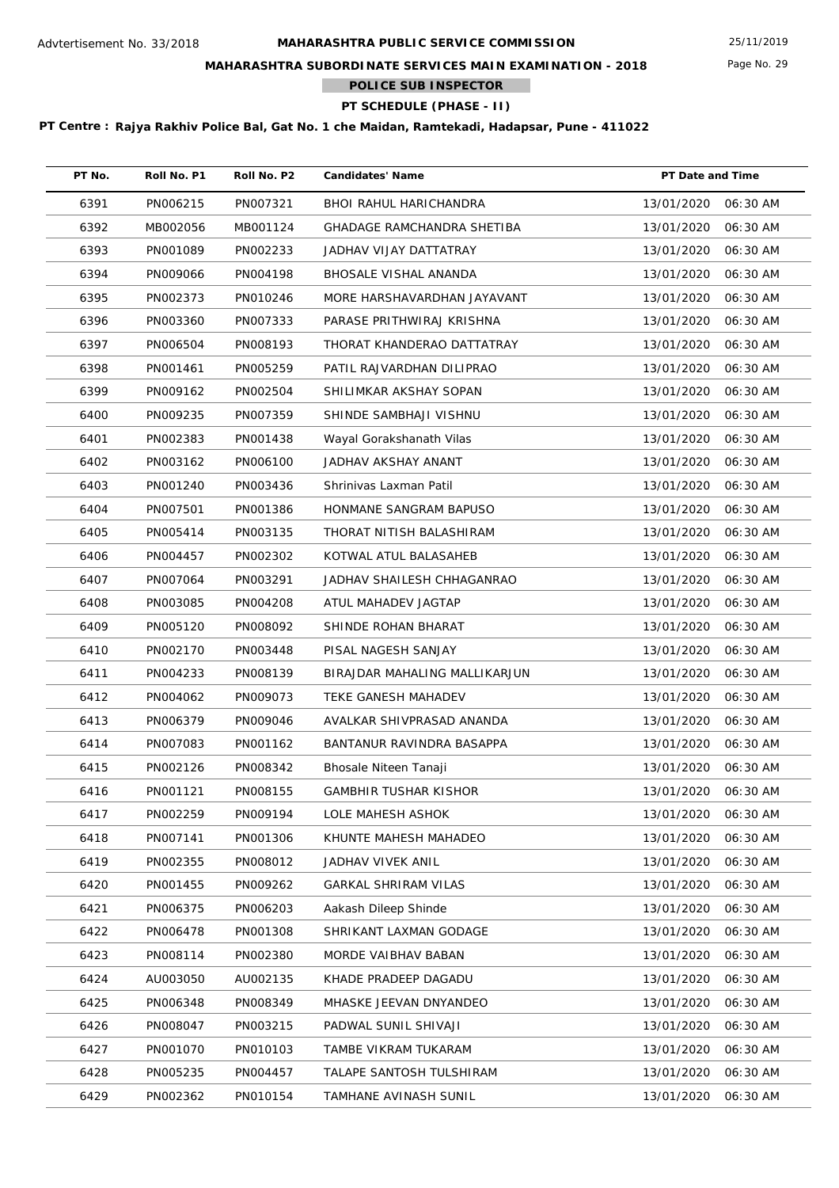**MAHARASHTRA PUBLIC SERVICE COMMISSION**

Advtertisement No. 33/2018

25/11/2019

**MAHARASHTRA SUBORDINATE SERVICES MAIN EXAMINATION - 2018**

**POLICE SUB INSPECTOR**

**PT SCHEDULE (PHASE - II)**

**PT Centre : Rajya Rakhiv Police Bal, Gat No. 1 che Maidan, Ramtekadi, Hadapsar, Pune - 411022**

| PT No. | Roll No. P1 | Roll No. P2 | Candidates' Name | PT Date and Time |
|---|---|---|---|---|
| 6391 | PN006215 | PN007321 | BHOI RAHUL HARICHANDRA | 13/01/2020 06:30 AM |
| 6392 | MB002056 | MB001124 | GHADAGE RAMCHANDRA SHETIBA | 13/01/2020 06:30 AM |
| 6393 | PN001089 | PN002233 | JADHAV VIJAY DATTATRAY | 13/01/2020 06:30 AM |
| 6394 | PN009066 | PN004198 | BHOSALE VISHAL ANANDA | 13/01/2020 06:30 AM |
| 6395 | PN002373 | PN010246 | MORE HARSHAVARDHAN JAYAVANT | 13/01/2020 06:30 AM |
| 6396 | PN003360 | PN007333 | PARASE PRITHWIRAJ KRISHNA | 13/01/2020 06:30 AM |
| 6397 | PN006504 | PN008193 | THORAT KHANDERAO DATTATRAY | 13/01/2020 06:30 AM |
| 6398 | PN001461 | PN005259 | PATIL RAJVARDHAN DILIPRAO | 13/01/2020 06:30 AM |
| 6399 | PN009162 | PN002504 | SHILIMKAR AKSHAY SOPAN | 13/01/2020 06:30 AM |
| 6400 | PN009235 | PN007359 | SHINDE SAMBHAJI VISHNU | 13/01/2020 06:30 AM |
| 6401 | PN002383 | PN001438 | Wayal Gorakshanath Vilas | 13/01/2020 06:30 AM |
| 6402 | PN003162 | PN006100 | JADHAV AKSHAY ANANT | 13/01/2020 06:30 AM |
| 6403 | PN001240 | PN003436 | Shrinivas Laxman Patil | 13/01/2020 06:30 AM |
| 6404 | PN007501 | PN001386 | HONMANE SANGRAM BAPUSO | 13/01/2020 06:30 AM |
| 6405 | PN005414 | PN003135 | THORAT NITISH BALASHIRAM | 13/01/2020 06:30 AM |
| 6406 | PN004457 | PN002302 | KOTWAL ATUL BALASAHEB | 13/01/2020 06:30 AM |
| 6407 | PN007064 | PN003291 | JADHAV SHAILESH CHHAGANRAO | 13/01/2020 06:30 AM |
| 6408 | PN003085 | PN004208 | ATUL MAHADEV JAGTAP | 13/01/2020 06:30 AM |
| 6409 | PN005120 | PN008092 | SHINDE ROHAN BHARAT | 13/01/2020 06:30 AM |
| 6410 | PN002170 | PN003448 | PISAL NAGESH SANJAY | 13/01/2020 06:30 AM |
| 6411 | PN004233 | PN008139 | BIRAJDAR MAHALING MALLIKARJUN | 13/01/2020 06:30 AM |
| 6412 | PN004062 | PN009073 | TEKE GANESH MAHADEV | 13/01/2020 06:30 AM |
| 6413 | PN006379 | PN009046 | AVALKAR SHIVPRASAD ANANDA | 13/01/2020 06:30 AM |
| 6414 | PN007083 | PN001162 | BANTANUR RAVINDRA BASAPPA | 13/01/2020 06:30 AM |
| 6415 | PN002126 | PN008342 | Bhosale Niteen Tanaji | 13/01/2020 06:30 AM |
| 6416 | PN001121 | PN008155 | GAMBHIR TUSHAR KISHOR | 13/01/2020 06:30 AM |
| 6417 | PN002259 | PN009194 | LOLE MAHESH ASHOK | 13/01/2020 06:30 AM |
| 6418 | PN007141 | PN001306 | KHUNTE MAHESH MAHADEO | 13/01/2020 06:30 AM |
| 6419 | PN002355 | PN008012 | JADHAV VIVEK ANIL | 13/01/2020 06:30 AM |
| 6420 | PN001455 | PN009262 | GARKAL SHRIRAM VILAS | 13/01/2020 06:30 AM |
| 6421 | PN006375 | PN006203 | Aakash Dileep Shinde | 13/01/2020 06:30 AM |
| 6422 | PN006478 | PN001308 | SHRIKANT LAXMAN GODAGE | 13/01/2020 06:30 AM |
| 6423 | PN008114 | PN002380 | MORDE VAIBHAV BABAN | 13/01/2020 06:30 AM |
| 6424 | AU003050 | AU002135 | KHADE PRADEEP DAGADU | 13/01/2020 06:30 AM |
| 6425 | PN006348 | PN008349 | MHASKE JEEVAN DNYANDEO | 13/01/2020 06:30 AM |
| 6426 | PN008047 | PN003215 | PADWAL SUNIL SHIVAJI | 13/01/2020 06:30 AM |
| 6427 | PN001070 | PN010103 | TAMBE VIKRAM TUKARAM | 13/01/2020 06:30 AM |
| 6428 | PN005235 | PN004457 | TALAPE SANTOSH TULSHIRAM | 13/01/2020 06:30 AM |
| 6429 | PN002362 | PN010154 | TAMHANE AVINASH SUNIL | 13/01/2020 06:30 AM |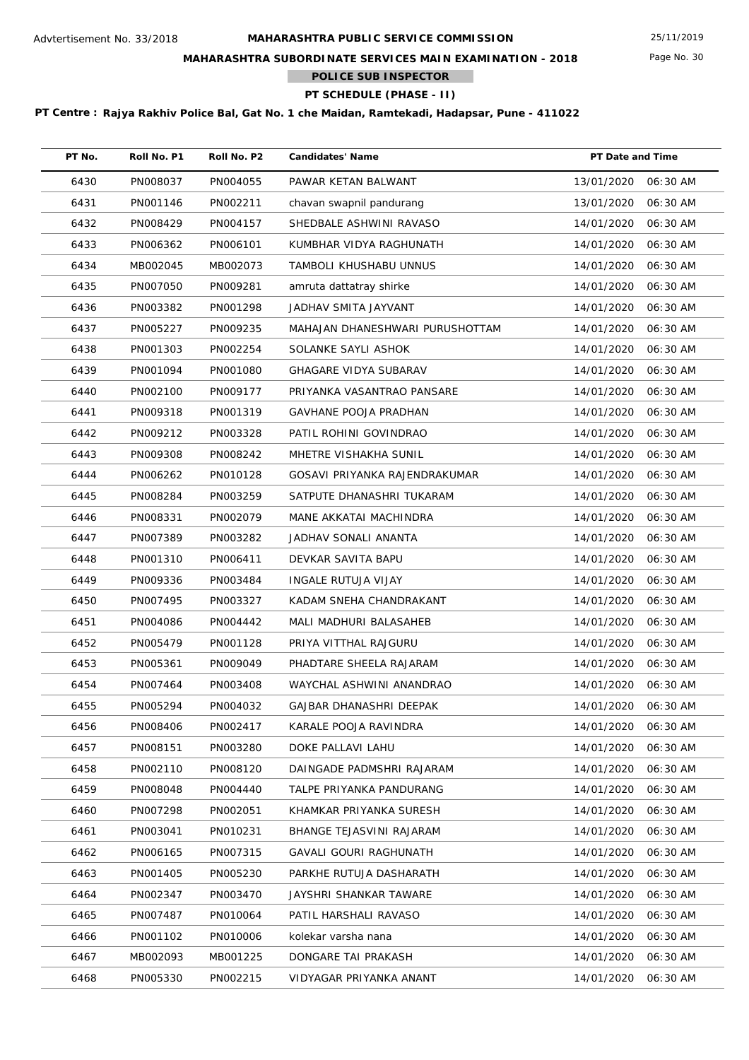Advtertisement No. 33/2018

# MAHARASHTRA PUBLIC SERVICE COMMISSION

25/11/2019

## MAHARASHTRA SUBORDINATE SERVICES MAIN EXAMINATION - 2018

### POLICE SUB INSPECTOR

### PT SCHEDULE (PHASE - II)

**PT Centre : Rajya Rakhiv Police Bal, Gat No. 1 che Maidan, Ramtekadi, Hadapsar, Pune - 411022**

| PT No. | Roll No. P1 | Roll No. P2 | Candidates' Name | PT Date and Time |
|---|---|---|---|---|
| 6430 | PN008037 | PN004055 | PAWAR KETAN BALWANT | 13/01/2020 06:30 AM |
| 6431 | PN001146 | PN002211 | chavan swapnil pandurang | 13/01/2020 06:30 AM |
| 6432 | PN008429 | PN004157 | SHEDBALE ASHWINI RAVASO | 14/01/2020 06:30 AM |
| 6433 | PN006362 | PN006101 | KUMBHAR VIDYA RAGHUNATH | 14/01/2020 06:30 AM |
| 6434 | MB002045 | MB002073 | TAMBOLI KHUSHABU UNNUS | 14/01/2020 06:30 AM |
| 6435 | PN007050 | PN009281 | amruta dattatray shirke | 14/01/2020 06:30 AM |
| 6436 | PN003382 | PN001298 | JADHAV SMITA JAYVANT | 14/01/2020 06:30 AM |
| 6437 | PN005227 | PN009235 | MAHAJAN DHANESHWARI PURUSHOTTAM | 14/01/2020 06:30 AM |
| 6438 | PN001303 | PN002254 | SOLANKE SAYLI ASHOK | 14/01/2020 06:30 AM |
| 6439 | PN001094 | PN001080 | GHAGARE VIDYA SUBARAV | 14/01/2020 06:30 AM |
| 6440 | PN002100 | PN009177 | PRIYANKA VASANTRAO PANSARE | 14/01/2020 06:30 AM |
| 6441 | PN009318 | PN001319 | GAVHANE POOJA PRADHAN | 14/01/2020 06:30 AM |
| 6442 | PN009212 | PN003328 | PATIL ROHINI GOVINDRAO | 14/01/2020 06:30 AM |
| 6443 | PN009308 | PN008242 | MHETRE VISHAKHA SUNIL | 14/01/2020 06:30 AM |
| 6444 | PN006262 | PN010128 | GOSAVI PRIYANKA RAJENDRAKUMAR | 14/01/2020 06:30 AM |
| 6445 | PN008284 | PN003259 | SATPUTE DHANASHRI TUKARAM | 14/01/2020 06:30 AM |
| 6446 | PN008331 | PN002079 | MANE AKKATAI MACHINDRA | 14/01/2020 06:30 AM |
| 6447 | PN007389 | PN003282 | JADHAV SONALI ANANTA | 14/01/2020 06:30 AM |
| 6448 | PN001310 | PN006411 | DEVKAR SAVITA BAPU | 14/01/2020 06:30 AM |
| 6449 | PN009336 | PN003484 | INGALE RUTUJA VIJAY | 14/01/2020 06:30 AM |
| 6450 | PN007495 | PN003327 | KADAM SNEHA CHANDRAKANT | 14/01/2020 06:30 AM |
| 6451 | PN004086 | PN004442 | MALI MADHURI BALASAHEB | 14/01/2020 06:30 AM |
| 6452 | PN005479 | PN001128 | PRIYA VITTHAL RAJGURU | 14/01/2020 06:30 AM |
| 6453 | PN005361 | PN009049 | PHADTARE SHEELA RAJARAM | 14/01/2020 06:30 AM |
| 6454 | PN007464 | PN003408 | WAYCHAL ASHWINI ANANDRAO | 14/01/2020 06:30 AM |
| 6455 | PN005294 | PN004032 | GAJBAR DHANASHRI DEEPAK | 14/01/2020 06:30 AM |
| 6456 | PN008406 | PN002417 | KARALE POOJA RAVINDRA | 14/01/2020 06:30 AM |
| 6457 | PN008151 | PN003280 | DOKE PALLAVI LAHU | 14/01/2020 06:30 AM |
| 6458 | PN002110 | PN008120 | DAINGADE PADMSHRI RAJARAM | 14/01/2020 06:30 AM |
| 6459 | PN008048 | PN004440 | TALPE PRIYANKA PANDURANG | 14/01/2020 06:30 AM |
| 6460 | PN007298 | PN002051 | KHAMKAR PRIYANKA SURESH | 14/01/2020 06:30 AM |
| 6461 | PN003041 | PN010231 | BHANGE TEJASVINI RAJARAM | 14/01/2020 06:30 AM |
| 6462 | PN006165 | PN007315 | GAVALI GOURI RAGHUNATH | 14/01/2020 06:30 AM |
| 6463 | PN001405 | PN005230 | PARKHE RUTUJA DASHARATH | 14/01/2020 06:30 AM |
| 6464 | PN002347 | PN003470 | JAYSHRI SHANKAR TAWARE | 14/01/2020 06:30 AM |
| 6465 | PN007487 | PN010064 | PATIL HARSHALI RAVASO | 14/01/2020 06:30 AM |
| 6466 | PN001102 | PN010006 | kolekar varsha nana | 14/01/2020 06:30 AM |
| 6467 | MB002093 | MB001225 | DONGARE TAI PRAKASH | 14/01/2020 06:30 AM |
| 6468 | PN005330 | PN002215 | VIDYAGAR PRIYANKA ANANT | 14/01/2020 06:30 AM |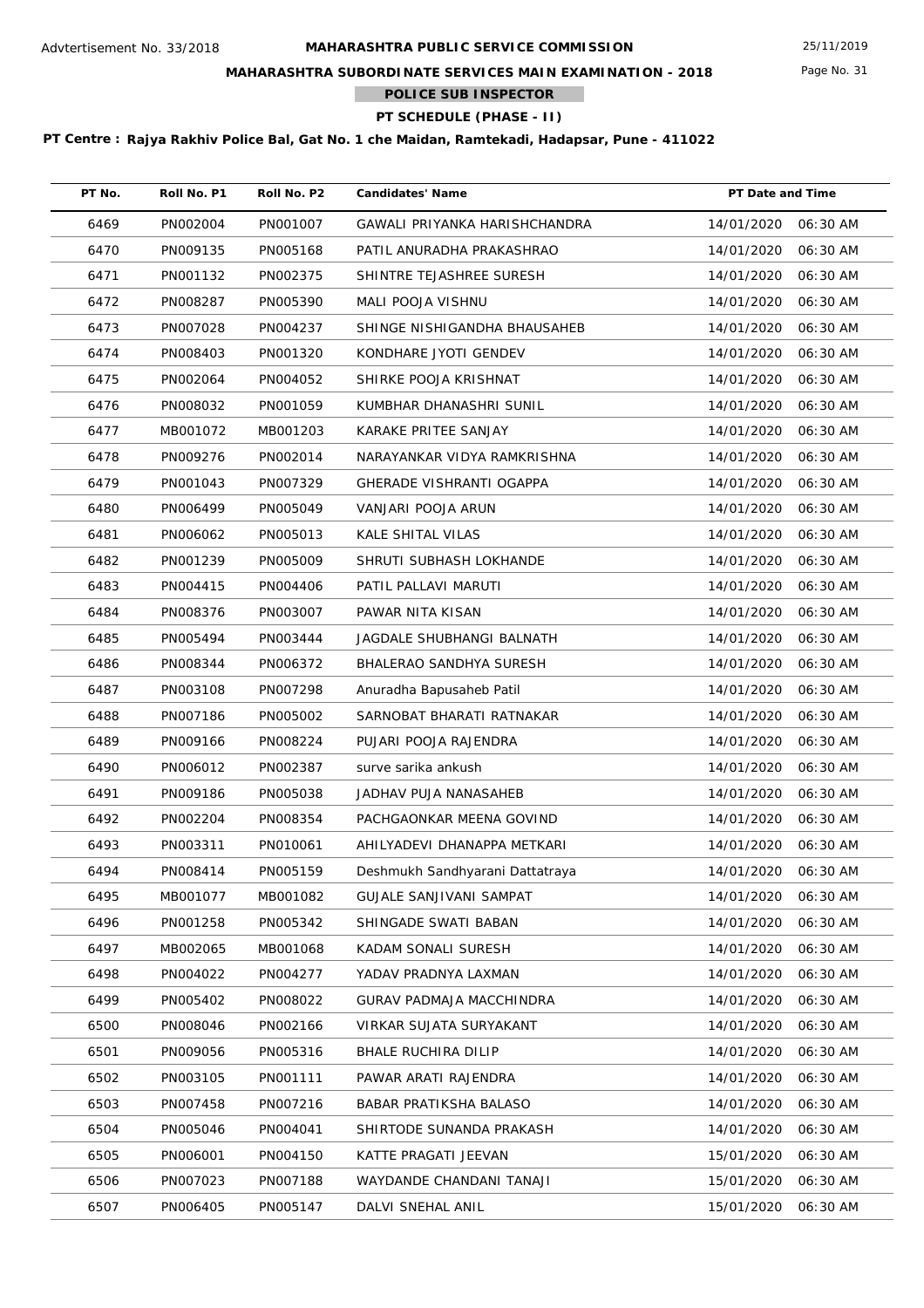Advtertisement No. 33/2018

# MAHARASHTRA PUBLIC SERVICE COMMISSION

## MAHARASHTRA SUBORDINATE SERVICES MAIN EXAMINATION - 2018

### POLICE SUB INSPECTOR

### PT SCHEDULE (PHASE - II)

**PT Centre : Rajya Rakhiv Police Bal, Gat No. 1 che Maidan, Ramtekadi, Hadapsar, Pune - 411022**

| PT No. | Roll No. P1 | Roll No. P2 | Candidates' Name | PT Date and Time |
|---|---|---|---|---|
| 6469 | PN002004 | PN001007 | GAWALI PRIYANKA HARISHCHANDRA | 14/01/2020 06:30 AM |
| 6470 | PN009135 | PN005168 | PATIL ANURADHA PRAKASHRAO | 14/01/2020 06:30 AM |
| 6471 | PN001132 | PN002375 | SHINTRE TEJASHREE SURESH | 14/01/2020 06:30 AM |
| 6472 | PN008287 | PN005390 | MALI POOJA VISHNU | 14/01/2020 06:30 AM |
| 6473 | PN007028 | PN004237 | SHINGE NISHIGANDHA BHAUSAHEB | 14/01/2020 06:30 AM |
| 6474 | PN008403 | PN001320 | KONDHARE JYOTI GENDEV | 14/01/2020 06:30 AM |
| 6475 | PN002064 | PN004052 | SHIRKE POOJA KRISHNAT | 14/01/2020 06:30 AM |
| 6476 | PN008032 | PN001059 | KUMBHAR DHANASHRI SUNIL | 14/01/2020 06:30 AM |
| 6477 | MB001072 | MB001203 | KARAKE PRITEE SANJAY | 14/01/2020 06:30 AM |
| 6478 | PN009276 | PN002014 | NARAYANKAR VIDYA RAMKRISHNA | 14/01/2020 06:30 AM |
| 6479 | PN001043 | PN007329 | GHERADE VISHRANTI OGAPPA | 14/01/2020 06:30 AM |
| 6480 | PN006499 | PN005049 | VANJARI POOJA ARUN | 14/01/2020 06:30 AM |
| 6481 | PN006062 | PN005013 | KALE SHITAL VILAS | 14/01/2020 06:30 AM |
| 6482 | PN001239 | PN005009 | SHRUTI SUBHASH LOKHANDE | 14/01/2020 06:30 AM |
| 6483 | PN004415 | PN004406 | PATIL PALLAVI MARUTI | 14/01/2020 06:30 AM |
| 6484 | PN008376 | PN003007 | PAWAR NITA KISAN | 14/01/2020 06:30 AM |
| 6485 | PN005494 | PN003444 | JAGDALE SHUBHANGI BALNATH | 14/01/2020 06:30 AM |
| 6486 | PN008344 | PN006372 | BHALERAO SANDHYA SURESH | 14/01/2020 06:30 AM |
| 6487 | PN003108 | PN007298 | Anuradha Bapusaheb Patil | 14/01/2020 06:30 AM |
| 6488 | PN007186 | PN005002 | SARNOBAT BHARATI RATNAKAR | 14/01/2020 06:30 AM |
| 6489 | PN009166 | PN008224 | PUJARI POOJA RAJENDRA | 14/01/2020 06:30 AM |
| 6490 | PN006012 | PN002387 | surve sarika ankush | 14/01/2020 06:30 AM |
| 6491 | PN009186 | PN005038 | JADHAV PUJA NANASAHEB | 14/01/2020 06:30 AM |
| 6492 | PN002204 | PN008354 | PACHGAONKAR MEENA GOVIND | 14/01/2020 06:30 AM |
| 6493 | PN003311 | PN010061 | AHILYADEVI DHANAPPA METKARI | 14/01/2020 06:30 AM |
| 6494 | PN008414 | PN005159 | Deshmukh Sandhyarani Dattatraya | 14/01/2020 06:30 AM |
| 6495 | MB001077 | MB001082 | GUJALE SANJIVANI SAMPAT | 14/01/2020 06:30 AM |
| 6496 | PN001258 | PN005342 | SHINGADE SWATI BABAN | 14/01/2020 06:30 AM |
| 6497 | MB002065 | MB001068 | KADAM SONALI SURESH | 14/01/2020 06:30 AM |
| 6498 | PN004022 | PN004277 | YADAV PRADNYA LAXMAN | 14/01/2020 06:30 AM |
| 6499 | PN005402 | PN008022 | GURAV PADMAJA MACCHINDRA | 14/01/2020 06:30 AM |
| 6500 | PN008046 | PN002166 | VIRKAR SUJATA SURYAKANT | 14/01/2020 06:30 AM |
| 6501 | PN009056 | PN005316 | BHALE RUCHIRA DILIP | 14/01/2020 06:30 AM |
| 6502 | PN003105 | PN001111 | PAWAR ARATI RAJENDRA | 14/01/2020 06:30 AM |
| 6503 | PN007458 | PN007216 | BABAR PRATIKSHA BALASO | 14/01/2020 06:30 AM |
| 6504 | PN005046 | PN004041 | SHIRTODE SUNANDA PRAKASH | 14/01/2020 06:30 AM |
| 6505 | PN006001 | PN004150 | KATTE PRAGATI JEEVAN | 15/01/2020 06:30 AM |
| 6506 | PN007023 | PN007188 | WAYDANDE CHANDANI TANAJI | 15/01/2020 06:30 AM |
| 6507 | PN006405 | PN005147 | DALVI SNEHAL ANIL | 15/01/2020 06:30 AM |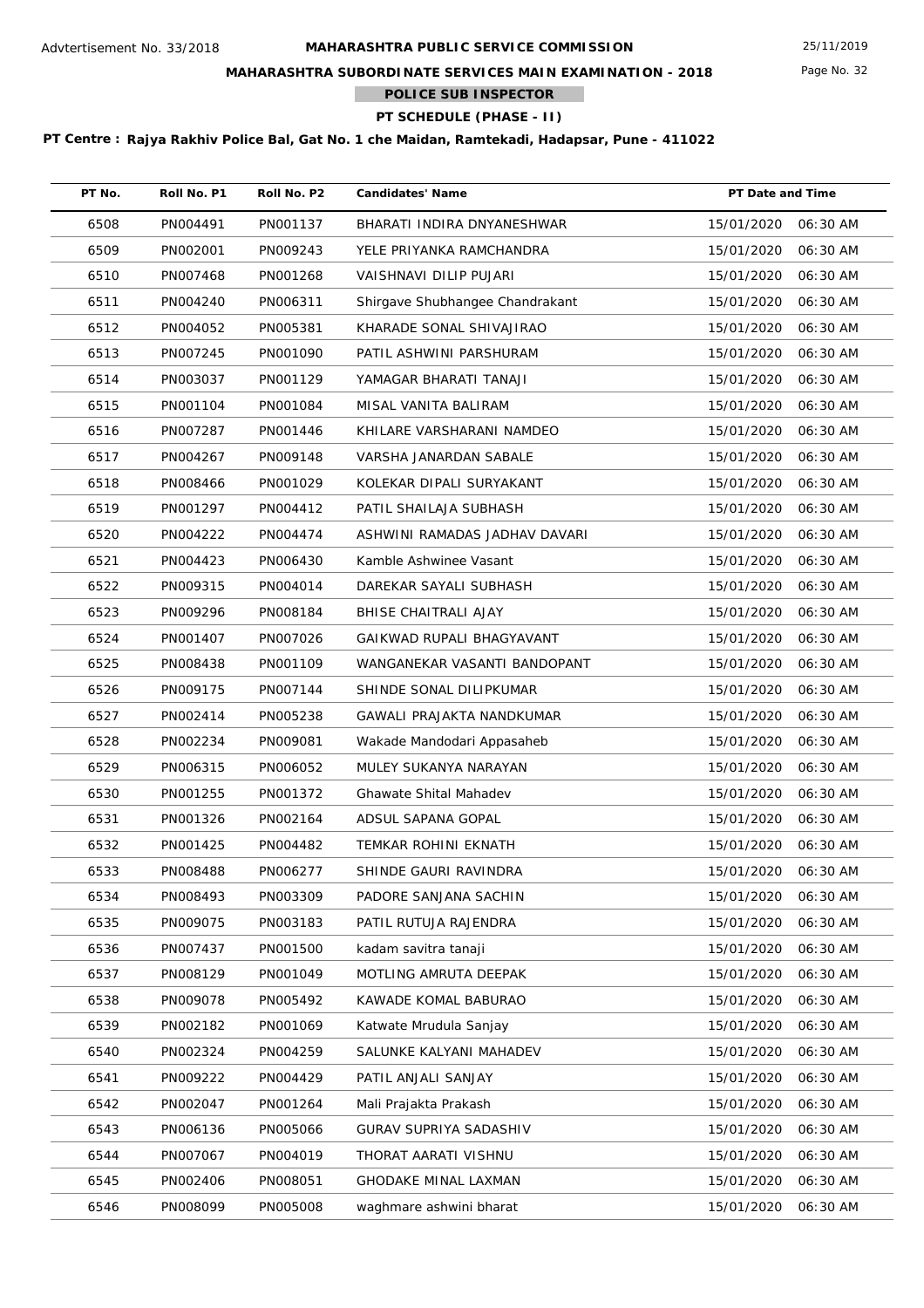Advtertisement No. 33/2018

# MAHARASHTRA PUBLIC SERVICE COMMISSION

25/11/2019

## MAHARASHTRA SUBORDINATE SERVICES MAIN EXAMINATION - 2018

### POLICE SUB INSPECTOR

### PT SCHEDULE (PHASE - II)

**PT Centre : Rajya Rakhiv Police Bal, Gat No. 1 che Maidan, Ramtekadi, Hadapsar, Pune - 411022**

| PT No. | Roll No. P1 | Roll No. P2 | Candidates' Name | PT Date and Time |
|---|---|---|---|---|
| 6508 | PN004491 | PN001137 | BHARATI INDIRA DNYANESHWAR | 15/01/2020 06:30 AM |
| 6509 | PN002001 | PN009243 | YELE PRIYANKA RAMCHANDRA | 15/01/2020 06:30 AM |
| 6510 | PN007468 | PN001268 | VAISHNAVI DILIP PUJARI | 15/01/2020 06:30 AM |
| 6511 | PN004240 | PN006311 | Shirgave Shubhangee Chandrakant | 15/01/2020 06:30 AM |
| 6512 | PN004052 | PN005381 | KHARADE SONAL SHIVAJIRAO | 15/01/2020 06:30 AM |
| 6513 | PN007245 | PN001090 | PATIL ASHWINI PARSHURAM | 15/01/2020 06:30 AM |
| 6514 | PN003037 | PN001129 | YAMAGAR BHARATI TANAJI | 15/01/2020 06:30 AM |
| 6515 | PN001104 | PN001084 | MISAL VANITA BALIRAM | 15/01/2020 06:30 AM |
| 6516 | PN007287 | PN001446 | KHILARE VARSHARANI NAMDEO | 15/01/2020 06:30 AM |
| 6517 | PN004267 | PN009148 | VARSHA JANARDAN SABALE | 15/01/2020 06:30 AM |
| 6518 | PN008466 | PN001029 | KOLEKAR DIPALI SURYAKANT | 15/01/2020 06:30 AM |
| 6519 | PN001297 | PN004412 | PATIL SHAILAJA SUBHASH | 15/01/2020 06:30 AM |
| 6520 | PN004222 | PN004474 | ASHWINI RAMADAS JADHAV DAVARI | 15/01/2020 06:30 AM |
| 6521 | PN004423 | PN006430 | Kamble Ashwinee Vasant | 15/01/2020 06:30 AM |
| 6522 | PN009315 | PN004014 | DAREKAR SAYALI SUBHASH | 15/01/2020 06:30 AM |
| 6523 | PN009296 | PN008184 | BHISE CHAITRALI AJAY | 15/01/2020 06:30 AM |
| 6524 | PN001407 | PN007026 | GAIKWAD RUPALI BHAGYAVANT | 15/01/2020 06:30 AM |
| 6525 | PN008438 | PN001109 | WANGANEKAR VASANTI BANDOPANT | 15/01/2020 06:30 AM |
| 6526 | PN009175 | PN007144 | SHINDE SONAL DILIPKUMAR | 15/01/2020 06:30 AM |
| 6527 | PN002414 | PN005238 | GAWALI PRAJAKTA NANDKUMAR | 15/01/2020 06:30 AM |
| 6528 | PN002234 | PN009081 | Wakade Mandodari Appasaheb | 15/01/2020 06:30 AM |
| 6529 | PN006315 | PN006052 | MULEY SUKANYA NARAYAN | 15/01/2020 06:30 AM |
| 6530 | PN001255 | PN001372 | Ghawate Shital Mahadev | 15/01/2020 06:30 AM |
| 6531 | PN001326 | PN002164 | ADSUL SAPANA GOPAL | 15/01/2020 06:30 AM |
| 6532 | PN001425 | PN004482 | TEMKAR ROHINI EKNATH | 15/01/2020 06:30 AM |
| 6533 | PN008488 | PN006277 | SHINDE GAURI RAVINDRA | 15/01/2020 06:30 AM |
| 6534 | PN008493 | PN003309 | PADORE SANJANA SACHIN | 15/01/2020 06:30 AM |
| 6535 | PN009075 | PN003183 | PATIL RUTUJA RAJENDRA | 15/01/2020 06:30 AM |
| 6536 | PN007437 | PN001500 | kadam savitra tanaji | 15/01/2020 06:30 AM |
| 6537 | PN008129 | PN001049 | MOTLING AMRUTA DEEPAK | 15/01/2020 06:30 AM |
| 6538 | PN009078 | PN005492 | KAWADE KOMAL BABURAO | 15/01/2020 06:30 AM |
| 6539 | PN002182 | PN001069 | Katwate Mrudula Sanjay | 15/01/2020 06:30 AM |
| 6540 | PN002324 | PN004259 | SALUNKE KALYANI MAHADEV | 15/01/2020 06:30 AM |
| 6541 | PN009222 | PN004429 | PATIL ANJALI SANJAY | 15/01/2020 06:30 AM |
| 6542 | PN002047 | PN001264 | Mali Prajakta Prakash | 15/01/2020 06:30 AM |
| 6543 | PN006136 | PN005066 | GURAV SUPRIYA SADASHIV | 15/01/2020 06:30 AM |
| 6544 | PN007067 | PN004019 | THORAT AARATI VISHNU | 15/01/2020 06:30 AM |
| 6545 | PN002406 | PN008051 | GHODAKE MINAL LAXMAN | 15/01/2020 06:30 AM |
| 6546 | PN008099 | PN005008 | waghmare ashwini bharat | 15/01/2020 06:30 AM |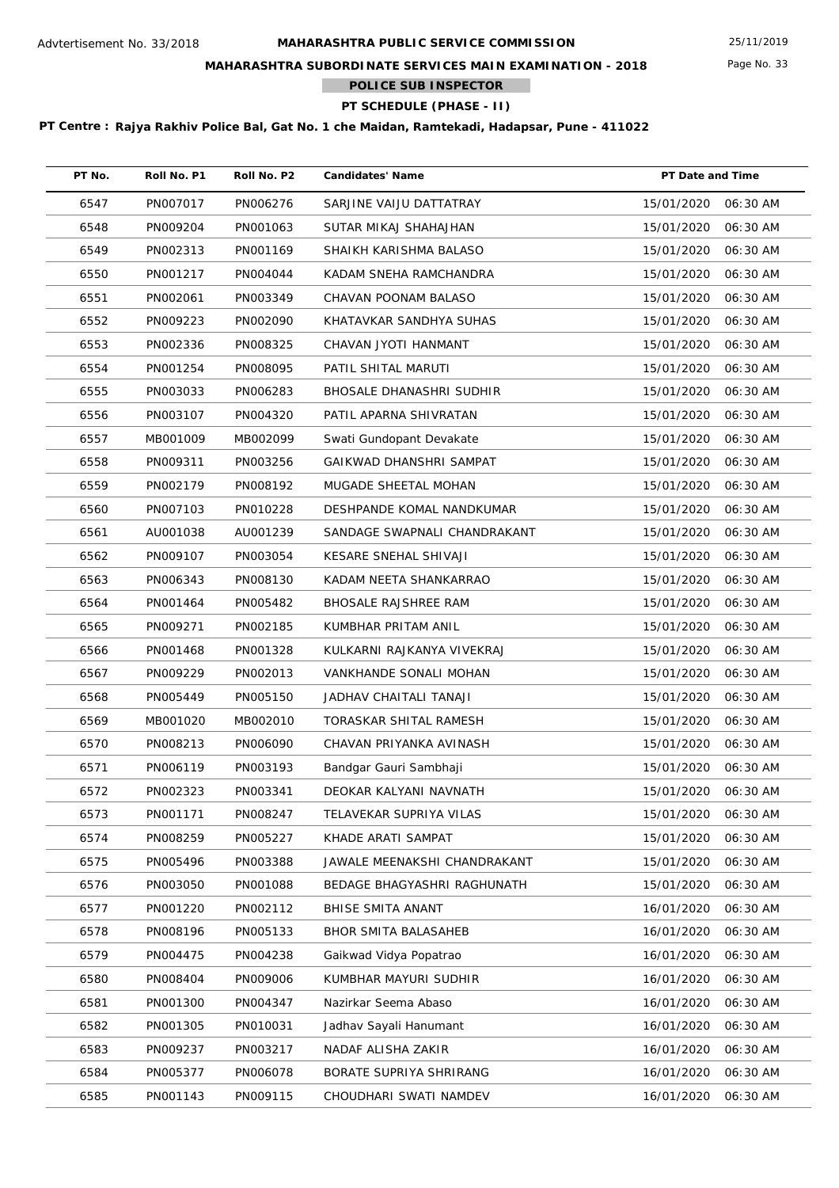Advtertisement No. 33/2018

# MAHARASHTRA PUBLIC SERVICE COMMISSION

## MAHARASHTRA SUBORDINATE SERVICES MAIN EXAMINATION - 2018

### POLICE SUB INSPECTOR

### PT SCHEDULE (PHASE - II)

**PT Centre : Rajya Rakhiv Police Bal, Gat No. 1 che Maidan, Ramtekadi, Hadapsar, Pune - 411022**

| PT No. | Roll No. P1 | Roll No. P2 | Candidates' Name | PT Date and Time |
|---|---|---|---|---|
| 6547 | PN007017 | PN006276 | SARJINE VAIJU DATTATRAY | 15/01/2020 06:30 AM |
| 6548 | PN009204 | PN001063 | SUTAR MIKAJ SHAHAJHAN | 15/01/2020 06:30 AM |
| 6549 | PN002313 | PN001169 | SHAIKH KARISHMA BALASO | 15/01/2020 06:30 AM |
| 6550 | PN001217 | PN004044 | KADAM SNEHA RAMCHANDRA | 15/01/2020 06:30 AM |
| 6551 | PN002061 | PN003349 | CHAVAN POONAM BALASO | 15/01/2020 06:30 AM |
| 6552 | PN009223 | PN002090 | KHATAVKAR SANDHYA SUHAS | 15/01/2020 06:30 AM |
| 6553 | PN002336 | PN008325 | CHAVAN JYOTI HANMANT | 15/01/2020 06:30 AM |
| 6554 | PN001254 | PN008095 | PATIL SHITAL MARUTI | 15/01/2020 06:30 AM |
| 6555 | PN003033 | PN006283 | BHOSALE DHANASHRI SUDHIR | 15/01/2020 06:30 AM |
| 6556 | PN003107 | PN004320 | PATIL APARNA SHIVRATAN | 15/01/2020 06:30 AM |
| 6557 | MB001009 | MB002099 | Swati Gundopant Devakate | 15/01/2020 06:30 AM |
| 6558 | PN009311 | PN003256 | GAIKWAD DHANSHRI SAMPAT | 15/01/2020 06:30 AM |
| 6559 | PN002179 | PN008192 | MUGADE SHEETAL MOHAN | 15/01/2020 06:30 AM |
| 6560 | PN007103 | PN010228 | DESHPANDE KOMAL NANDKUMAR | 15/01/2020 06:30 AM |
| 6561 | AU001038 | AU001239 | SANDAGE SWAPNALI CHANDRAKANT | 15/01/2020 06:30 AM |
| 6562 | PN009107 | PN003054 | KESARE SNEHAL SHIVAJI | 15/01/2020 06:30 AM |
| 6563 | PN006343 | PN008130 | KADAM NEETA SHANKARRAO | 15/01/2020 06:30 AM |
| 6564 | PN001464 | PN005482 | BHOSALE RAJSHREE RAM | 15/01/2020 06:30 AM |
| 6565 | PN009271 | PN002185 | KUMBHAR PRITAM ANIL | 15/01/2020 06:30 AM |
| 6566 | PN001468 | PN001328 | KULKARNI RAJKANYA VIVEKRAJ | 15/01/2020 06:30 AM |
| 6567 | PN009229 | PN002013 | VANKHANDE SONALI MOHAN | 15/01/2020 06:30 AM |
| 6568 | PN005449 | PN005150 | JADHAV CHAITALI TANAJI | 15/01/2020 06:30 AM |
| 6569 | MB001020 | MB002010 | TORASKAR SHITAL RAMESH | 15/01/2020 06:30 AM |
| 6570 | PN008213 | PN006090 | CHAVAN PRIYANKA AVINASH | 15/01/2020 06:30 AM |
| 6571 | PN006119 | PN003193 | Bandgar Gauri Sambhaji | 15/01/2020 06:30 AM |
| 6572 | PN002323 | PN003341 | DEOKAR KALYANI NAVNATH | 15/01/2020 06:30 AM |
| 6573 | PN001171 | PN008247 | TELAVEKAR SUPRIYA VILAS | 15/01/2020 06:30 AM |
| 6574 | PN008259 | PN005227 | KHADE ARATI SAMPAT | 15/01/2020 06:30 AM |
| 6575 | PN005496 | PN003388 | JAWALE MEENAKSHI CHANDRAKANT | 15/01/2020 06:30 AM |
| 6576 | PN003050 | PN001088 | BEDAGE BHAGYASHRI RAGHUNATH | 15/01/2020 06:30 AM |
| 6577 | PN001220 | PN002112 | BHISE SMITA ANANT | 16/01/2020 06:30 AM |
| 6578 | PN008196 | PN005133 | BHOR SMITA BALASAHEB | 16/01/2020 06:30 AM |
| 6579 | PN004475 | PN004238 | Gaikwad Vidya Popatrao | 16/01/2020 06:30 AM |
| 6580 | PN008404 | PN009006 | KUMBHAR MAYURI SUDHIR | 16/01/2020 06:30 AM |
| 6581 | PN001300 | PN004347 | Nazirkar Seema Abaso | 16/01/2020 06:30 AM |
| 6582 | PN001305 | PN010031 | Jadhav Sayali Hanumant | 16/01/2020 06:30 AM |
| 6583 | PN009237 | PN003217 | NADAF ALISHA ZAKIR | 16/01/2020 06:30 AM |
| 6584 | PN005377 | PN006078 | BORATE SUPRIYA SHRIRANG | 16/01/2020 06:30 AM |
| 6585 | PN001143 | PN009115 | CHOUDHARI SWATI NAMDEV | 16/01/2020 06:30 AM |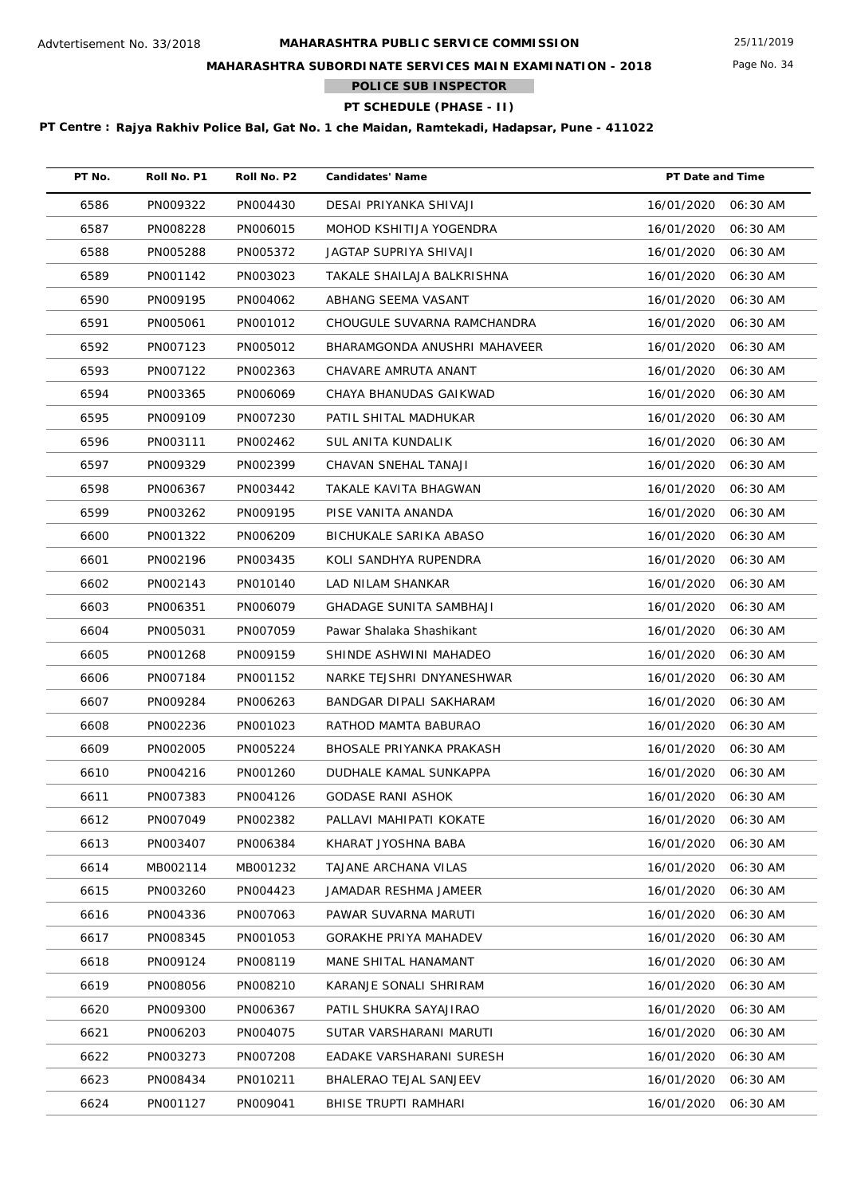Advtertisement No. 33/2018

# MAHARASHTRA PUBLIC SERVICE COMMISSION

25/11/2019

## MAHARASHTRA SUBORDINATE SERVICES MAIN EXAMINATION - 2018

### POLICE SUB INSPECTOR

### PT SCHEDULE (PHASE - II)

**PT Centre : Rajya Rakhiv Police Bal, Gat No. 1 che Maidan, Ramtekadi, Hadapsar, Pune - 411022**

| PT No. | Roll No. P1 | Roll No. P2 | Candidates' Name | PT Date and Time |
|---|---|---|---|---|
| 6586 | PN009322 | PN004430 | DESAI PRIYANKA SHIVAJI | 16/01/2020 06:30 AM |
| 6587 | PN008228 | PN006015 | MOHOD KSHITIJA YOGENDRA | 16/01/2020 06:30 AM |
| 6588 | PN005288 | PN005372 | JAGTAP SUPRIYA SHIVAJI | 16/01/2020 06:30 AM |
| 6589 | PN001142 | PN003023 | TAKALE SHAILAJA BALKRISHNA | 16/01/2020 06:30 AM |
| 6590 | PN009195 | PN004062 | ABHANG SEEMA VASANT | 16/01/2020 06:30 AM |
| 6591 | PN005061 | PN001012 | CHOUGULE SUVARNA RAMCHANDRA | 16/01/2020 06:30 AM |
| 6592 | PN007123 | PN005012 | BHARAMGONDA ANUSHRI MAHAVEER | 16/01/2020 06:30 AM |
| 6593 | PN007122 | PN002363 | CHAVARE AMRUTA ANANT | 16/01/2020 06:30 AM |
| 6594 | PN003365 | PN006069 | CHAYA BHANUDAS GAIKWAD | 16/01/2020 06:30 AM |
| 6595 | PN009109 | PN007230 | PATIL SHITAL MADHUKAR | 16/01/2020 06:30 AM |
| 6596 | PN003111 | PN002462 | SUL ANITA KUNDALIK | 16/01/2020 06:30 AM |
| 6597 | PN009329 | PN002399 | CHAVAN SNEHAL TANAJI | 16/01/2020 06:30 AM |
| 6598 | PN006367 | PN003442 | TAKALE KAVITA BHAGWAN | 16/01/2020 06:30 AM |
| 6599 | PN003262 | PN009195 | PISE VANITA ANANDA | 16/01/2020 06:30 AM |
| 6600 | PN001322 | PN006209 | BICHUKALE SARIKA ABASO | 16/01/2020 06:30 AM |
| 6601 | PN002196 | PN003435 | KOLI SANDHYA RUPENDRA | 16/01/2020 06:30 AM |
| 6602 | PN002143 | PN010140 | LAD NILAM SHANKAR | 16/01/2020 06:30 AM |
| 6603 | PN006351 | PN006079 | GHADAGE SUNITA SAMBHAJI | 16/01/2020 06:30 AM |
| 6604 | PN005031 | PN007059 | Pawar Shalaka Shashikant | 16/01/2020 06:30 AM |
| 6605 | PN001268 | PN009159 | SHINDE ASHWINI MAHADEO | 16/01/2020 06:30 AM |
| 6606 | PN007184 | PN001152 | NARKE TEJSHRI DNYANESHWAR | 16/01/2020 06:30 AM |
| 6607 | PN009284 | PN006263 | BANDGAR DIPALI SAKHARAM | 16/01/2020 06:30 AM |
| 6608 | PN002236 | PN001023 | RATHOD MAMTA BABURAO | 16/01/2020 06:30 AM |
| 6609 | PN002005 | PN005224 | BHOSALE PRIYANKA PRAKASH | 16/01/2020 06:30 AM |
| 6610 | PN004216 | PN001260 | DUDHALE KAMAL SUNKAPPA | 16/01/2020 06:30 AM |
| 6611 | PN007383 | PN004126 | GODASE RANI ASHOK | 16/01/2020 06:30 AM |
| 6612 | PN007049 | PN002382 | PALLAVI MAHIPATI KOKATE | 16/01/2020 06:30 AM |
| 6613 | PN003407 | PN006384 | KHARAT JYOSHNA BABA | 16/01/2020 06:30 AM |
| 6614 | MB002114 | MB001232 | TAJANE ARCHANA VILAS | 16/01/2020 06:30 AM |
| 6615 | PN003260 | PN004423 | JAMADAR RESHMA JAMEER | 16/01/2020 06:30 AM |
| 6616 | PN004336 | PN007063 | PAWAR SUVARNA MARUTI | 16/01/2020 06:30 AM |
| 6617 | PN008345 | PN001053 | GORAKHE PRIYA MAHADEV | 16/01/2020 06:30 AM |
| 6618 | PN009124 | PN008119 | MANE SHITAL HANAMANT | 16/01/2020 06:30 AM |
| 6619 | PN008056 | PN008210 | KARANJE SONALI SHRIRAM | 16/01/2020 06:30 AM |
| 6620 | PN009300 | PN006367 | PATIL SHUKRA SAYAJIRAO | 16/01/2020 06:30 AM |
| 6621 | PN006203 | PN004075 | SUTAR VARSHARANI MARUTI | 16/01/2020 06:30 AM |
| 6622 | PN003273 | PN007208 | EADAKE VARSHARANI SURESH | 16/01/2020 06:30 AM |
| 6623 | PN008434 | PN010211 | BHALERAO TEJAL SANJEEV | 16/01/2020 06:30 AM |
| 6624 | PN001127 | PN009041 | BHISE TRUPTI RAMHARI | 16/01/2020 06:30 AM |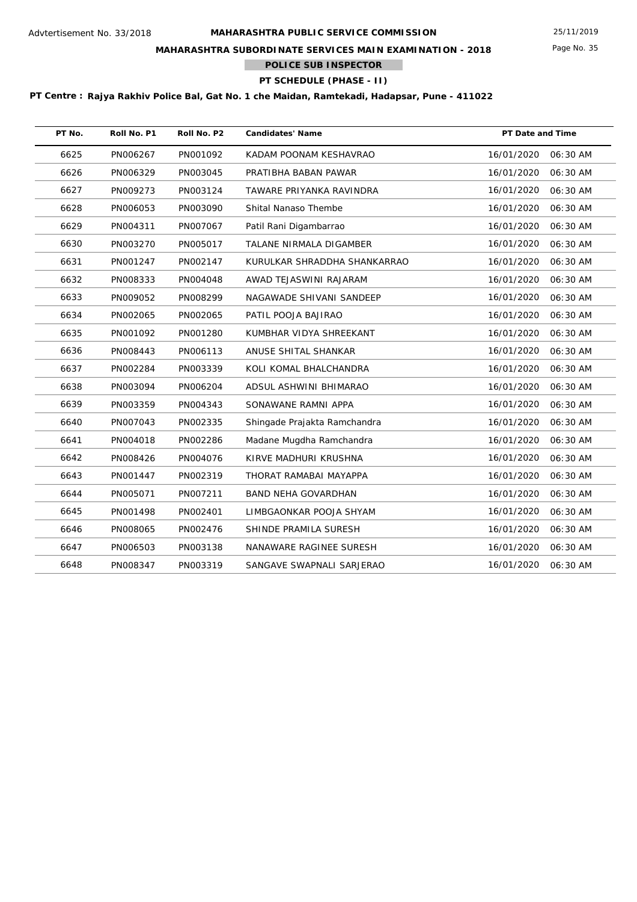Advtertisement No. 33/2018

# MAHARASHTRA PUBLIC SERVICE COMMISSION

## MAHARASHTRA SUBORDINATE SERVICES MAIN EXAMINATION - 2018

### POLICE SUB INSPECTOR

### PT SCHEDULE (PHASE - II)

25/11/2019

**PT Centre : Rajya Rakhiv Police Bal, Gat No. 1 che Maidan, Ramtekadi, Hadapsar, Pune - 411022**

| PT No. | Roll No. P1 | Roll No. P2 | Candidates' Name | PT Date and Time |
|---|---|---|---|---|
| 6625 | PN006267 | PN001092 | KADAM POONAM KESHAVRAO | 16/01/2020 06:30 AM |
| 6626 | PN006329 | PN003045 | PRATIBHA BABAN PAWAR | 16/01/2020 06:30 AM |
| 6627 | PN009273 | PN003124 | TAWARE PRIYANKA RAVINDRA | 16/01/2020 06:30 AM |
| 6628 | PN006053 | PN003090 | Shital Nanaso Thembe | 16/01/2020 06:30 AM |
| 6629 | PN004311 | PN007067 | Patil Rani Digambarrao | 16/01/2020 06:30 AM |
| 6630 | PN003270 | PN005017 | TALANE NIRMALA DIGAMBER | 16/01/2020 06:30 AM |
| 6631 | PN001247 | PN002147 | KURULKAR SHRADDHA SHANKARRAO | 16/01/2020 06:30 AM |
| 6632 | PN008333 | PN004048 | AWAD TEJASWINI RAJARAM | 16/01/2020 06:30 AM |
| 6633 | PN009052 | PN008299 | NAGAWADE SHIVANI SANDEEP | 16/01/2020 06:30 AM |
| 6634 | PN002065 | PN002065 | PATIL POOJA BAJIRAO | 16/01/2020 06:30 AM |
| 6635 | PN001092 | PN001280 | KUMBHAR VIDYA SHREEKANT | 16/01/2020 06:30 AM |
| 6636 | PN008443 | PN006113 | ANUSE SHITAL SHANKAR | 16/01/2020 06:30 AM |
| 6637 | PN002284 | PN003339 | KOLI KOMAL BHALCHANDRA | 16/01/2020 06:30 AM |
| 6638 | PN003094 | PN006204 | ADSUL ASHWINI BHIMARAO | 16/01/2020 06:30 AM |
| 6639 | PN003359 | PN004343 | SONAWANE RAMNI APPA | 16/01/2020 06:30 AM |
| 6640 | PN007043 | PN002335 | Shingade Prajakta Ramchandra | 16/01/2020 06:30 AM |
| 6641 | PN004018 | PN002286 | Madane Mugdha Ramchandra | 16/01/2020 06:30 AM |
| 6642 | PN008426 | PN004076 | KIRVE MADHURI KRUSHNA | 16/01/2020 06:30 AM |
| 6643 | PN001447 | PN002319 | THORAT RAMABAI MAYAPPA | 16/01/2020 06:30 AM |
| 6644 | PN005071 | PN007211 | BAND NEHA GOVARDHAN | 16/01/2020 06:30 AM |
| 6645 | PN001498 | PN002401 | LIMBGAONKAR POOJA SHYAM | 16/01/2020 06:30 AM |
| 6646 | PN008065 | PN002476 | SHINDE PRAMILA SURESH | 16/01/2020 06:30 AM |
| 6647 | PN006503 | PN003138 | NANAWARE RAGINEE SURESH | 16/01/2020 06:30 AM |
| 6648 | PN008347 | PN003319 | SANGAVE SWAPNALI SARJERAO | 16/01/2020 06:30 AM |